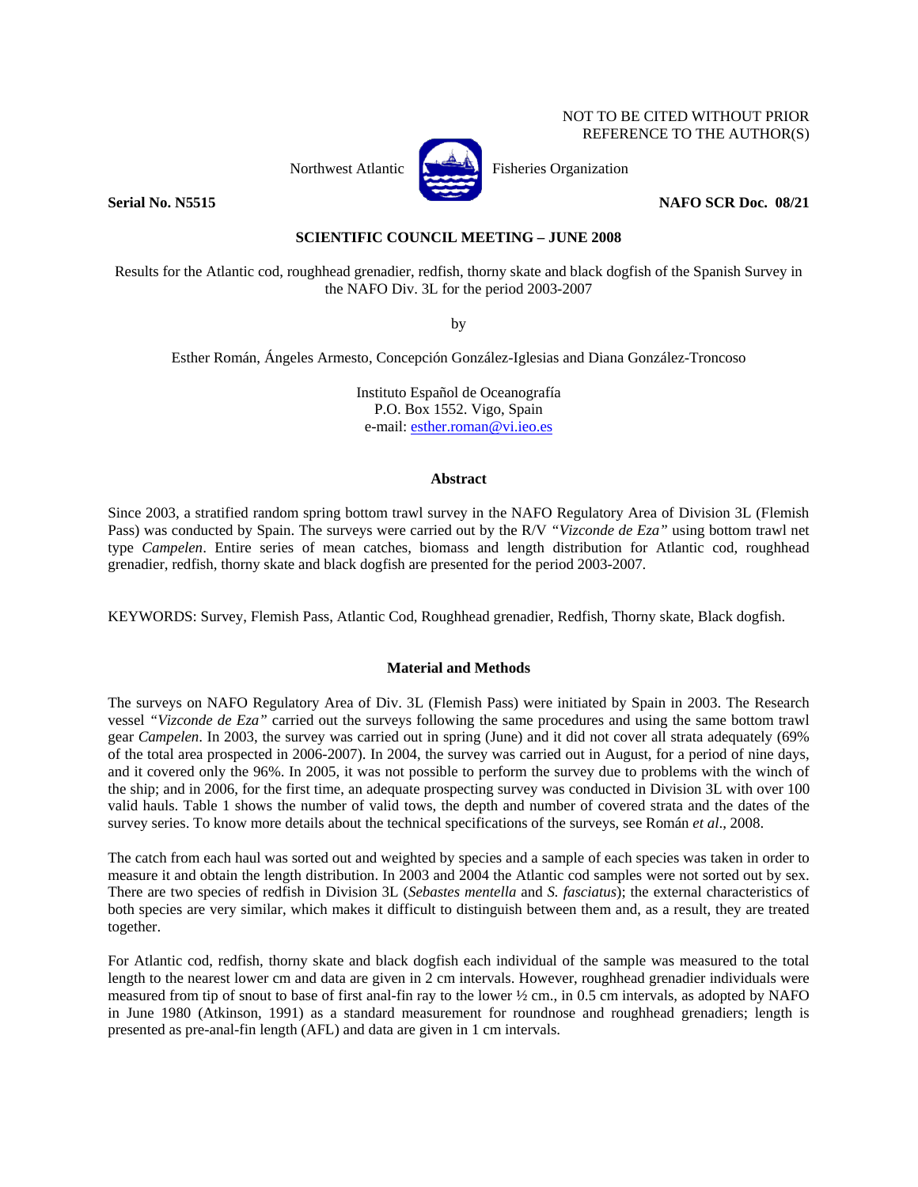NOT TO BE CITED WITHOUT PRIOR REFERENCE TO THE AUTHOR(S)

Northwest Atlantic Fisheries Organization

**Serial No. N5515** **NAFO SCR Doc. 08/21**

**SCIENTIFIC COUNCIL MEETING – JUNE 2008**

Results for the Atlantic cod, roughhead grenadier, redfish, thorny skate and black dogfish of the Spanish Survey in the NAFO Div. 3L for the period 2003-2007

by

Esther Román, Ángeles Armesto, Concepción González-Iglesias and Diana González-Troncoso

Instituto Español de Oceanografía
P.O. Box 1552. Vigo, Spain
e-mail: esther.roman@vi.ieo.es

## Abstract

Since 2003, a stratified random spring bottom trawl survey in the NAFO Regulatory Area of Division 3L (Flemish Pass) was conducted by Spain. The surveys were carried out by the R/V *"Vizconde de Eza"* using bottom trawl net type *Campelen*. Entire series of mean catches, biomass and length distribution for Atlantic cod, roughhead grenadier, redfish, thorny skate and black dogfish are presented for the period 2003-2007.

KEYWORDS: Survey, Flemish Pass, Atlantic Cod, Roughhead grenadier, Redfish, Thorny skate, Black dogfish.

## Material and Methods

The surveys on NAFO Regulatory Area of Div. 3L (Flemish Pass) were initiated by Spain in 2003. The Research vessel *"Vizconde de Eza"* carried out the surveys following the same procedures and using the same bottom trawl gear *Campelen*. In 2003, the survey was carried out in spring (June) and it did not cover all strata adequately (69% of the total area prospected in 2006-2007). In 2004, the survey was carried out in August, for a period of nine days, and it covered only the 96%. In 2005, it was not possible to perform the survey due to problems with the winch of the ship; and in 2006, for the first time, an adequate prospecting survey was conducted in Division 3L with over 100 valid hauls. Table 1 shows the number of valid tows, the depth and number of covered strata and the dates of the survey series. To know more details about the technical specifications of the surveys, see Román *et al*., 2008.

The catch from each haul was sorted out and weighted by species and a sample of each species was taken in order to measure it and obtain the length distribution. In 2003 and 2004 the Atlantic cod samples were not sorted out by sex. There are two species of redfish in Division 3L (*Sebastes mentella* and *S. fasciatus*); the external characteristics of both species are very similar, which makes it difficult to distinguish between them and, as a result, they are treated together.

For Atlantic cod, redfish, thorny skate and black dogfish each individual of the sample was measured to the total length to the nearest lower cm and data are given in 2 cm intervals. However, roughhead grenadier individuals were measured from tip of snout to base of first anal-fin ray to the lower ½ cm., in 0.5 cm intervals, as adopted by NAFO in June 1980 (Atkinson, 1991) as a standard measurement for roundnose and roughhead grenadiers; length is presented as pre-anal-fin length (AFL) and data are given in 1 cm intervals.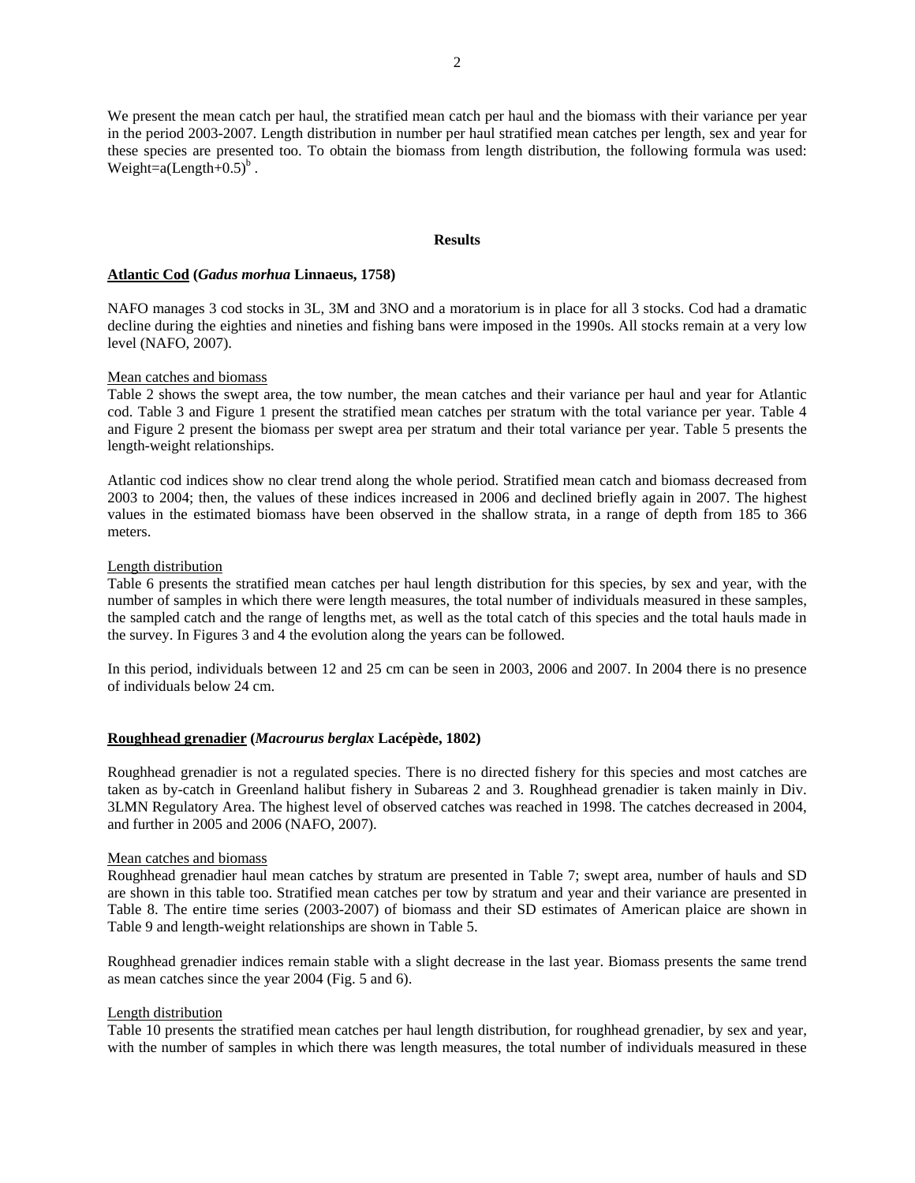We present the mean catch per haul, the stratified mean catch per haul and the biomass with their variance per year in the period 2003-2007. Length distribution in number per haul stratified mean catches per length, sex and year for these species are presented too. To obtain the biomass from length distribution, the following formula was used: $Weight=a(Length+0.5)^b$ .

## Results

### Atlantic Cod (*Gadus morhua* Linnaeus, 1758)

NAFO manages 3 cod stocks in 3L, 3M and 3NO and a moratorium is in place for all 3 stocks. Cod had a dramatic decline during the eighties and nineties and fishing bans were imposed in the 1990s. All stocks remain at a very low level (NAFO, 2007).

Mean catches and biomass

Table 2 shows the swept area, the tow number, the mean catches and their variance per haul and year for Atlantic cod. Table 3 and Figure 1 present the stratified mean catches per stratum with the total variance per year. Table 4 and Figure 2 present the biomass per swept area per stratum and their total variance per year. Table 5 presents the length-weight relationships.

Atlantic cod indices show no clear trend along the whole period. Stratified mean catch and biomass decreased from 2003 to 2004; then, the values of these indices increased in 2006 and declined briefly again in 2007. The highest values in the estimated biomass have been observed in the shallow strata, in a range of depth from 185 to 366 meters.

Length distribution

Table 6 presents the stratified mean catches per haul length distribution for this species, by sex and year, with the number of samples in which there were length measures, the total number of individuals measured in these samples, the sampled catch and the range of lengths met, as well as the total catch of this species and the total hauls made in the survey. In Figures 3 and 4 the evolution along the years can be followed.

In this period, individuals between 12 and 25 cm can be seen in 2003, 2006 and 2007. In 2004 there is no presence of individuals below 24 cm.

### Roughhead grenadier (*Macrourus berglax* Lacépède, 1802)

Roughhead grenadier is not a regulated species. There is no directed fishery for this species and most catches are taken as by-catch in Greenland halibut fishery in Subareas 2 and 3. Roughhead grenadier is taken mainly in Div. 3LMN Regulatory Area. The highest level of observed catches was reached in 1998. The catches decreased in 2004, and further in 2005 and 2006 (NAFO, 2007).

Mean catches and biomass

Roughhead grenadier haul mean catches by stratum are presented in Table 7; swept area, number of hauls and SD are shown in this table too. Stratified mean catches per tow by stratum and year and their variance are presented in Table 8. The entire time series (2003-2007) of biomass and their SD estimates of American plaice are shown in Table 9 and length-weight relationships are shown in Table 5.

Roughhead grenadier indices remain stable with a slight decrease in the last year. Biomass presents the same trend as mean catches since the year 2004 (Fig. 5 and 6).

Length distribution

Table 10 presents the stratified mean catches per haul length distribution, for roughhead grenadier, by sex and year, with the number of samples in which there was length measures, the total number of individuals measured in these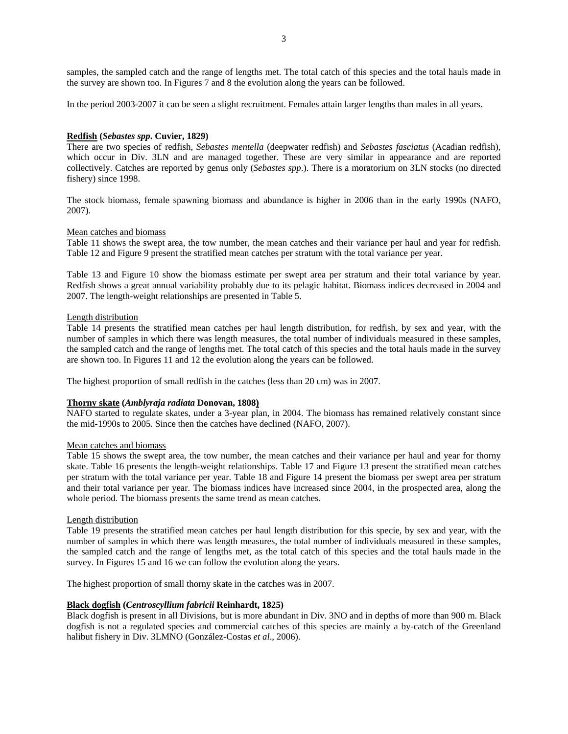samples, the sampled catch and the range of lengths met. The total catch of this species and the total hauls made in the survey are shown too. In Figures 7 and 8 the evolution along the years can be followed.

In the period 2003-2007 it can be seen a slight recruitment. Females attain larger lengths than males in all years.

**Redfish (*Sebastes spp*. Cuvier, 1829)**

There are two species of redfish, *Sebastes mentella* (deepwater redfish) and *Sebastes fasciatus* (Acadian redfish), which occur in Div. 3LN and are managed together. These are very similar in appearance and are reported collectively. Catches are reported by genus only (*Sebastes spp*.). There is a moratorium on 3LN stocks (no directed fishery) since 1998.

The stock biomass, female spawning biomass and abundance is higher in 2006 than in the early 1990s (NAFO, 2007).

Mean catches and biomass

Table 11 shows the swept area, the tow number, the mean catches and their variance per haul and year for redfish. Table 12 and Figure 9 present the stratified mean catches per stratum with the total variance per year.

Table 13 and Figure 10 show the biomass estimate per swept area per stratum and their total variance by year. Redfish shows a great annual variability probably due to its pelagic habitat. Biomass indices decreased in 2004 and 2007. The length-weight relationships are presented in Table 5.

Length distribution

Table 14 presents the stratified mean catches per haul length distribution, for redfish, by sex and year, with the number of samples in which there was length measures, the total number of individuals measured in these samples, the sampled catch and the range of lengths met. The total catch of this species and the total hauls made in the survey are shown too. In Figures 11 and 12 the evolution along the years can be followed.

The highest proportion of small redfish in the catches (less than 20 cm) was in 2007.

**Thorny skate (*Amblyraja radiata* Donovan, 1808)**

NAFO started to regulate skates, under a 3-year plan, in 2004. The biomass has remained relatively constant since the mid-1990s to 2005. Since then the catches have declined (NAFO, 2007).

Mean catches and biomass

Table 15 shows the swept area, the tow number, the mean catches and their variance per haul and year for thorny skate. Table 16 presents the length-weight relationships. Table 17 and Figure 13 present the stratified mean catches per stratum with the total variance per year. Table 18 and Figure 14 present the biomass per swept area per stratum and their total variance per year. The biomass indices have increased since 2004, in the prospected area, along the whole period. The biomass presents the same trend as mean catches.

Length distribution

Table 19 presents the stratified mean catches per haul length distribution for this specie, by sex and year, with the number of samples in which there was length measures, the total number of individuals measured in these samples, the sampled catch and the range of lengths met, as the total catch of this species and the total hauls made in the survey. In Figures 15 and 16 we can follow the evolution along the years.

The highest proportion of small thorny skate in the catches was in 2007.

**Black dogfish (*Centroscyllium fabricii* Reinhardt, 1825)**

Black dogfish is present in all Divisions, but is more abundant in Div. 3NO and in depths of more than 900 m. Black dogfish is not a regulated species and commercial catches of this species are mainly a by-catch of the Greenland halibut fishery in Div. 3LMNO (González-Costas *et al*., 2006).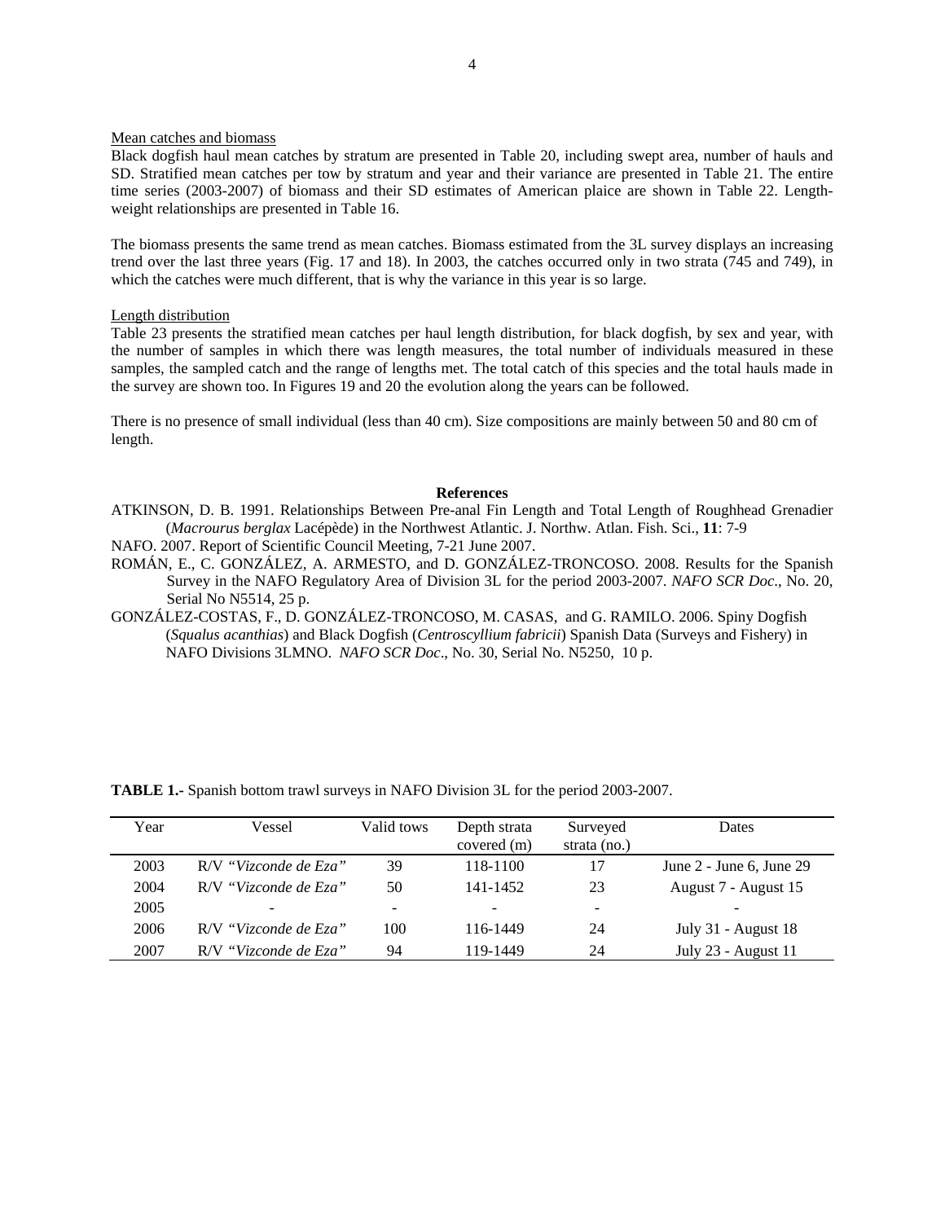Mean catches and biomass

Black dogfish haul mean catches by stratum are presented in Table 20, including swept area, number of hauls and SD. Stratified mean catches per tow by stratum and year and their variance are presented in Table 21. The entire time series (2003-2007) of biomass and their SD estimates of American plaice are shown in Table 22. Length-weight relationships are presented in Table 16.

The biomass presents the same trend as mean catches. Biomass estimated from the 3L survey displays an increasing trend over the last three years (Fig. 17 and 18). In 2003, the catches occurred only in two strata (745 and 749), in which the catches were much different, that is why the variance in this year is so large.

Length distribution

Table 23 presents the stratified mean catches per haul length distribution, for black dogfish, by sex and year, with the number of samples in which there was length measures, the total number of individuals measured in these samples, the sampled catch and the range of lengths met. The total catch of this species and the total hauls made in the survey are shown too. In Figures 19 and 20 the evolution along the years can be followed.

There is no presence of small individual (less than 40 cm). Size compositions are mainly between 50 and 80 cm of length.

**References**

ATKINSON, D. B. 1991. Relationships Between Pre-anal Fin Length and Total Length of Roughhead Grenadier (*Macrourus berglax* Lacépède) in the Northwest Atlantic. J. Northw. Atlan. Fish. Sci., **11**: 7-9

NAFO. 2007. Report of Scientific Council Meeting, 7-21 June 2007.

ROMÁN, E., C. GONZÁLEZ, A. ARMESTO, and D. GONZÁLEZ-TRONCOSO. 2008. Results for the Spanish Survey in the NAFO Regulatory Area of Division 3L for the period 2003-2007. *NAFO SCR Doc*., No. 20, Serial No N5514, 25 p.

GONZÁLEZ-COSTAS, F., D. GONZÁLEZ-TRONCOSO, M. CASAS, and G. RAMILO. 2006. Spiny Dogfish (*Squalus acanthias*) and Black Dogfish (*Centroscyllium fabricii*) Spanish Data (Surveys and Fishery) in NAFO Divisions 3LMNO. *NAFO SCR Doc*., No. 30, Serial No. N5250, 10 p.

**TABLE 1.-** Spanish bottom trawl surveys in NAFO Division 3L for the period 2003-2007.

| Year | Vessel | Valid tows | Depth strata covered (m) | Surveyed strata (no.) | Dates |
|---|---|---|---|---|---|
| 2003 | R/V *"Vizconde de Eza"* | 39 | 118-1100 | 17 | June 2 - June 6, June 29 |
| 2004 | R/V *"Vizconde de Eza"* | 50 | 141-1452 | 23 | August 7 - August 15 |
| 2005 | - | - | - | - | - |
| 2006 | R/V *"Vizconde de Eza"* | 100 | 116-1449 | 24 | July 31 - August 18 |
| 2007 | R/V *"Vizconde de Eza"* | 94 | 119-1449 | 24 | July 23 - August 11 |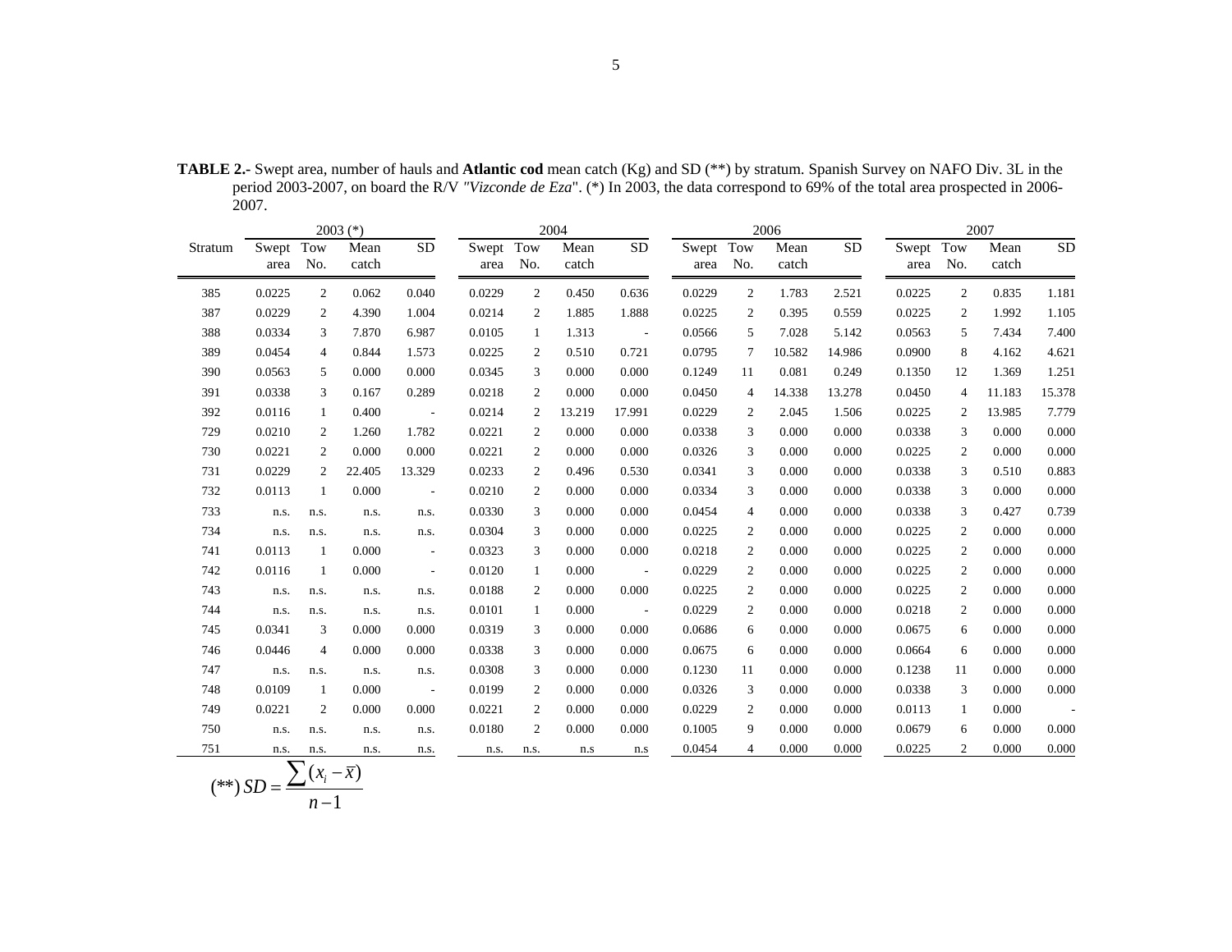**TABLE 2.-** Swept area, number of hauls and **Atlantic cod** mean catch (Kg) and SD (**) by stratum. Spanish Survey on NAFO Div. 3L in the period 2003-2007, on board the R/V *"Vizconde de Eza"*. (*) In 2003, the data correspond to 69% of the total area prospected in 2006-2007.

| Stratum | 2003 (*) | | | | 2004 | | | | 2006 | | | | 2007 | | | |
|---|---|---|---|---|---|---|---|---|---|---|---|---|---|---|---|---|
| | Swept area | Tow No. | Mean catch | SD | Swept area | Tow No. | Mean catch | SD | Swept area | Tow No. | Mean catch | SD | Swept area | Tow No. | Mean catch | SD |
| 385 | 0.0225 | 2 | 0.062 | 0.040 | 0.0229 | 2 | 0.450 | 0.636 | 0.0229 | 2 | 1.783 | 2.521 | 0.0225 | 2 | 0.835 | 1.181 |
| 387 | 0.0229 | 2 | 4.390 | 1.004 | 0.0214 | 2 | 1.885 | 1.888 | 0.0225 | 2 | 0.395 | 0.559 | 0.0225 | 2 | 1.992 | 1.105 |
| 388 | 0.0334 | 3 | 7.870 | 6.987 | 0.0105 | 1 | 1.313 | - | 0.0566 | 5 | 7.028 | 5.142 | 0.0563 | 5 | 7.434 | 7.400 |
| 389 | 0.0454 | 4 | 0.844 | 1.573 | 0.0225 | 2 | 0.510 | 0.721 | 0.0795 | 7 | 10.582 | 14.986 | 0.0900 | 8 | 4.162 | 4.621 |
| 390 | 0.0563 | 5 | 0.000 | 0.000 | 0.0345 | 3 | 0.000 | 0.000 | 0.1249 | 11 | 0.081 | 0.249 | 0.1350 | 12 | 1.369 | 1.251 |
| 391 | 0.0338 | 3 | 0.167 | 0.289 | 0.0218 | 2 | 0.000 | 0.000 | 0.0450 | 4 | 14.338 | 13.278 | 0.0450 | 4 | 11.183 | 15.378 |
| 392 | 0.0116 | 1 | 0.400 | - | 0.0214 | 2 | 13.219 | 17.991 | 0.0229 | 2 | 2.045 | 1.506 | 0.0225 | 2 | 13.985 | 7.779 |
| 729 | 0.0210 | 2 | 1.260 | 1.782 | 0.0221 | 2 | 0.000 | 0.000 | 0.0338 | 3 | 0.000 | 0.000 | 0.0338 | 3 | 0.000 | 0.000 |
| 730 | 0.0221 | 2 | 0.000 | 0.000 | 0.0221 | 2 | 0.000 | 0.000 | 0.0326 | 3 | 0.000 | 0.000 | 0.0225 | 2 | 0.000 | 0.000 |
| 731 | 0.0229 | 2 | 22.405 | 13.329 | 0.0233 | 2 | 0.496 | 0.530 | 0.0341 | 3 | 0.000 | 0.000 | 0.0338 | 3 | 0.510 | 0.883 |
| 732 | 0.0113 | 1 | 0.000 | - | 0.0210 | 2 | 0.000 | 0.000 | 0.0334 | 3 | 0.000 | 0.000 | 0.0338 | 3 | 0.000 | 0.000 |
| 733 | n.s. | n.s. | n.s. | n.s. | 0.0330 | 3 | 0.000 | 0.000 | 0.0454 | 4 | 0.000 | 0.000 | 0.0338 | 3 | 0.427 | 0.739 |
| 734 | n.s. | n.s. | n.s. | n.s. | 0.0304 | 3 | 0.000 | 0.000 | 0.0225 | 2 | 0.000 | 0.000 | 0.0225 | 2 | 0.000 | 0.000 |
| 741 | 0.0113 | 1 | 0.000 | - | 0.0323 | 3 | 0.000 | 0.000 | 0.0218 | 2 | 0.000 | 0.000 | 0.0225 | 2 | 0.000 | 0.000 |
| 742 | 0.0116 | 1 | 0.000 | - | 0.0120 | 1 | 0.000 | - | 0.0229 | 2 | 0.000 | 0.000 | 0.0225 | 2 | 0.000 | 0.000 |
| 743 | n.s. | n.s. | n.s. | n.s. | 0.0188 | 2 | 0.000 | 0.000 | 0.0225 | 2 | 0.000 | 0.000 | 0.0225 | 2 | 0.000 | 0.000 |
| 744 | n.s. | n.s. | n.s. | n.s. | 0.0101 | 1 | 0.000 | - | 0.0229 | 2 | 0.000 | 0.000 | 0.0218 | 2 | 0.000 | 0.000 |
| 745 | 0.0341 | 3 | 0.000 | 0.000 | 0.0319 | 3 | 0.000 | 0.000 | 0.0686 | 6 | 0.000 | 0.000 | 0.0675 | 6 | 0.000 | 0.000 |
| 746 | 0.0446 | 4 | 0.000 | 0.000 | 0.0338 | 3 | 0.000 | 0.000 | 0.0675 | 6 | 0.000 | 0.000 | 0.0664 | 6 | 0.000 | 0.000 |
| 747 | n.s. | n.s. | n.s. | n.s. | 0.0308 | 3 | 0.000 | 0.000 | 0.1230 | 11 | 0.000 | 0.000 | 0.1238 | 11 | 0.000 | 0.000 |
| 748 | 0.0109 | 1 | 0.000 | - | 0.0199 | 2 | 0.000 | 0.000 | 0.0326 | 3 | 0.000 | 0.000 | 0.0338 | 3 | 0.000 | 0.000 |
| 749 | 0.0221 | 2 | 0.000 | 0.000 | 0.0221 | 2 | 0.000 | 0.000 | 0.0229 | 2 | 0.000 | 0.000 | 0.0113 | 1 | 0.000 | - |
| 750 | n.s. | n.s. | n.s. | n.s. | 0.0180 | 2 | 0.000 | 0.000 | 0.1005 | 9 | 0.000 | 0.000 | 0.0679 | 6 | 0.000 | 0.000 |
| 751 | n.s. | n.s. | n.s. | n.s. | n.s. | n.s. | n.s | n.s | 0.0454 | 4 | 0.000 | 0.000 | 0.0225 | 2 | 0.000 | 0.000 |

$$(**)\, SD = \frac{\sum (x_i - \bar{x})}{n-1}$$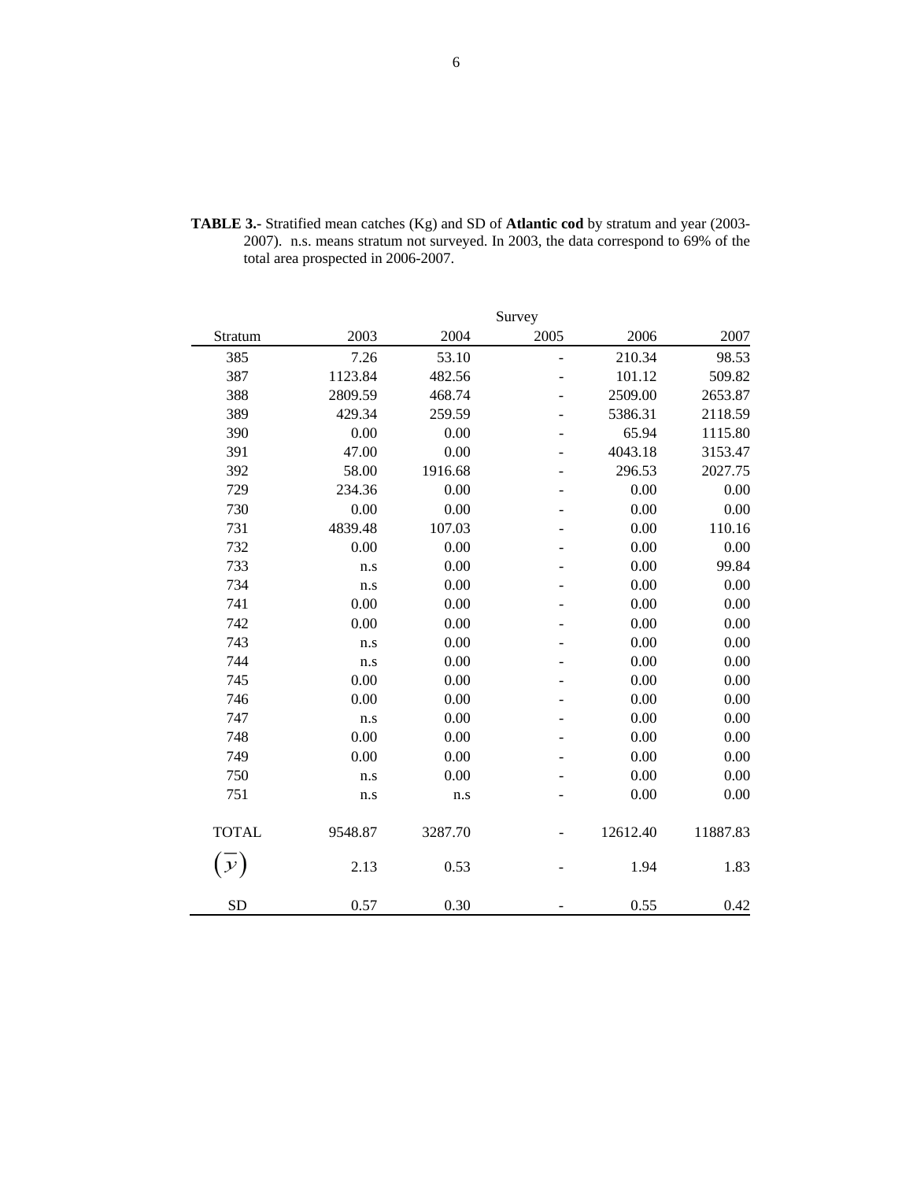**TABLE 3.-** Stratified mean catches (Kg) and SD of **Atlantic cod** by stratum and year (2003-2007). n.s. means stratum not surveyed. In 2003, the data correspond to 69% of the total area prospected in 2006-2007.

| | Survey | | | | |
|---|---|---|---|---|---|
| Stratum | 2003 | 2004 | 2005 | 2006 | 2007 |
| 385 | 7.26 | 53.10 | - | 210.34 | 98.53 |
| 387 | 1123.84 | 482.56 | - | 101.12 | 509.82 |
| 388 | 2809.59 | 468.74 | - | 2509.00 | 2653.87 |
| 389 | 429.34 | 259.59 | - | 5386.31 | 2118.59 |
| 390 | 0.00 | 0.00 | - | 65.94 | 1115.80 |
| 391 | 47.00 | 0.00 | - | 4043.18 | 3153.47 |
| 392 | 58.00 | 1916.68 | - | 296.53 | 2027.75 |
| 729 | 234.36 | 0.00 | - | 0.00 | 0.00 |
| 730 | 0.00 | 0.00 | - | 0.00 | 0.00 |
| 731 | 4839.48 | 107.03 | - | 0.00 | 110.16 |
| 732 | 0.00 | 0.00 | - | 0.00 | 0.00 |
| 733 | n.s | 0.00 | - | 0.00 | 99.84 |
| 734 | n.s | 0.00 | - | 0.00 | 0.00 |
| 741 | 0.00 | 0.00 | - | 0.00 | 0.00 |
| 742 | 0.00 | 0.00 | - | 0.00 | 0.00 |
| 743 | n.s | 0.00 | - | 0.00 | 0.00 |
| 744 | n.s | 0.00 | - | 0.00 | 0.00 |
| 745 | 0.00 | 0.00 | - | 0.00 | 0.00 |
| 746 | 0.00 | 0.00 | - | 0.00 | 0.00 |
| 747 | n.s | 0.00 | - | 0.00 | 0.00 |
| 748 | 0.00 | 0.00 | - | 0.00 | 0.00 |
| 749 | 0.00 | 0.00 | - | 0.00 | 0.00 |
| 750 | n.s | 0.00 | - | 0.00 | 0.00 |
| 751 | n.s | n.s | - | 0.00 | 0.00 |
| TOTAL | 9548.87 | 3287.70 | - | 12612.40 | 11887.83 |
| $(\overline{y})$ | 2.13 | 0.53 | - | 1.94 | 1.83 |
| SD | 0.57 | 0.30 | - | 0.55 | 0.42 |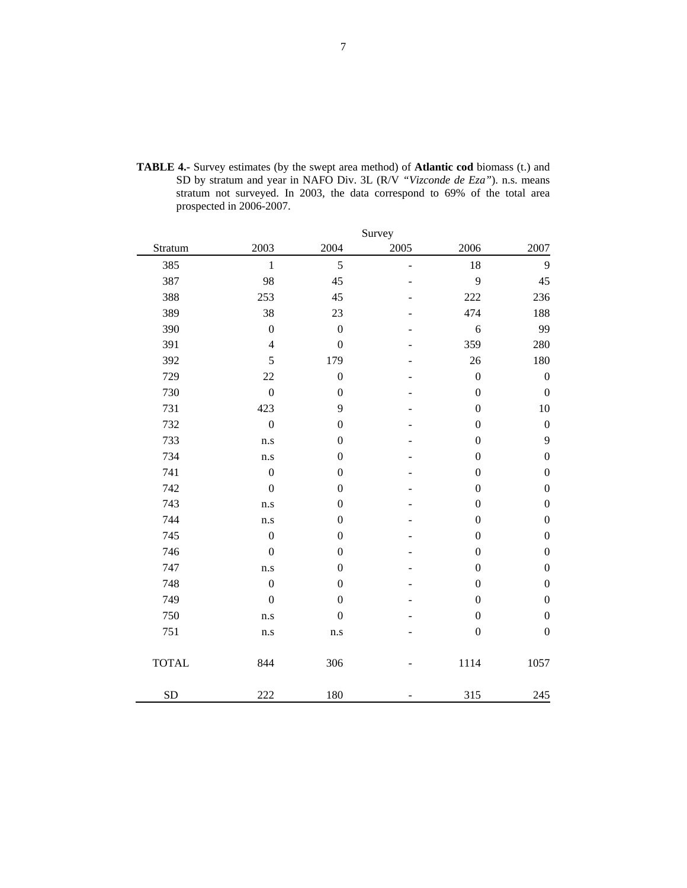**TABLE 4.-** Survey estimates (by the swept area method) of **Atlantic cod** biomass (t.) and SD by stratum and year in NAFO Div. 3L (R/V *"Vizconde de Eza"*). n.s. means stratum not surveyed. In 2003, the data correspond to 69% of the total area prospected in 2006-2007.

| | Survey | | | | |
|---|---|---|---|---|---|
| Stratum | 2003 | 2004 | 2005 | 2006 | 2007 |
| 385 | 1 | 5 | - | 18 | 9 |
| 387 | 98 | 45 | - | 9 | 45 |
| 388 | 253 | 45 | - | 222 | 236 |
| 389 | 38 | 23 | - | 474 | 188 |
| 390 | 0 | 0 | - | 6 | 99 |
| 391 | 4 | 0 | - | 359 | 280 |
| 392 | 5 | 179 | - | 26 | 180 |
| 729 | 22 | 0 | - | 0 | 0 |
| 730 | 0 | 0 | - | 0 | 0 |
| 731 | 423 | 9 | - | 0 | 10 |
| 732 | 0 | 0 | - | 0 | 0 |
| 733 | n.s | 0 | - | 0 | 9 |
| 734 | n.s | 0 | - | 0 | 0 |
| 741 | 0 | 0 | - | 0 | 0 |
| 742 | 0 | 0 | - | 0 | 0 |
| 743 | n.s | 0 | - | 0 | 0 |
| 744 | n.s | 0 | - | 0 | 0 |
| 745 | 0 | 0 | - | 0 | 0 |
| 746 | 0 | 0 | - | 0 | 0 |
| 747 | n.s | 0 | - | 0 | 0 |
| 748 | 0 | 0 | - | 0 | 0 |
| 749 | 0 | 0 | - | 0 | 0 |
| 750 | n.s | 0 | - | 0 | 0 |
| 751 | n.s | n.s | - | 0 | 0 |
| TOTAL | 844 | 306 | - | 1114 | 1057 |
| SD | 222 | 180 | - | 315 | 245 |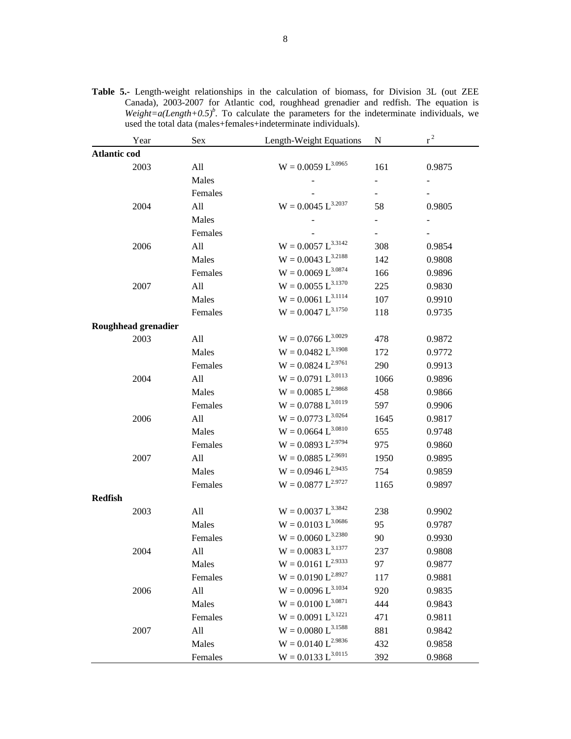**Table 5.-** Length-weight relationships in the calculation of biomass, for Division 3L (out ZEE Canada), 2003-2007 for Atlantic cod, roughhead grenadier and redfish. The equation is $Weight=a(Length+0.5)^b$. To calculate the parameters for the indeterminate individuals, we used the total data (males+females+indeterminate individuals).

| Year | Sex | Length-Weight Equations | N | $r^2$ |
|---|---|---|---|---|
| **Atlantic cod** | | | | |
| 2003 | All | $W = 0.0059\ L^{3.0965}$ | 161 | 0.9875 |
| | Males | - | - | - |
| | Females | - | - | - |
| 2004 | All | $W = 0.0045\ L^{3.2037}$ | 58 | 0.9805 |
| | Males | - | - | - |
| | Females | - | - | - |
| 2006 | All | $W = 0.0057\ L^{3.3142}$ | 308 | 0.9854 |
| | Males | $W = 0.0043\ L^{3.2188}$ | 142 | 0.9808 |
| | Females | $W = 0.0069\ L^{3.0874}$ | 166 | 0.9896 |
| 2007 | All | $W = 0.0055\ L^{3.1370}$ | 225 | 0.9830 |
| | Males | $W = 0.0061\ L^{3.1114}$ | 107 | 0.9910 |
| | Females | $W = 0.0047\ L^{3.1750}$ | 118 | 0.9735 |
| **Roughhead grenadier** | | | | |
| 2003 | All | $W = 0.0766\ L^{3.0029}$ | 478 | 0.9872 |
| | Males | $W = 0.0482\ L^{3.1908}$ | 172 | 0.9772 |
| | Females | $W = 0.0824\ L^{2.9761}$ | 290 | 0.9913 |
| 2004 | All | $W = 0.0791\ L^{3.0113}$ | 1066 | 0.9896 |
| | Males | $W = 0.0085\ L^{2.9868}$ | 458 | 0.9866 |
| | Females | $W = 0.0788\ L^{3.0119}$ | 597 | 0.9906 |
| 2006 | All | $W = 0.0773\ L^{3.0264}$ | 1645 | 0.9817 |
| | Males | $W = 0.0664\ L^{3.0810}$ | 655 | 0.9748 |
| | Females | $W = 0.0893\ L^{2.9794}$ | 975 | 0.9860 |
| 2007 | All | $W = 0.0885\ L^{2.9691}$ | 1950 | 0.9895 |
| | Males | $W = 0.0946\ L^{2.9435}$ | 754 | 0.9859 |
| | Females | $W = 0.0877\ L^{2.9727}$ | 1165 | 0.9897 |
| **Redfish** | | | | |
| 2003 | All | $W = 0.0037\ L^{3.3842}$ | 238 | 0.9902 |
| | Males | $W = 0.0103\ L^{3.0686}$ | 95 | 0.9787 |
| | Females | $W = 0.0060\ L^{3.2380}$ | 90 | 0.9930 |
| 2004 | All | $W = 0.0083\ L^{3.1377}$ | 237 | 0.9808 |
| | Males | $W = 0.0161\ L^{2.9333}$ | 97 | 0.9877 |
| | Females | $W = 0.0190\ L^{2.8927}$ | 117 | 0.9881 |
| 2006 | All | $W = 0.0096\ L^{3.1034}$ | 920 | 0.9835 |
| | Males | $W = 0.0100\ L^{3.0871}$ | 444 | 0.9843 |
| | Females | $W = 0.0091\ L^{3.1221}$ | 471 | 0.9811 |
| 2007 | All | $W = 0.0080\ L^{3.1588}$ | 881 | 0.9842 |
| | Males | $W = 0.0140\ L^{2.9836}$ | 432 | 0.9858 |
| | Females | $W = 0.0133\ L^{3.0115}$ | 392 | 0.9868 |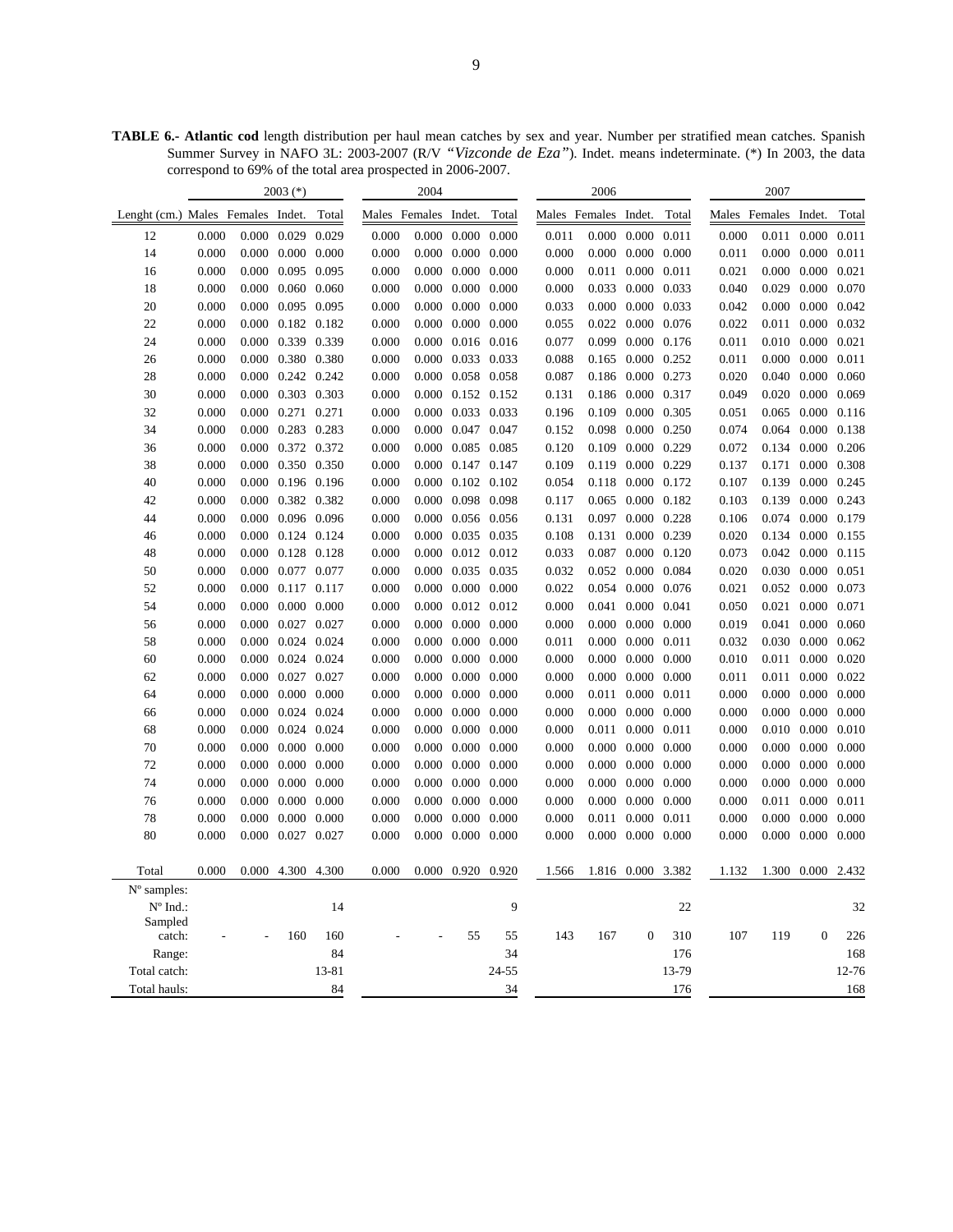**TABLE 6.- Atlantic cod** length distribution per haul mean catches by sex and year. Number per stratified mean catches. Spanish Summer Survey in NAFO 3L: 2003-2007 (R/V *"Vizconde de Eza"*). Indet. means indeterminate. (*) In 2003, the data correspond to 69% of the total area prospected in 2006-2007.

| | 2003 (*) | | | | 2004 | | | | 2006 | | | | 2007 | | | |
|---|---|---|---|---|---|---|---|---|---|---|---|---|---|---|---|---|
| Lenght (cm.) | Males | Females | Indet. | Total | Males | Females | Indet. | Total | Males | Females | Indet. | Total | Males | Females | Indet. | Total |
| 12 | 0.000 | 0.000 | 0.029 | 0.029 | 0.000 | 0.000 | 0.000 | 0.000 | 0.011 | 0.000 | 0.000 | 0.011 | 0.000 | 0.011 | 0.000 | 0.011 |
| 14 | 0.000 | 0.000 | 0.000 | 0.000 | 0.000 | 0.000 | 0.000 | 0.000 | 0.000 | 0.000 | 0.000 | 0.000 | 0.011 | 0.000 | 0.000 | 0.011 |
| 16 | 0.000 | 0.000 | 0.095 | 0.095 | 0.000 | 0.000 | 0.000 | 0.000 | 0.000 | 0.011 | 0.000 | 0.011 | 0.021 | 0.000 | 0.000 | 0.021 |
| 18 | 0.000 | 0.000 | 0.060 | 0.060 | 0.000 | 0.000 | 0.000 | 0.000 | 0.000 | 0.033 | 0.000 | 0.033 | 0.040 | 0.029 | 0.000 | 0.070 |
| 20 | 0.000 | 0.000 | 0.095 | 0.095 | 0.000 | 0.000 | 0.000 | 0.000 | 0.033 | 0.000 | 0.000 | 0.033 | 0.042 | 0.000 | 0.000 | 0.042 |
| 22 | 0.000 | 0.000 | 0.182 | 0.182 | 0.000 | 0.000 | 0.000 | 0.000 | 0.055 | 0.022 | 0.000 | 0.076 | 0.022 | 0.011 | 0.000 | 0.032 |
| 24 | 0.000 | 0.000 | 0.339 | 0.339 | 0.000 | 0.000 | 0.016 | 0.016 | 0.077 | 0.099 | 0.000 | 0.176 | 0.011 | 0.010 | 0.000 | 0.021 |
| 26 | 0.000 | 0.000 | 0.380 | 0.380 | 0.000 | 0.000 | 0.033 | 0.033 | 0.088 | 0.165 | 0.000 | 0.252 | 0.011 | 0.000 | 0.000 | 0.011 |
| 28 | 0.000 | 0.000 | 0.242 | 0.242 | 0.000 | 0.000 | 0.058 | 0.058 | 0.087 | 0.186 | 0.000 | 0.273 | 0.020 | 0.040 | 0.000 | 0.060 |
| 30 | 0.000 | 0.000 | 0.303 | 0.303 | 0.000 | 0.000 | 0.152 | 0.152 | 0.131 | 0.186 | 0.000 | 0.317 | 0.049 | 0.020 | 0.000 | 0.069 |
| 32 | 0.000 | 0.000 | 0.271 | 0.271 | 0.000 | 0.000 | 0.033 | 0.033 | 0.196 | 0.109 | 0.000 | 0.305 | 0.051 | 0.065 | 0.000 | 0.116 |
| 34 | 0.000 | 0.000 | 0.283 | 0.283 | 0.000 | 0.000 | 0.047 | 0.047 | 0.152 | 0.098 | 0.000 | 0.250 | 0.074 | 0.064 | 0.000 | 0.138 |
| 36 | 0.000 | 0.000 | 0.372 | 0.372 | 0.000 | 0.000 | 0.085 | 0.085 | 0.120 | 0.109 | 0.000 | 0.229 | 0.072 | 0.134 | 0.000 | 0.206 |
| 38 | 0.000 | 0.000 | 0.350 | 0.350 | 0.000 | 0.000 | 0.147 | 0.147 | 0.109 | 0.119 | 0.000 | 0.229 | 0.137 | 0.171 | 0.000 | 0.308 |
| 40 | 0.000 | 0.000 | 0.196 | 0.196 | 0.000 | 0.000 | 0.102 | 0.102 | 0.054 | 0.118 | 0.000 | 0.172 | 0.107 | 0.139 | 0.000 | 0.245 |
| 42 | 0.000 | 0.000 | 0.382 | 0.382 | 0.000 | 0.000 | 0.098 | 0.098 | 0.117 | 0.065 | 0.000 | 0.182 | 0.103 | 0.139 | 0.000 | 0.243 |
| 44 | 0.000 | 0.000 | 0.096 | 0.096 | 0.000 | 0.000 | 0.056 | 0.056 | 0.131 | 0.097 | 0.000 | 0.228 | 0.106 | 0.074 | 0.000 | 0.179 |
| 46 | 0.000 | 0.000 | 0.124 | 0.124 | 0.000 | 0.000 | 0.035 | 0.035 | 0.108 | 0.131 | 0.000 | 0.239 | 0.020 | 0.134 | 0.000 | 0.155 |
| 48 | 0.000 | 0.000 | 0.128 | 0.128 | 0.000 | 0.000 | 0.012 | 0.012 | 0.033 | 0.087 | 0.000 | 0.120 | 0.073 | 0.042 | 0.000 | 0.115 |
| 50 | 0.000 | 0.000 | 0.077 | 0.077 | 0.000 | 0.000 | 0.035 | 0.035 | 0.032 | 0.052 | 0.000 | 0.084 | 0.020 | 0.030 | 0.000 | 0.051 |
| 52 | 0.000 | 0.000 | 0.117 | 0.117 | 0.000 | 0.000 | 0.000 | 0.000 | 0.022 | 0.054 | 0.000 | 0.076 | 0.021 | 0.052 | 0.000 | 0.073 |
| 54 | 0.000 | 0.000 | 0.000 | 0.000 | 0.000 | 0.000 | 0.012 | 0.012 | 0.000 | 0.041 | 0.000 | 0.041 | 0.050 | 0.021 | 0.000 | 0.071 |
| 56 | 0.000 | 0.000 | 0.027 | 0.027 | 0.000 | 0.000 | 0.000 | 0.000 | 0.000 | 0.000 | 0.000 | 0.000 | 0.019 | 0.041 | 0.000 | 0.060 |
| 58 | 0.000 | 0.000 | 0.024 | 0.024 | 0.000 | 0.000 | 0.000 | 0.000 | 0.011 | 0.000 | 0.000 | 0.011 | 0.032 | 0.030 | 0.000 | 0.062 |
| 60 | 0.000 | 0.000 | 0.024 | 0.024 | 0.000 | 0.000 | 0.000 | 0.000 | 0.000 | 0.000 | 0.000 | 0.000 | 0.010 | 0.011 | 0.000 | 0.020 |
| 62 | 0.000 | 0.000 | 0.027 | 0.027 | 0.000 | 0.000 | 0.000 | 0.000 | 0.000 | 0.000 | 0.000 | 0.000 | 0.011 | 0.011 | 0.000 | 0.022 |
| 64 | 0.000 | 0.000 | 0.000 | 0.000 | 0.000 | 0.000 | 0.000 | 0.000 | 0.000 | 0.011 | 0.000 | 0.011 | 0.000 | 0.000 | 0.000 | 0.000 |
| 66 | 0.000 | 0.000 | 0.024 | 0.024 | 0.000 | 0.000 | 0.000 | 0.000 | 0.000 | 0.000 | 0.000 | 0.000 | 0.000 | 0.000 | 0.000 | 0.000 |
| 68 | 0.000 | 0.000 | 0.024 | 0.024 | 0.000 | 0.000 | 0.000 | 0.000 | 0.000 | 0.011 | 0.000 | 0.011 | 0.000 | 0.010 | 0.000 | 0.010 |
| 70 | 0.000 | 0.000 | 0.000 | 0.000 | 0.000 | 0.000 | 0.000 | 0.000 | 0.000 | 0.000 | 0.000 | 0.000 | 0.000 | 0.000 | 0.000 | 0.000 |
| 72 | 0.000 | 0.000 | 0.000 | 0.000 | 0.000 | 0.000 | 0.000 | 0.000 | 0.000 | 0.000 | 0.000 | 0.000 | 0.000 | 0.000 | 0.000 | 0.000 |
| 74 | 0.000 | 0.000 | 0.000 | 0.000 | 0.000 | 0.000 | 0.000 | 0.000 | 0.000 | 0.000 | 0.000 | 0.000 | 0.000 | 0.000 | 0.000 | 0.000 |
| 76 | 0.000 | 0.000 | 0.000 | 0.000 | 0.000 | 0.000 | 0.000 | 0.000 | 0.000 | 0.000 | 0.000 | 0.000 | 0.000 | 0.011 | 0.000 | 0.011 |
| 78 | 0.000 | 0.000 | 0.000 | 0.000 | 0.000 | 0.000 | 0.000 | 0.000 | 0.000 | 0.011 | 0.000 | 0.011 | 0.000 | 0.000 | 0.000 | 0.000 |
| 80 | 0.000 | 0.000 | 0.027 | 0.027 | 0.000 | 0.000 | 0.000 | 0.000 | 0.000 | 0.000 | 0.000 | 0.000 | 0.000 | 0.000 | 0.000 | 0.000 |
| Total | 0.000 | 0.000 | 4.300 | 4.300 | 0.000 | 0.000 | 0.920 | 0.920 | 1.566 | 1.816 | 0.000 | 3.382 | 1.132 | 1.300 | 0.000 | 2.432 |
| Nº samples: | | | | | | | | | | | | | | | | |
| Nº Ind.: | | | | 14 | | | | 9 | | | | 22 | | | | 32 |
| Sampled catch: | - | - | 160 | 160 | - | - | 55 | 55 | 143 | 167 | 0 | 310 | 107 | 119 | 0 | 226 |
| Range: | | | | 84 | | | | 34 | | | | 176 | | | | 168 |
| Total catch: | | | | 13-81 | | | | 24-55 | | | | 13-79 | | | | 12-76 |
| Total hauls: | | | | 84 | | | | 34 | | | | 176 | | | | 168 |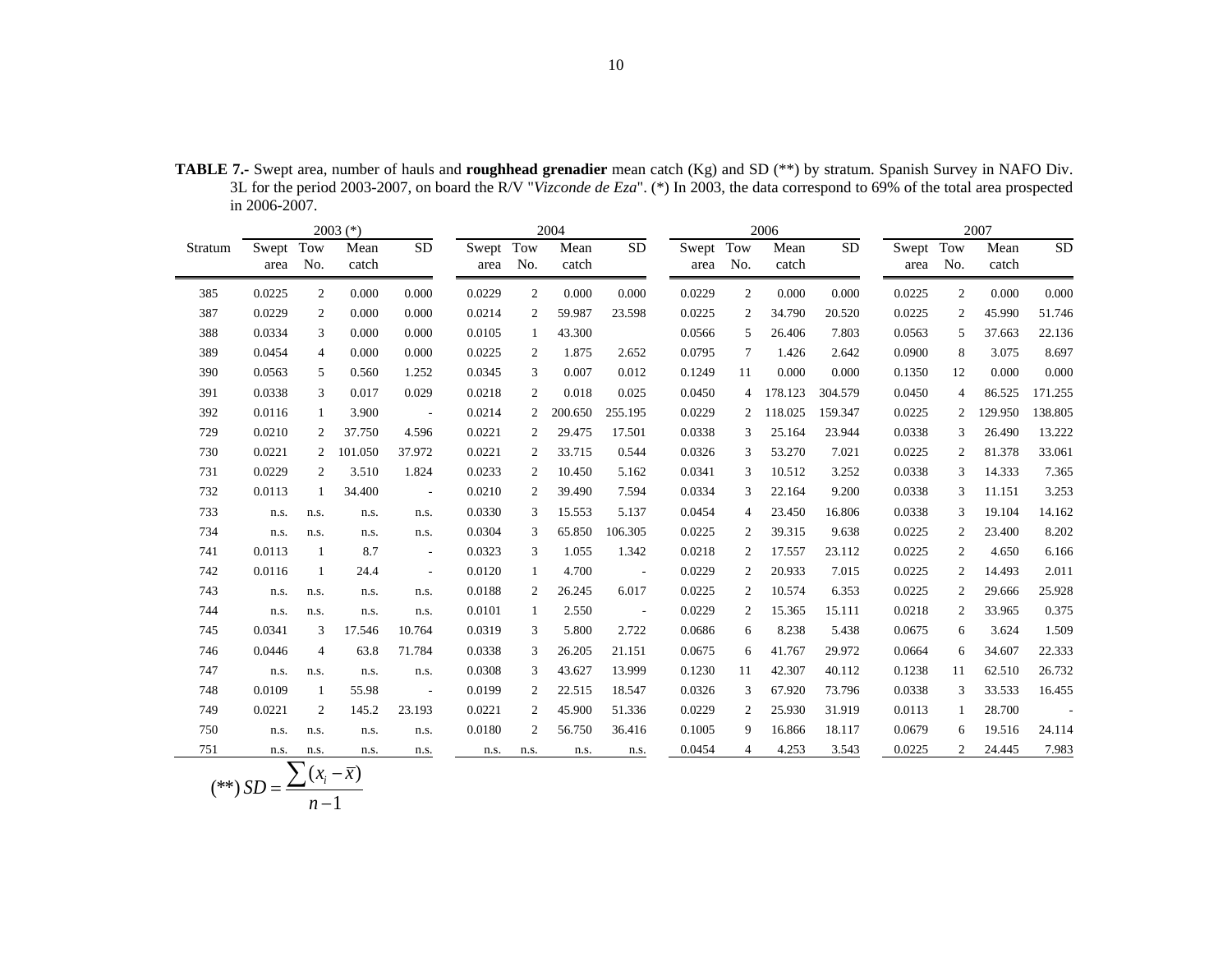**TABLE 7.-** Swept area, number of hauls and **roughhead grenadier** mean catch (Kg) and SD (**) by stratum. Spanish Survey in NAFO Div. 3L for the period 2003-2007, on board the R/V "*Vizconde de Eza*". (*) In 2003, the data correspond to 69% of the total area prospected in 2006-2007.

| Stratum | 2003 (*) | | | | 2004 | | | | 2006 | | | | 2007 | | | |
|---|---|---|---|---|---|---|---|---|---|---|---|---|---|---|---|---|
| | Swept area | Tow No. | Mean catch | SD | Swept area | Tow No. | Mean catch | SD | Swept area | Tow No. | Mean catch | SD | Swept area | Tow No. | Mean catch | SD |
| 385 | 0.0225 | 2 | 0.000 | 0.000 | 0.0229 | 2 | 0.000 | 0.000 | 0.0229 | 2 | 0.000 | 0.000 | 0.0225 | 2 | 0.000 | 0.000 |
| 387 | 0.0229 | 2 | 0.000 | 0.000 | 0.0214 | 2 | 59.987 | 23.598 | 0.0225 | 2 | 34.790 | 20.520 | 0.0225 | 2 | 45.990 | 51.746 |
| 388 | 0.0334 | 3 | 0.000 | 0.000 | 0.0105 | 1 | 43.300 | | 0.0566 | 5 | 26.406 | 7.803 | 0.0563 | 5 | 37.663 | 22.136 |
| 389 | 0.0454 | 4 | 0.000 | 0.000 | 0.0225 | 2 | 1.875 | 2.652 | 0.0795 | 7 | 1.426 | 2.642 | 0.0900 | 8 | 3.075 | 8.697 |
| 390 | 0.0563 | 5 | 0.560 | 1.252 | 0.0345 | 3 | 0.007 | 0.012 | 0.1249 | 11 | 0.000 | 0.000 | 0.1350 | 12 | 0.000 | 0.000 |
| 391 | 0.0338 | 3 | 0.017 | 0.029 | 0.0218 | 2 | 0.018 | 0.025 | 0.0450 | 4 | 178.123 | 304.579 | 0.0450 | 4 | 86.525 | 171.255 |
| 392 | 0.0116 | 1 | 3.900 | - | 0.0214 | 2 | 200.650 | 255.195 | 0.0229 | 2 | 118.025 | 159.347 | 0.0225 | 2 | 129.950 | 138.805 |
| 729 | 0.0210 | 2 | 37.750 | 4.596 | 0.0221 | 2 | 29.475 | 17.501 | 0.0338 | 3 | 25.164 | 23.944 | 0.0338 | 3 | 26.490 | 13.222 |
| 730 | 0.0221 | 2 | 101.050 | 37.972 | 0.0221 | 2 | 33.715 | 0.544 | 0.0326 | 3 | 53.270 | 7.021 | 0.0225 | 2 | 81.378 | 33.061 |
| 731 | 0.0229 | 2 | 3.510 | 1.824 | 0.0233 | 2 | 10.450 | 5.162 | 0.0341 | 3 | 10.512 | 3.252 | 0.0338 | 3 | 14.333 | 7.365 |
| 732 | 0.0113 | 1 | 34.400 | - | 0.0210 | 2 | 39.490 | 7.594 | 0.0334 | 3 | 22.164 | 9.200 | 0.0338 | 3 | 11.151 | 3.253 |
| 733 | n.s. | n.s. | n.s. | n.s. | 0.0330 | 3 | 15.553 | 5.137 | 0.0454 | 4 | 23.450 | 16.806 | 0.0338 | 3 | 19.104 | 14.162 |
| 734 | n.s. | n.s. | n.s. | n.s. | 0.0304 | 3 | 65.850 | 106.305 | 0.0225 | 2 | 39.315 | 9.638 | 0.0225 | 2 | 23.400 | 8.202 |
| 741 | 0.0113 | 1 | 8.7 | - | 0.0323 | 3 | 1.055 | 1.342 | 0.0218 | 2 | 17.557 | 23.112 | 0.0225 | 2 | 4.650 | 6.166 |
| 742 | 0.0116 | 1 | 24.4 | - | 0.0120 | 1 | 4.700 | - | 0.0229 | 2 | 20.933 | 7.015 | 0.0225 | 2 | 14.493 | 2.011 |
| 743 | n.s. | n.s. | n.s. | n.s. | 0.0188 | 2 | 26.245 | 6.017 | 0.0225 | 2 | 10.574 | 6.353 | 0.0225 | 2 | 29.666 | 25.928 |
| 744 | n.s. | n.s. | n.s. | n.s. | 0.0101 | 1 | 2.550 | - | 0.0229 | 2 | 15.365 | 15.111 | 0.0218 | 2 | 33.965 | 0.375 |
| 745 | 0.0341 | 3 | 17.546 | 10.764 | 0.0319 | 3 | 5.800 | 2.722 | 0.0686 | 6 | 8.238 | 5.438 | 0.0675 | 6 | 3.624 | 1.509 |
| 746 | 0.0446 | 4 | 63.8 | 71.784 | 0.0338 | 3 | 26.205 | 21.151 | 0.0675 | 6 | 41.767 | 29.972 | 0.0664 | 6 | 34.607 | 22.333 |
| 747 | n.s. | n.s. | n.s. | n.s. | 0.0308 | 3 | 43.627 | 13.999 | 0.1230 | 11 | 42.307 | 40.112 | 0.1238 | 11 | 62.510 | 26.732 |
| 748 | 0.0109 | 1 | 55.98 | - | 0.0199 | 2 | 22.515 | 18.547 | 0.0326 | 3 | 67.920 | 73.796 | 0.0338 | 3 | 33.533 | 16.455 |
| 749 | 0.0221 | 2 | 145.2 | 23.193 | 0.0221 | 2 | 45.900 | 51.336 | 0.0229 | 2 | 25.930 | 31.919 | 0.0113 | 1 | 28.700 | - |
| 750 | n.s. | n.s. | n.s. | n.s. | 0.0180 | 2 | 56.750 | 36.416 | 0.1005 | 9 | 16.866 | 18.117 | 0.0679 | 6 | 19.516 | 24.114 |
| 751 | n.s. | n.s. | n.s. | n.s. | n.s. | n.s. | n.s. | n.s. | 0.0454 | 4 | 4.253 | 3.543 | 0.0225 | 2 | 24.445 | 7.983 |

$$(**)\ SD = \frac{\sum (x_i - \overline{x})}{n-1}$$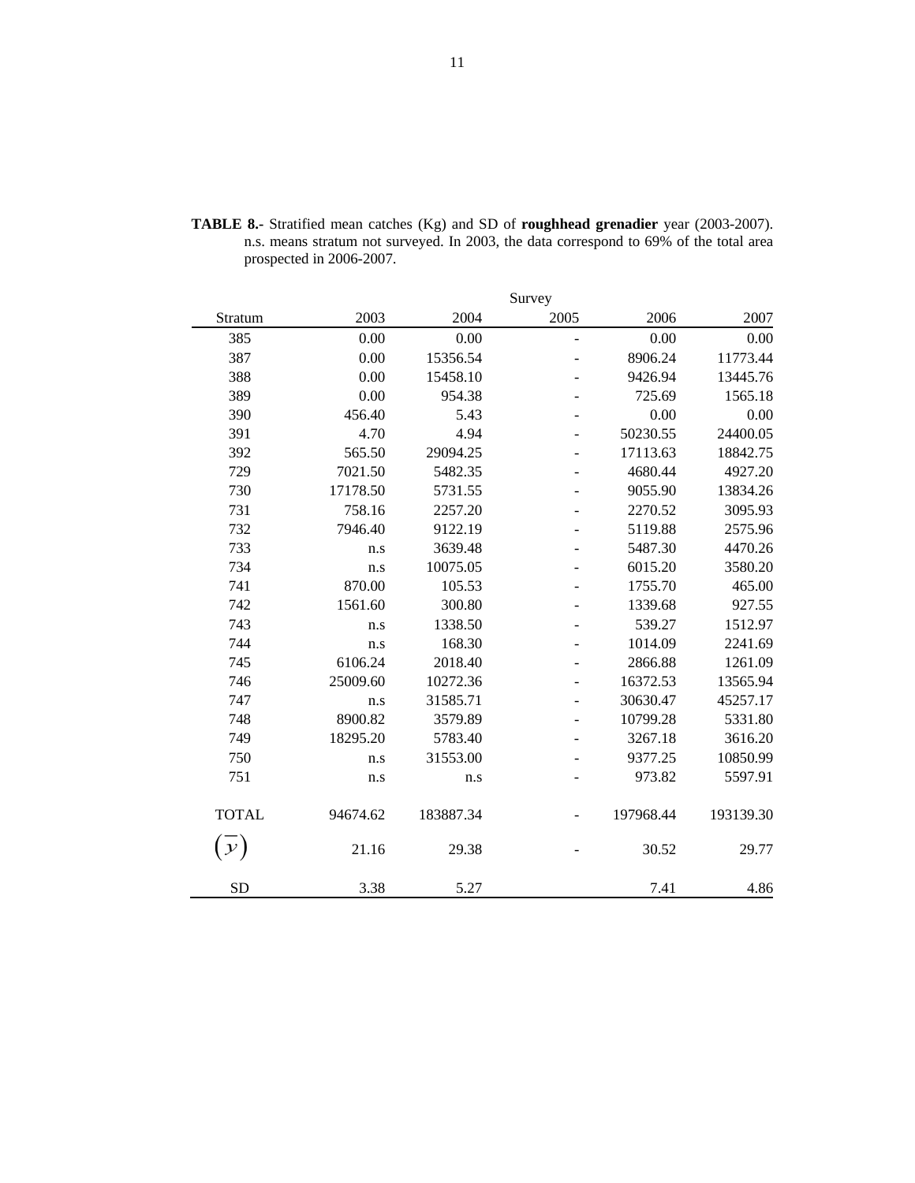**TABLE 8.-** Stratified mean catches (Kg) and SD of **roughhead grenadier** year (2003-2007). n.s. means stratum not surveyed. In 2003, the data correspond to 69% of the total area prospected in 2006-2007.

| | Survey | | | | |
|---|---|---|---|---|---|
| Stratum | 2003 | 2004 | 2005 | 2006 | 2007 |
| 385 | 0.00 | 0.00 | - | 0.00 | 0.00 |
| 387 | 0.00 | 15356.54 | - | 8906.24 | 11773.44 |
| 388 | 0.00 | 15458.10 | - | 9426.94 | 13445.76 |
| 389 | 0.00 | 954.38 | - | 725.69 | 1565.18 |
| 390 | 456.40 | 5.43 | - | 0.00 | 0.00 |
| 391 | 4.70 | 4.94 | - | 50230.55 | 24400.05 |
| 392 | 565.50 | 29094.25 | - | 17113.63 | 18842.75 |
| 729 | 7021.50 | 5482.35 | - | 4680.44 | 4927.20 |
| 730 | 17178.50 | 5731.55 | - | 9055.90 | 13834.26 |
| 731 | 758.16 | 2257.20 | - | 2270.52 | 3095.93 |
| 732 | 7946.40 | 9122.19 | - | 5119.88 | 2575.96 |
| 733 | n.s | 3639.48 | - | 5487.30 | 4470.26 |
| 734 | n.s | 10075.05 | - | 6015.20 | 3580.20 |
| 741 | 870.00 | 105.53 | - | 1755.70 | 465.00 |
| 742 | 1561.60 | 300.80 | - | 1339.68 | 927.55 |
| 743 | n.s | 1338.50 | - | 539.27 | 1512.97 |
| 744 | n.s | 168.30 | - | 1014.09 | 2241.69 |
| 745 | 6106.24 | 2018.40 | - | 2866.88 | 1261.09 |
| 746 | 25009.60 | 10272.36 | - | 16372.53 | 13565.94 |
| 747 | n.s | 31585.71 | - | 30630.47 | 45257.17 |
| 748 | 8900.82 | 3579.89 | - | 10799.28 | 5331.80 |
| 749 | 18295.20 | 5783.40 | - | 3267.18 | 3616.20 |
| 750 | n.s | 31553.00 | - | 9377.25 | 10850.99 |
| 751 | n.s | n.s | - | 973.82 | 5597.91 |
| TOTAL | 94674.62 | 183887.34 | - | 197968.44 | 193139.30 |
| $(\bar{y})$ | 21.16 | 29.38 | - | 30.52 | 29.77 |
| SD | 3.38 | 5.27 | | 7.41 | 4.86 |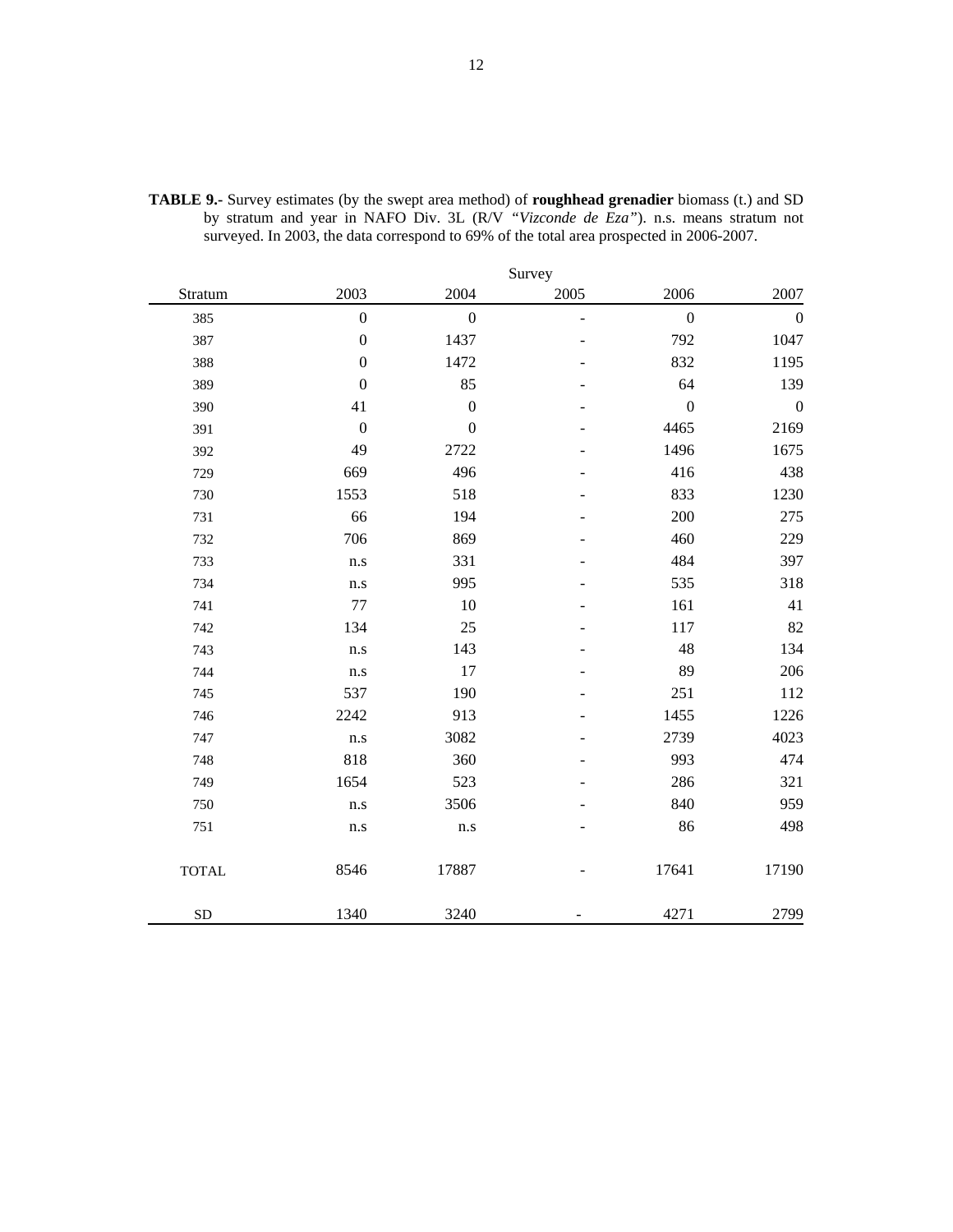**TABLE 9.-** Survey estimates (by the swept area method) of **roughhead grenadier** biomass (t.) and SD by stratum and year in NAFO Div. 3L (R/V *"Vizconde de Eza"*). n.s. means stratum not surveyed. In 2003, the data correspond to 69% of the total area prospected in 2006-2007.

| | Survey | | | | |
|---|---|---|---|---|---|
| Stratum | 2003 | 2004 | 2005 | 2006 | 2007 |
| 385 | 0 | 0 | - | 0 | 0 |
| 387 | 0 | 1437 | - | 792 | 1047 |
| 388 | 0 | 1472 | - | 832 | 1195 |
| 389 | 0 | 85 | - | 64 | 139 |
| 390 | 41 | 0 | - | 0 | 0 |
| 391 | 0 | 0 | - | 4465 | 2169 |
| 392 | 49 | 2722 | - | 1496 | 1675 |
| 729 | 669 | 496 | - | 416 | 438 |
| 730 | 1553 | 518 | - | 833 | 1230 |
| 731 | 66 | 194 | - | 200 | 275 |
| 732 | 706 | 869 | - | 460 | 229 |
| 733 | n.s | 331 | - | 484 | 397 |
| 734 | n.s | 995 | - | 535 | 318 |
| 741 | 77 | 10 | - | 161 | 41 |
| 742 | 134 | 25 | - | 117 | 82 |
| 743 | n.s | 143 | - | 48 | 134 |
| 744 | n.s | 17 | - | 89 | 206 |
| 745 | 537 | 190 | - | 251 | 112 |
| 746 | 2242 | 913 | - | 1455 | 1226 |
| 747 | n.s | 3082 | - | 2739 | 4023 |
| 748 | 818 | 360 | - | 993 | 474 |
| 749 | 1654 | 523 | - | 286 | 321 |
| 750 | n.s | 3506 | - | 840 | 959 |
| 751 | n.s | n.s | - | 86 | 498 |
| TOTAL | 8546 | 17887 | - | 17641 | 17190 |
| SD | 1340 | 3240 | - | 4271 | 2799 |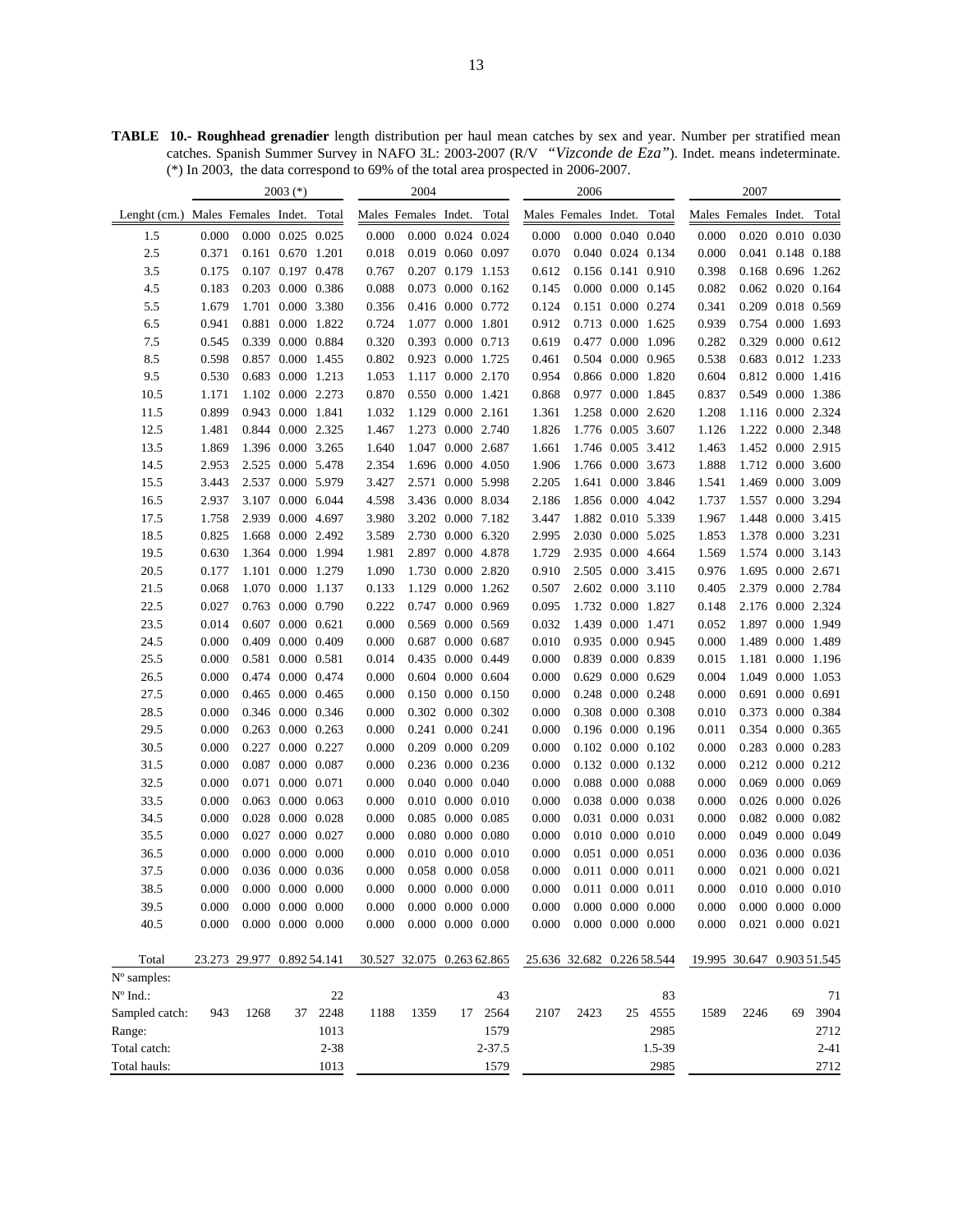**TABLE 10.- Roughhead grenadier** length distribution per haul mean catches by sex and year. Number per stratified mean catches. Spanish Summer Survey in NAFO 3L: 2003-2007 (R/V *"Vizconde de Eza"*). Indet. means indeterminate. (*) In 2003, the data correspond to 69% of the total area prospected in 2006-2007.

| | 2003 (*) | | | | 2004 | | | | 2006 | | | | 2007 | | | |
|---|---|---|---|---|---|---|---|---|---|---|---|---|---|---|---|---|
| Lenght (cm.) | Males | Females | Indet. | Total | Males | Females | Indet. | Total | Males | Females | Indet. | Total | Males | Females | Indet. | Total |
| 1.5 | 0.000 | 0.000 | 0.025 | 0.025 | 0.000 | 0.000 | 0.024 | 0.024 | 0.000 | 0.000 | 0.040 | 0.040 | 0.000 | 0.020 | 0.010 | 0.030 |
| 2.5 | 0.371 | 0.161 | 0.670 | 1.201 | 0.018 | 0.019 | 0.060 | 0.097 | 0.070 | 0.040 | 0.024 | 0.134 | 0.000 | 0.041 | 0.148 | 0.188 |
| 3.5 | 0.175 | 0.107 | 0.197 | 0.478 | 0.767 | 0.207 | 0.179 | 1.153 | 0.612 | 0.156 | 0.141 | 0.910 | 0.398 | 0.168 | 0.696 | 1.262 |
| 4.5 | 0.183 | 0.203 | 0.000 | 0.386 | 0.088 | 0.073 | 0.000 | 0.162 | 0.145 | 0.000 | 0.000 | 0.145 | 0.082 | 0.062 | 0.020 | 0.164 |
| 5.5 | 1.679 | 1.701 | 0.000 | 3.380 | 0.356 | 0.416 | 0.000 | 0.772 | 0.124 | 0.151 | 0.000 | 0.274 | 0.341 | 0.209 | 0.018 | 0.569 |
| 6.5 | 0.941 | 0.881 | 0.000 | 1.822 | 0.724 | 1.077 | 0.000 | 1.801 | 0.912 | 0.713 | 0.000 | 1.625 | 0.939 | 0.754 | 0.000 | 1.693 |
| 7.5 | 0.545 | 0.339 | 0.000 | 0.884 | 0.320 | 0.393 | 0.000 | 0.713 | 0.619 | 0.477 | 0.000 | 1.096 | 0.282 | 0.329 | 0.000 | 0.612 |
| 8.5 | 0.598 | 0.857 | 0.000 | 1.455 | 0.802 | 0.923 | 0.000 | 1.725 | 0.461 | 0.504 | 0.000 | 0.965 | 0.538 | 0.683 | 0.012 | 1.233 |
| 9.5 | 0.530 | 0.683 | 0.000 | 1.213 | 1.053 | 1.117 | 0.000 | 2.170 | 0.954 | 0.866 | 0.000 | 1.820 | 0.604 | 0.812 | 0.000 | 1.416 |
| 10.5 | 1.171 | 1.102 | 0.000 | 2.273 | 0.870 | 0.550 | 0.000 | 1.421 | 0.868 | 0.977 | 0.000 | 1.845 | 0.837 | 0.549 | 0.000 | 1.386 |
| 11.5 | 0.899 | 0.943 | 0.000 | 1.841 | 1.032 | 1.129 | 0.000 | 2.161 | 1.361 | 1.258 | 0.000 | 2.620 | 1.208 | 1.116 | 0.000 | 2.324 |
| 12.5 | 1.481 | 0.844 | 0.000 | 2.325 | 1.467 | 1.273 | 0.000 | 2.740 | 1.826 | 1.776 | 0.005 | 3.607 | 1.126 | 1.222 | 0.000 | 2.348 |
| 13.5 | 1.869 | 1.396 | 0.000 | 3.265 | 1.640 | 1.047 | 0.000 | 2.687 | 1.661 | 1.746 | 0.005 | 3.412 | 1.463 | 1.452 | 0.000 | 2.915 |
| 14.5 | 2.953 | 2.525 | 0.000 | 5.478 | 2.354 | 1.696 | 0.000 | 4.050 | 1.906 | 1.766 | 0.000 | 3.673 | 1.888 | 1.712 | 0.000 | 3.600 |
| 15.5 | 3.443 | 2.537 | 0.000 | 5.979 | 3.427 | 2.571 | 0.000 | 5.998 | 2.205 | 1.641 | 0.000 | 3.846 | 1.541 | 1.469 | 0.000 | 3.009 |
| 16.5 | 2.937 | 3.107 | 0.000 | 6.044 | 4.598 | 3.436 | 0.000 | 8.034 | 2.186 | 1.856 | 0.000 | 4.042 | 1.737 | 1.557 | 0.000 | 3.294 |
| 17.5 | 1.758 | 2.939 | 0.000 | 4.697 | 3.980 | 3.202 | 0.000 | 7.182 | 3.447 | 1.882 | 0.010 | 5.339 | 1.967 | 1.448 | 0.000 | 3.415 |
| 18.5 | 0.825 | 1.668 | 0.000 | 2.492 | 3.589 | 2.730 | 0.000 | 6.320 | 2.995 | 2.030 | 0.000 | 5.025 | 1.853 | 1.378 | 0.000 | 3.231 |
| 19.5 | 0.630 | 1.364 | 0.000 | 1.994 | 1.981 | 2.897 | 0.000 | 4.878 | 1.729 | 2.935 | 0.000 | 4.664 | 1.569 | 1.574 | 0.000 | 3.143 |
| 20.5 | 0.177 | 1.101 | 0.000 | 1.279 | 1.090 | 1.730 | 0.000 | 2.820 | 0.910 | 2.505 | 0.000 | 3.415 | 0.976 | 1.695 | 0.000 | 2.671 |
| 21.5 | 0.068 | 1.070 | 0.000 | 1.137 | 0.133 | 1.129 | 0.000 | 1.262 | 0.507 | 2.602 | 0.000 | 3.110 | 0.405 | 2.379 | 0.000 | 2.784 |
| 22.5 | 0.027 | 0.763 | 0.000 | 0.790 | 0.222 | 0.747 | 0.000 | 0.969 | 0.095 | 1.732 | 0.000 | 1.827 | 0.148 | 2.176 | 0.000 | 2.324 |
| 23.5 | 0.014 | 0.607 | 0.000 | 0.621 | 0.000 | 0.569 | 0.000 | 0.569 | 0.032 | 1.439 | 0.000 | 1.471 | 0.052 | 1.897 | 0.000 | 1.949 |
| 24.5 | 0.000 | 0.409 | 0.000 | 0.409 | 0.000 | 0.687 | 0.000 | 0.687 | 0.010 | 0.935 | 0.000 | 0.945 | 0.000 | 1.489 | 0.000 | 1.489 |
| 25.5 | 0.000 | 0.581 | 0.000 | 0.581 | 0.014 | 0.435 | 0.000 | 0.449 | 0.000 | 0.839 | 0.000 | 0.839 | 0.015 | 1.181 | 0.000 | 1.196 |
| 26.5 | 0.000 | 0.474 | 0.000 | 0.474 | 0.000 | 0.604 | 0.000 | 0.604 | 0.000 | 0.629 | 0.000 | 0.629 | 0.004 | 1.049 | 0.000 | 1.053 |
| 27.5 | 0.000 | 0.465 | 0.000 | 0.465 | 0.000 | 0.150 | 0.000 | 0.150 | 0.000 | 0.248 | 0.000 | 0.248 | 0.000 | 0.691 | 0.000 | 0.691 |
| 28.5 | 0.000 | 0.346 | 0.000 | 0.346 | 0.000 | 0.302 | 0.000 | 0.302 | 0.000 | 0.308 | 0.000 | 0.308 | 0.010 | 0.373 | 0.000 | 0.384 |
| 29.5 | 0.000 | 0.263 | 0.000 | 0.263 | 0.000 | 0.241 | 0.000 | 0.241 | 0.000 | 0.196 | 0.000 | 0.196 | 0.011 | 0.354 | 0.000 | 0.365 |
| 30.5 | 0.000 | 0.227 | 0.000 | 0.227 | 0.000 | 0.209 | 0.000 | 0.209 | 0.000 | 0.102 | 0.000 | 0.102 | 0.000 | 0.283 | 0.000 | 0.283 |
| 31.5 | 0.000 | 0.087 | 0.000 | 0.087 | 0.000 | 0.236 | 0.000 | 0.236 | 0.000 | 0.132 | 0.000 | 0.132 | 0.000 | 0.212 | 0.000 | 0.212 |
| 32.5 | 0.000 | 0.071 | 0.000 | 0.071 | 0.000 | 0.040 | 0.000 | 0.040 | 0.000 | 0.088 | 0.000 | 0.088 | 0.000 | 0.069 | 0.000 | 0.069 |
| 33.5 | 0.000 | 0.063 | 0.000 | 0.063 | 0.000 | 0.010 | 0.000 | 0.010 | 0.000 | 0.038 | 0.000 | 0.038 | 0.000 | 0.026 | 0.000 | 0.026 |
| 34.5 | 0.000 | 0.028 | 0.000 | 0.028 | 0.000 | 0.085 | 0.000 | 0.085 | 0.000 | 0.031 | 0.000 | 0.031 | 0.000 | 0.082 | 0.000 | 0.082 |
| 35.5 | 0.000 | 0.027 | 0.000 | 0.027 | 0.000 | 0.080 | 0.000 | 0.080 | 0.000 | 0.010 | 0.000 | 0.010 | 0.000 | 0.049 | 0.000 | 0.049 |
| 36.5 | 0.000 | 0.000 | 0.000 | 0.000 | 0.000 | 0.010 | 0.000 | 0.010 | 0.000 | 0.051 | 0.000 | 0.051 | 0.000 | 0.036 | 0.000 | 0.036 |
| 37.5 | 0.000 | 0.036 | 0.000 | 0.036 | 0.000 | 0.058 | 0.000 | 0.058 | 0.000 | 0.011 | 0.000 | 0.011 | 0.000 | 0.021 | 0.000 | 0.021 |
| 38.5 | 0.000 | 0.000 | 0.000 | 0.000 | 0.000 | 0.000 | 0.000 | 0.000 | 0.000 | 0.011 | 0.000 | 0.011 | 0.000 | 0.010 | 0.000 | 0.010 |
| 39.5 | 0.000 | 0.000 | 0.000 | 0.000 | 0.000 | 0.000 | 0.000 | 0.000 | 0.000 | 0.000 | 0.000 | 0.000 | 0.000 | 0.000 | 0.000 | 0.000 |
| 40.5 | 0.000 | 0.000 | 0.000 | 0.000 | 0.000 | 0.000 | 0.000 | 0.000 | 0.000 | 0.000 | 0.000 | 0.000 | 0.000 | 0.021 | 0.000 | 0.021 |
| Total | 23.273 | 29.977 | 0.892 | 54.141 | 30.527 | 32.075 | 0.263 | 62.865 | 25.636 | 32.682 | 0.226 | 58.544 | 19.995 | 30.647 | 0.903 | 51.545 |
| Nº samples: | | | | | | | | | | | | | | | | |
| Nº Ind.: | | | | 22 | | | | 43 | | | | 83 | | | | 71 |
| Sampled catch: | 943 | 1268 | 37 | 2248 | 1188 | 1359 | 17 | 2564 | 2107 | 2423 | 25 | 4555 | 1589 | 2246 | 69 | 3904 |
| Range: | | | | 1013 | | | | 1579 | | | | 2985 | | | | 2712 |
| Total catch: | | | | 2-38 | | | | 2-37.5 | | | | 1.5-39 | | | | 2-41 |
| Total hauls: | | | | 1013 | | | | 1579 | | | | 2985 | | | | 2712 |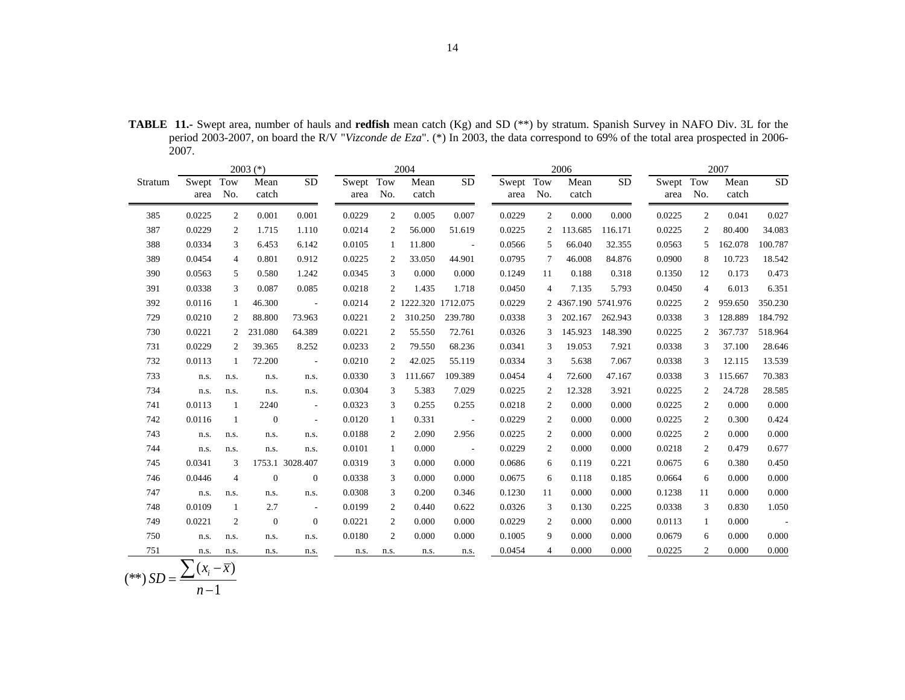**TABLE 11.-** Swept area, number of hauls and **redfish** mean catch (Kg) and SD (**) by stratum. Spanish Survey in NAFO Div. 3L for the period 2003-2007, on board the R/V "*Vizconde de Eza*". (*) In 2003, the data correspond to 69% of the total area prospected in 2006-2007.

| Stratum | 2003 (*) | | | | 2004 | | | | 2006 | | | | 2007 | | | |
|---|---|---|---|---|---|---|---|---|---|---|---|---|---|---|---|---|
| | Swept area | Tow No. | Mean catch | SD | Swept area | Tow No. | Mean catch | SD | Swept area | Tow No. | Mean catch | SD | Swept area | Tow No. | Mean catch | SD |
| 385 | 0.0225 | 2 | 0.001 | 0.001 | 0.0229 | 2 | 0.005 | 0.007 | 0.0229 | 2 | 0.000 | 0.000 | 0.0225 | 2 | 0.041 | 0.027 |
| 387 | 0.0229 | 2 | 1.715 | 1.110 | 0.0214 | 2 | 56.000 | 51.619 | 0.0225 | 2 | 113.685 | 116.171 | 0.0225 | 2 | 80.400 | 34.083 |
| 388 | 0.0334 | 3 | 6.453 | 6.142 | 0.0105 | 1 | 11.800 | - | 0.0566 | 5 | 66.040 | 32.355 | 0.0563 | 5 | 162.078 | 100.787 |
| 389 | 0.0454 | 4 | 0.801 | 0.912 | 0.0225 | 2 | 33.050 | 44.901 | 0.0795 | 7 | 46.008 | 84.876 | 0.0900 | 8 | 10.723 | 18.542 |
| 390 | 0.0563 | 5 | 0.580 | 1.242 | 0.0345 | 3 | 0.000 | 0.000 | 0.1249 | 11 | 0.188 | 0.318 | 0.1350 | 12 | 0.173 | 0.473 |
| 391 | 0.0338 | 3 | 0.087 | 0.085 | 0.0218 | 2 | 1.435 | 1.718 | 0.0450 | 4 | 7.135 | 5.793 | 0.0450 | 4 | 6.013 | 6.351 |
| 392 | 0.0116 | 1 | 46.300 | - | 0.0214 | 2 | 1222.320 | 1712.075 | 0.0229 | 2 | 4367.190 | 5741.976 | 0.0225 | 2 | 959.650 | 350.230 |
| 729 | 0.0210 | 2 | 88.800 | 73.963 | 0.0221 | 2 | 310.250 | 239.780 | 0.0338 | 3 | 202.167 | 262.943 | 0.0338 | 3 | 128.889 | 184.792 |
| 730 | 0.0221 | 2 | 231.080 | 64.389 | 0.0221 | 2 | 55.550 | 72.761 | 0.0326 | 3 | 145.923 | 148.390 | 0.0225 | 2 | 367.737 | 518.964 |
| 731 | 0.0229 | 2 | 39.365 | 8.252 | 0.0233 | 2 | 79.550 | 68.236 | 0.0341 | 3 | 19.053 | 7.921 | 0.0338 | 3 | 37.100 | 28.646 |
| 732 | 0.0113 | 1 | 72.200 | - | 0.0210 | 2 | 42.025 | 55.119 | 0.0334 | 3 | 5.638 | 7.067 | 0.0338 | 3 | 12.115 | 13.539 |
| 733 | n.s. | n.s. | n.s. | n.s. | 0.0330 | 3 | 111.667 | 109.389 | 0.0454 | 4 | 72.600 | 47.167 | 0.0338 | 3 | 115.667 | 70.383 |
| 734 | n.s. | n.s. | n.s. | n.s. | 0.0304 | 3 | 5.383 | 7.029 | 0.0225 | 2 | 12.328 | 3.921 | 0.0225 | 2 | 24.728 | 28.585 |
| 741 | 0.0113 | 1 | 2240 | - | 0.0323 | 3 | 0.255 | 0.255 | 0.0218 | 2 | 0.000 | 0.000 | 0.0225 | 2 | 0.000 | 0.000 |
| 742 | 0.0116 | 1 | 0 | - | 0.0120 | 1 | 0.331 | - | 0.0229 | 2 | 0.000 | 0.000 | 0.0225 | 2 | 0.300 | 0.424 |
| 743 | n.s. | n.s. | n.s. | n.s. | 0.0188 | 2 | 2.090 | 2.956 | 0.0225 | 2 | 0.000 | 0.000 | 0.0225 | 2 | 0.000 | 0.000 |
| 744 | n.s. | n.s. | n.s. | n.s. | 0.0101 | 1 | 0.000 | - | 0.0229 | 2 | 0.000 | 0.000 | 0.0218 | 2 | 0.479 | 0.677 |
| 745 | 0.0341 | 3 | 1753.1 | 3028.407 | 0.0319 | 3 | 0.000 | 0.000 | 0.0686 | 6 | 0.119 | 0.221 | 0.0675 | 6 | 0.380 | 0.450 |
| 746 | 0.0446 | 4 | 0 | 0 | 0.0338 | 3 | 0.000 | 0.000 | 0.0675 | 6 | 0.118 | 0.185 | 0.0664 | 6 | 0.000 | 0.000 |
| 747 | n.s. | n.s. | n.s. | n.s. | 0.0308 | 3 | 0.200 | 0.346 | 0.1230 | 11 | 0.000 | 0.000 | 0.1238 | 11 | 0.000 | 0.000 |
| 748 | 0.0109 | 1 | 2.7 | - | 0.0199 | 2 | 0.440 | 0.622 | 0.0326 | 3 | 0.130 | 0.225 | 0.0338 | 3 | 0.830 | 1.050 |
| 749 | 0.0221 | 2 | 0 | 0 | 0.0221 | 2 | 0.000 | 0.000 | 0.0229 | 2 | 0.000 | 0.000 | 0.0113 | 1 | 0.000 | - |
| 750 | n.s. | n.s. | n.s. | n.s. | 0.0180 | 2 | 0.000 | 0.000 | 0.1005 | 9 | 0.000 | 0.000 | 0.0679 | 6 | 0.000 | 0.000 |
| 751 | n.s. | n.s. | n.s. | n.s. | n.s. | n.s. | n.s. | n.s. | 0.0454 | 4 | 0.000 | 0.000 | 0.0225 | 2 | 0.000 | 0.000 |

(**) $SD = \frac{\sum (x_i - \bar{x})}{n-1}$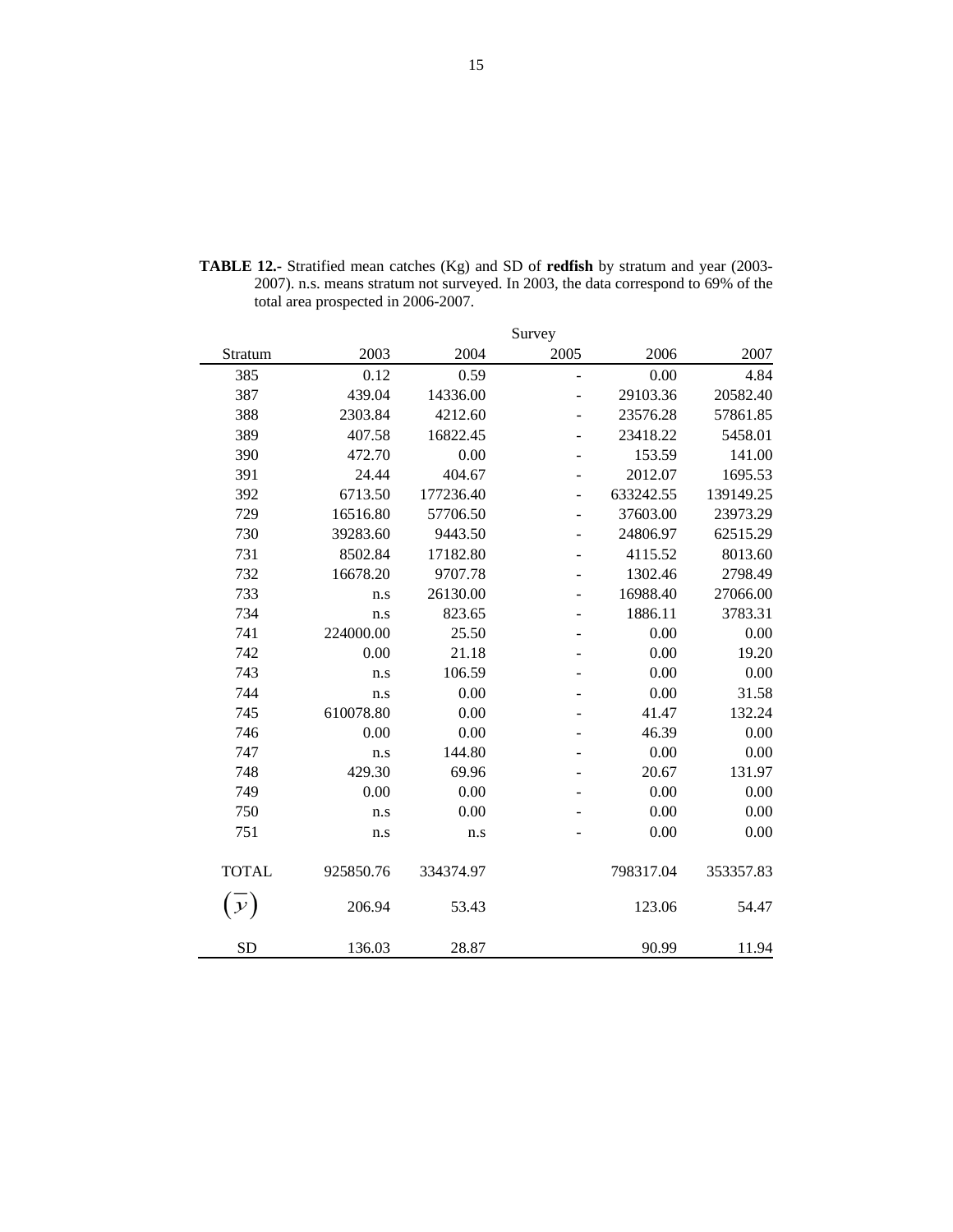**TABLE 12.-** Stratified mean catches (Kg) and SD of **redfish** by stratum and year (2003-2007). n.s. means stratum not surveyed. In 2003, the data correspond to 69% of the total area prospected in 2006-2007.

| | Survey | | | | |
|---|---|---|---|---|---|
| Stratum | 2003 | 2004 | 2005 | 2006 | 2007 |
| 385 | 0.12 | 0.59 | - | 0.00 | 4.84 |
| 387 | 439.04 | 14336.00 | - | 29103.36 | 20582.40 |
| 388 | 2303.84 | 4212.60 | - | 23576.28 | 57861.85 |
| 389 | 407.58 | 16822.45 | - | 23418.22 | 5458.01 |
| 390 | 472.70 | 0.00 | - | 153.59 | 141.00 |
| 391 | 24.44 | 404.67 | - | 2012.07 | 1695.53 |
| 392 | 6713.50 | 177236.40 | - | 633242.55 | 139149.25 |
| 729 | 16516.80 | 57706.50 | - | 37603.00 | 23973.29 |
| 730 | 39283.60 | 9443.50 | - | 24806.97 | 62515.29 |
| 731 | 8502.84 | 17182.80 | - | 4115.52 | 8013.60 |
| 732 | 16678.20 | 9707.78 | - | 1302.46 | 2798.49 |
| 733 | n.s | 26130.00 | - | 16988.40 | 27066.00 |
| 734 | n.s | 823.65 | - | 1886.11 | 3783.31 |
| 741 | 224000.00 | 25.50 | - | 0.00 | 0.00 |
| 742 | 0.00 | 21.18 | - | 0.00 | 19.20 |
| 743 | n.s | 106.59 | - | 0.00 | 0.00 |
| 744 | n.s | 0.00 | - | 0.00 | 31.58 |
| 745 | 610078.80 | 0.00 | - | 41.47 | 132.24 |
| 746 | 0.00 | 0.00 | - | 46.39 | 0.00 |
| 747 | n.s | 144.80 | - | 0.00 | 0.00 |
| 748 | 429.30 | 69.96 | - | 20.67 | 131.97 |
| 749 | 0.00 | 0.00 | - | 0.00 | 0.00 |
| 750 | n.s | 0.00 | - | 0.00 | 0.00 |
| 751 | n.s | n.s | - | 0.00 | 0.00 |
| TOTAL | 925850.76 | 334374.97 | | 798317.04 | 353357.83 |
| $(\bar{y})$ | 206.94 | 53.43 | | 123.06 | 54.47 |
| SD | 136.03 | 28.87 | | 90.99 | 11.94 |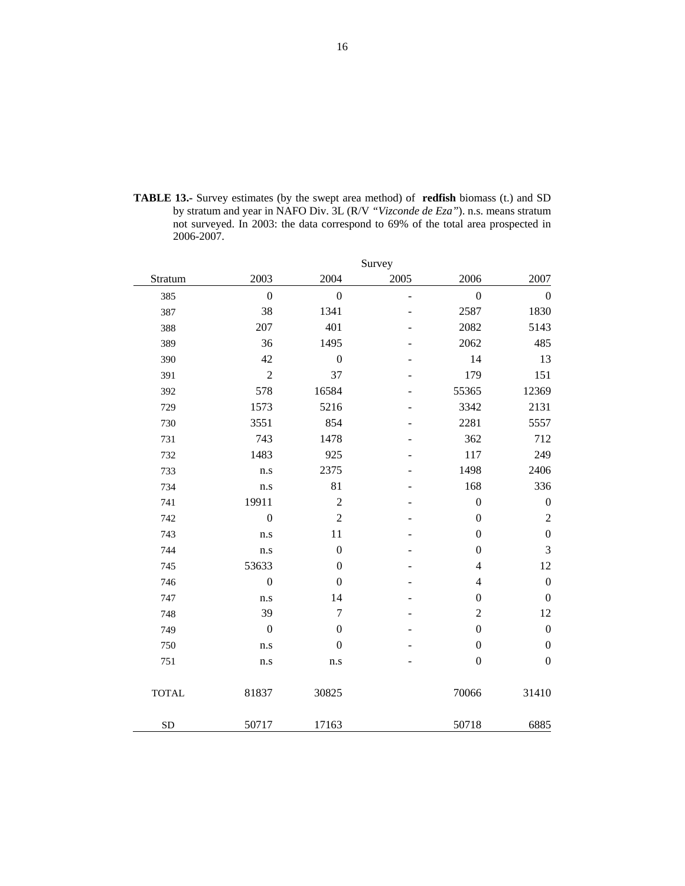**TABLE 13.-** Survey estimates (by the swept area method) of **redfish** biomass (t.) and SD by stratum and year in NAFO Div. 3L (R/V *"Vizconde de Eza"*). n.s. means stratum not surveyed. In 2003: the data correspond to 69% of the total area prospected in 2006-2007.

| | Survey | | | | |
|---|---|---|---|---|---|
| Stratum | 2003 | 2004 | 2005 | 2006 | 2007 |
| 385 | 0 | 0 | - | 0 | 0 |
| 387 | 38 | 1341 | - | 2587 | 1830 |
| 388 | 207 | 401 | - | 2082 | 5143 |
| 389 | 36 | 1495 | - | 2062 | 485 |
| 390 | 42 | 0 | - | 14 | 13 |
| 391 | 2 | 37 | - | 179 | 151 |
| 392 | 578 | 16584 | - | 55365 | 12369 |
| 729 | 1573 | 5216 | - | 3342 | 2131 |
| 730 | 3551 | 854 | - | 2281 | 5557 |
| 731 | 743 | 1478 | - | 362 | 712 |
| 732 | 1483 | 925 | - | 117 | 249 |
| 733 | n.s | 2375 | - | 1498 | 2406 |
| 734 | n.s | 81 | - | 168 | 336 |
| 741 | 19911 | 2 | - | 0 | 0 |
| 742 | 0 | 2 | - | 0 | 2 |
| 743 | n.s | 11 | - | 0 | 0 |
| 744 | n.s | 0 | - | 0 | 3 |
| 745 | 53633 | 0 | - | 4 | 12 |
| 746 | 0 | 0 | - | 4 | 0 |
| 747 | n.s | 14 | - | 0 | 0 |
| 748 | 39 | 7 | - | 2 | 12 |
| 749 | 0 | 0 | - | 0 | 0 |
| 750 | n.s | 0 | - | 0 | 0 |
| 751 | n.s | n.s | - | 0 | 0 |
| TOTAL | 81837 | 30825 | | 70066 | 31410 |
| SD | 50717 | 17163 | | 50718 | 6885 |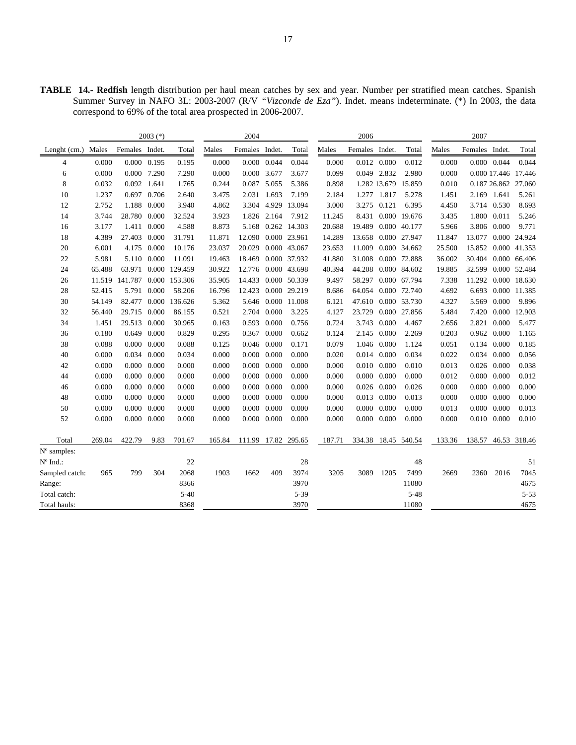**TABLE 14.- Redfish** length distribution per haul mean catches by sex and year. Number per stratified mean catches. Spanish Summer Survey in NAFO 3L: 2003-2007 (R/V *"Vizconde de Eza"*). Indet. means indeterminate. (*) In 2003, the data correspond to 69% of the total area prospected in 2006-2007.

| | 2003 (*) | | | | 2004 | | | | 2006 | | | | 2007 | | | |
|---|---|---|---|---|---|---|---|---|---|---|---|---|---|---|---|---|
| Lenght (cm.) | Males | Females | Indet. | Total | Males | Females | Indet. | Total | Males | Females | Indet. | Total | Males | Females | Indet. | Total |
| 4 | 0.000 | 0.000 | 0.195 | 0.195 | 0.000 | 0.000 | 0.044 | 0.044 | 0.000 | 0.012 | 0.000 | 0.012 | 0.000 | 0.000 | 0.044 | 0.044 |
| 6 | 0.000 | 0.000 | 7.290 | 7.290 | 0.000 | 0.000 | 3.677 | 3.677 | 0.099 | 0.049 | 2.832 | 2.980 | 0.000 | 0.000 | 17.446 | 17.446 |
| 8 | 0.032 | 0.092 | 1.641 | 1.765 | 0.244 | 0.087 | 5.055 | 5.386 | 0.898 | 1.282 | 13.679 | 15.859 | 0.010 | 0.187 | 26.862 | 27.060 |
| 10 | 1.237 | 0.697 | 0.706 | 2.640 | 3.475 | 2.031 | 1.693 | 7.199 | 2.184 | 1.277 | 1.817 | 5.278 | 1.451 | 2.169 | 1.641 | 5.261 |
| 12 | 2.752 | 1.188 | 0.000 | 3.940 | 4.862 | 3.304 | 4.929 | 13.094 | 3.000 | 3.275 | 0.121 | 6.395 | 4.450 | 3.714 | 0.530 | 8.693 |
| 14 | 3.744 | 28.780 | 0.000 | 32.524 | 3.923 | 1.826 | 2.164 | 7.912 | 11.245 | 8.431 | 0.000 | 19.676 | 3.435 | 1.800 | 0.011 | 5.246 |
| 16 | 3.177 | 1.411 | 0.000 | 4.588 | 8.873 | 5.168 | 0.262 | 14.303 | 20.688 | 19.489 | 0.000 | 40.177 | 5.966 | 3.806 | 0.000 | 9.771 |
| 18 | 4.389 | 27.403 | 0.000 | 31.791 | 11.871 | 12.090 | 0.000 | 23.961 | 14.289 | 13.658 | 0.000 | 27.947 | 11.847 | 13.077 | 0.000 | 24.924 |
| 20 | 6.001 | 4.175 | 0.000 | 10.176 | 23.037 | 20.029 | 0.000 | 43.067 | 23.653 | 11.009 | 0.000 | 34.662 | 25.500 | 15.852 | 0.000 | 41.353 |
| 22 | 5.981 | 5.110 | 0.000 | 11.091 | 19.463 | 18.469 | 0.000 | 37.932 | 41.880 | 31.008 | 0.000 | 72.888 | 36.002 | 30.404 | 0.000 | 66.406 |
| 24 | 65.488 | 63.971 | 0.000 | 129.459 | 30.922 | 12.776 | 0.000 | 43.698 | 40.394 | 44.208 | 0.000 | 84.602 | 19.885 | 32.599 | 0.000 | 52.484 |
| 26 | 11.519 | 141.787 | 0.000 | 153.306 | 35.905 | 14.433 | 0.000 | 50.339 | 9.497 | 58.297 | 0.000 | 67.794 | 7.338 | 11.292 | 0.000 | 18.630 |
| 28 | 52.415 | 5.791 | 0.000 | 58.206 | 16.796 | 12.423 | 0.000 | 29.219 | 8.686 | 64.054 | 0.000 | 72.740 | 4.692 | 6.693 | 0.000 | 11.385 |
| 30 | 54.149 | 82.477 | 0.000 | 136.626 | 5.362 | 5.646 | 0.000 | 11.008 | 6.121 | 47.610 | 0.000 | 53.730 | 4.327 | 5.569 | 0.000 | 9.896 |
| 32 | 56.440 | 29.715 | 0.000 | 86.155 | 0.521 | 2.704 | 0.000 | 3.225 | 4.127 | 23.729 | 0.000 | 27.856 | 5.484 | 7.420 | 0.000 | 12.903 |
| 34 | 1.451 | 29.513 | 0.000 | 30.965 | 0.163 | 0.593 | 0.000 | 0.756 | 0.724 | 3.743 | 0.000 | 4.467 | 2.656 | 2.821 | 0.000 | 5.477 |
| 36 | 0.180 | 0.649 | 0.000 | 0.829 | 0.295 | 0.367 | 0.000 | 0.662 | 0.124 | 2.145 | 0.000 | 2.269 | 0.203 | 0.962 | 0.000 | 1.165 |
| 38 | 0.088 | 0.000 | 0.000 | 0.088 | 0.125 | 0.046 | 0.000 | 0.171 | 0.079 | 1.046 | 0.000 | 1.124 | 0.051 | 0.134 | 0.000 | 0.185 |
| 40 | 0.000 | 0.034 | 0.000 | 0.034 | 0.000 | 0.000 | 0.000 | 0.000 | 0.020 | 0.014 | 0.000 | 0.034 | 0.022 | 0.034 | 0.000 | 0.056 |
| 42 | 0.000 | 0.000 | 0.000 | 0.000 | 0.000 | 0.000 | 0.000 | 0.000 | 0.000 | 0.010 | 0.000 | 0.010 | 0.013 | 0.026 | 0.000 | 0.038 |
| 44 | 0.000 | 0.000 | 0.000 | 0.000 | 0.000 | 0.000 | 0.000 | 0.000 | 0.000 | 0.000 | 0.000 | 0.000 | 0.012 | 0.000 | 0.000 | 0.012 |
| 46 | 0.000 | 0.000 | 0.000 | 0.000 | 0.000 | 0.000 | 0.000 | 0.000 | 0.000 | 0.026 | 0.000 | 0.026 | 0.000 | 0.000 | 0.000 | 0.000 |
| 48 | 0.000 | 0.000 | 0.000 | 0.000 | 0.000 | 0.000 | 0.000 | 0.000 | 0.000 | 0.013 | 0.000 | 0.013 | 0.000 | 0.000 | 0.000 | 0.000 |
| 50 | 0.000 | 0.000 | 0.000 | 0.000 | 0.000 | 0.000 | 0.000 | 0.000 | 0.000 | 0.000 | 0.000 | 0.000 | 0.013 | 0.000 | 0.000 | 0.013 |
| 52 | 0.000 | 0.000 | 0.000 | 0.000 | 0.000 | 0.000 | 0.000 | 0.000 | 0.000 | 0.000 | 0.000 | 0.000 | 0.000 | 0.010 | 0.000 | 0.010 |
| Total | 269.04 | 422.79 | 9.83 | 701.67 | 165.84 | 111.99 | 17.82 | 295.65 | 187.71 | 334.38 | 18.45 | 540.54 | 133.36 | 138.57 | 46.53 | 318.46 |
| Nº samples: | | | | | | | | | | | | | | | | |
| Nº Ind.: | | | | 22 | | | | 28 | | | | 48 | | | | 51 |
| Sampled catch: | 965 | 799 | 304 | 2068 | 1903 | 1662 | 409 | 3974 | 3205 | 3089 | 1205 | 7499 | 2669 | 2360 | 2016 | 7045 |
| Range: | | | | 8366 | | | | 3970 | | | | 11080 | | | | 4675 |
| Total catch: | | | | 5-40 | | | | 5-39 | | | | 5-48 | | | | 5-53 |
| Total hauls: | | | | 8368 | | | | 3970 | | | | 11080 | | | | 4675 |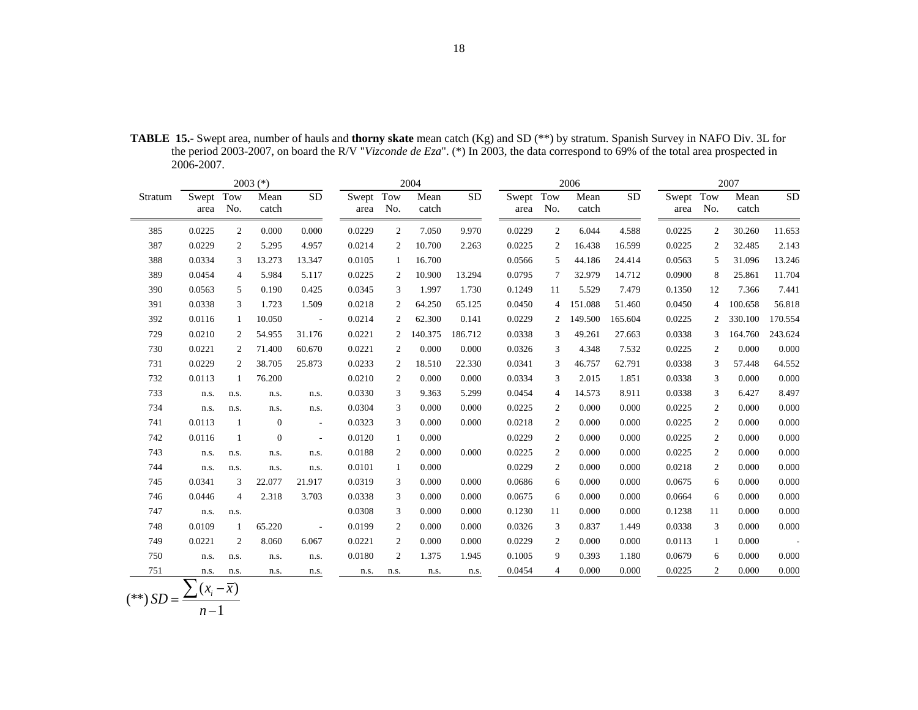**TABLE 15.-** Swept area, number of hauls and **thorny skate** mean catch (Kg) and SD (**) by stratum. Spanish Survey in NAFO Div. 3L for the period 2003-2007, on board the R/V "*Vizconde de Eza*". (*) In 2003, the data correspond to 69% of the total area prospected in 2006-2007.

| Stratum | 2003 (*) | | | | 2004 | | | | 2006 | | | | 2007 | | | |
|---|---|---|---|---|---|---|---|---|---|---|---|---|---|---|---|---|
| | Swept area | Tow No. | Mean catch | SD | Swept area | Tow No. | Mean catch | SD | Swept area | Tow No. | Mean catch | SD | Swept area | Tow No. | Mean catch | SD |
| 385 | 0.0225 | 2 | 0.000 | 0.000 | 0.0229 | 2 | 7.050 | 9.970 | 0.0229 | 2 | 6.044 | 4.588 | 0.0225 | 2 | 30.260 | 11.653 |
| 387 | 0.0229 | 2 | 5.295 | 4.957 | 0.0214 | 2 | 10.700 | 2.263 | 0.0225 | 2 | 16.438 | 16.599 | 0.0225 | 2 | 32.485 | 2.143 |
| 388 | 0.0334 | 3 | 13.273 | 13.347 | 0.0105 | 1 | 16.700 | | 0.0566 | 5 | 44.186 | 24.414 | 0.0563 | 5 | 31.096 | 13.246 |
| 389 | 0.0454 | 4 | 5.984 | 5.117 | 0.0225 | 2 | 10.900 | 13.294 | 0.0795 | 7 | 32.979 | 14.712 | 0.0900 | 8 | 25.861 | 11.704 |
| 390 | 0.0563 | 5 | 0.190 | 0.425 | 0.0345 | 3 | 1.997 | 1.730 | 0.1249 | 11 | 5.529 | 7.479 | 0.1350 | 12 | 7.366 | 7.441 |
| 391 | 0.0338 | 3 | 1.723 | 1.509 | 0.0218 | 2 | 64.250 | 65.125 | 0.0450 | 4 | 151.088 | 51.460 | 0.0450 | 4 | 100.658 | 56.818 |
| 392 | 0.0116 | 1 | 10.050 | - | 0.0214 | 2 | 62.300 | 0.141 | 0.0229 | 2 | 149.500 | 165.604 | 0.0225 | 2 | 330.100 | 170.554 |
| 729 | 0.0210 | 2 | 54.955 | 31.176 | 0.0221 | 2 | 140.375 | 186.712 | 0.0338 | 3 | 49.261 | 27.663 | 0.0338 | 3 | 164.760 | 243.624 |
| 730 | 0.0221 | 2 | 71.400 | 60.670 | 0.0221 | 2 | 0.000 | 0.000 | 0.0326 | 3 | 4.348 | 7.532 | 0.0225 | 2 | 0.000 | 0.000 |
| 731 | 0.0229 | 2 | 38.705 | 25.873 | 0.0233 | 2 | 18.510 | 22.330 | 0.0341 | 3 | 46.757 | 62.791 | 0.0338 | 3 | 57.448 | 64.552 |
| 732 | 0.0113 | 1 | 76.200 | | 0.0210 | 2 | 0.000 | 0.000 | 0.0334 | 3 | 2.015 | 1.851 | 0.0338 | 3 | 0.000 | 0.000 |
| 733 | n.s. | n.s. | n.s. | n.s. | 0.0330 | 3 | 9.363 | 5.299 | 0.0454 | 4 | 14.573 | 8.911 | 0.0338 | 3 | 6.427 | 8.497 |
| 734 | n.s. | n.s. | n.s. | n.s. | 0.0304 | 3 | 0.000 | 0.000 | 0.0225 | 2 | 0.000 | 0.000 | 0.0225 | 2 | 0.000 | 0.000 |
| 741 | 0.0113 | 1 | 0 | - | 0.0323 | 3 | 0.000 | 0.000 | 0.0218 | 2 | 0.000 | 0.000 | 0.0225 | 2 | 0.000 | 0.000 |
| 742 | 0.0116 | 1 | 0 | - | 0.0120 | 1 | 0.000 | | 0.0229 | 2 | 0.000 | 0.000 | 0.0225 | 2 | 0.000 | 0.000 |
| 743 | n.s. | n.s. | n.s. | n.s. | 0.0188 | 2 | 0.000 | 0.000 | 0.0225 | 2 | 0.000 | 0.000 | 0.0225 | 2 | 0.000 | 0.000 |
| 744 | n.s. | n.s. | n.s. | n.s. | 0.0101 | 1 | 0.000 | | 0.0229 | 2 | 0.000 | 0.000 | 0.0218 | 2 | 0.000 | 0.000 |
| 745 | 0.0341 | 3 | 22.077 | 21.917 | 0.0319 | 3 | 0.000 | 0.000 | 0.0686 | 6 | 0.000 | 0.000 | 0.0675 | 6 | 0.000 | 0.000 |
| 746 | 0.0446 | 4 | 2.318 | 3.703 | 0.0338 | 3 | 0.000 | 0.000 | 0.0675 | 6 | 0.000 | 0.000 | 0.0664 | 6 | 0.000 | 0.000 |
| 747 | n.s. | n.s. | | | 0.0308 | 3 | 0.000 | 0.000 | 0.1230 | 11 | 0.000 | 0.000 | 0.1238 | 11 | 0.000 | 0.000 |
| 748 | 0.0109 | 1 | 65.220 | - | 0.0199 | 2 | 0.000 | 0.000 | 0.0326 | 3 | 0.837 | 1.449 | 0.0338 | 3 | 0.000 | 0.000 |
| 749 | 0.0221 | 2 | 8.060 | 6.067 | 0.0221 | 2 | 0.000 | 0.000 | 0.0229 | 2 | 0.000 | 0.000 | 0.0113 | 1 | 0.000 | - |
| 750 | n.s. | n.s. | n.s. | n.s. | 0.0180 | 2 | 1.375 | 1.945 | 0.1005 | 9 | 0.393 | 1.180 | 0.0679 | 6 | 0.000 | 0.000 |
| 751 | n.s. | n.s. | n.s. | n.s. | n.s. | n.s. | n.s. | n.s. | 0.0454 | 4 | 0.000 | 0.000 | 0.0225 | 2 | 0.000 | 0.000 |

$$(**)\ SD = \frac{\sum (x_i - \bar{x})}{n-1}$$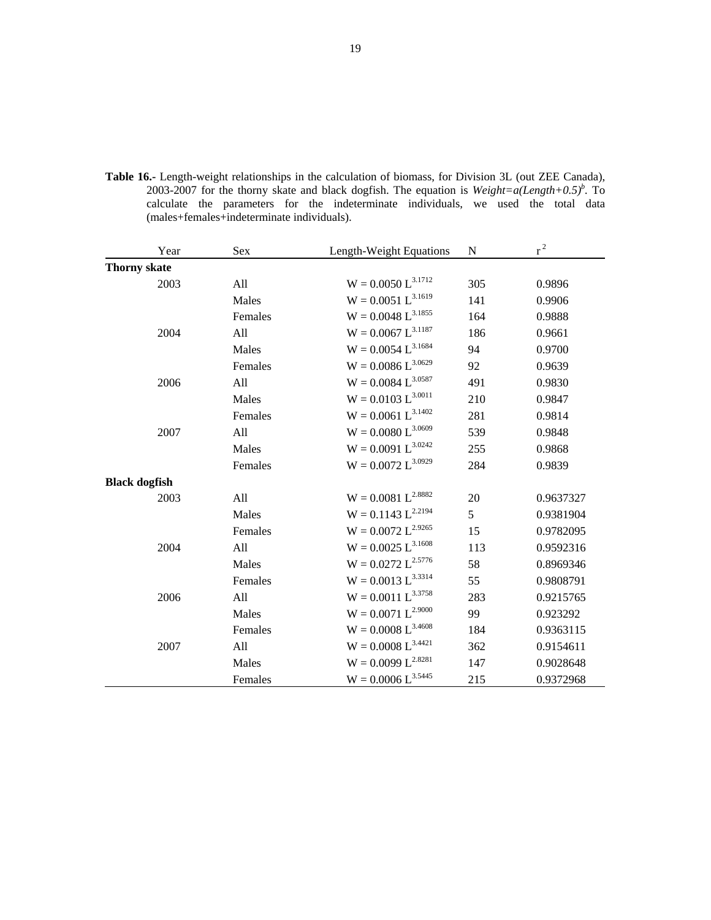**Table 16.-** Length-weight relationships in the calculation of biomass, for Division 3L (out ZEE Canada), 2003-2007 for the thorny skate and black dogfish. The equation is *Weight=a(Length+0.5)*$^b$. To calculate the parameters for the indeterminate individuals, we used the total data (males+females+indeterminate individuals).

| Year | Sex | Length-Weight Equations | N | $r^2$ |
|---|---|---|---|---|
| **Thorny skate** | | | | |
| 2003 | All | $W = 0.0050\ L^{3.1712}$ | 305 | 0.9896 |
| | Males | $W = 0.0051\ L^{3.1619}$ | 141 | 0.9906 |
| | Females | $W = 0.0048\ L^{3.1855}$ | 164 | 0.9888 |
| 2004 | All | $W = 0.0067\ L^{3.1187}$ | 186 | 0.9661 |
| | Males | $W = 0.0054\ L^{3.1684}$ | 94 | 0.9700 |
| | Females | $W = 0.0086\ L^{3.0629}$ | 92 | 0.9639 |
| 2006 | All | $W = 0.0084\ L^{3.0587}$ | 491 | 0.9830 |
| | Males | $W = 0.0103\ L^{3.0011}$ | 210 | 0.9847 |
| | Females | $W = 0.0061\ L^{3.1402}$ | 281 | 0.9814 |
| 2007 | All | $W = 0.0080\ L^{3.0609}$ | 539 | 0.9848 |
| | Males | $W = 0.0091\ L^{3.0242}$ | 255 | 0.9868 |
| | Females | $W = 0.0072\ L^{3.0929}$ | 284 | 0.9839 |
| **Black dogfish** | | | | |
| 2003 | All | $W = 0.0081\ L^{2.8882}$ | 20 | 0.9637327 |
| | Males | $W = 0.1143\ L^{2.2194}$ | 5 | 0.9381904 |
| | Females | $W = 0.0072\ L^{2.9265}$ | 15 | 0.9782095 |
| 2004 | All | $W = 0.0025\ L^{3.1608}$ | 113 | 0.9592316 |
| | Males | $W = 0.0272\ L^{2.5776}$ | 58 | 0.8969346 |
| | Females | $W = 0.0013\ L^{3.3314}$ | 55 | 0.9808791 |
| 2006 | All | $W = 0.0011\ L^{3.3758}$ | 283 | 0.9215765 |
| | Males | $W = 0.0071\ L^{2.9000}$ | 99 | 0.923292 |
| | Females | $W = 0.0008\ L^{3.4608}$ | 184 | 0.9363115 |
| 2007 | All | $W = 0.0008\ L^{3.4421}$ | 362 | 0.9154611 |
| | Males | $W = 0.0099\ L^{2.8281}$ | 147 | 0.9028648 |
| | Females | $W = 0.0006\ L^{3.5445}$ | 215 | 0.9372968 |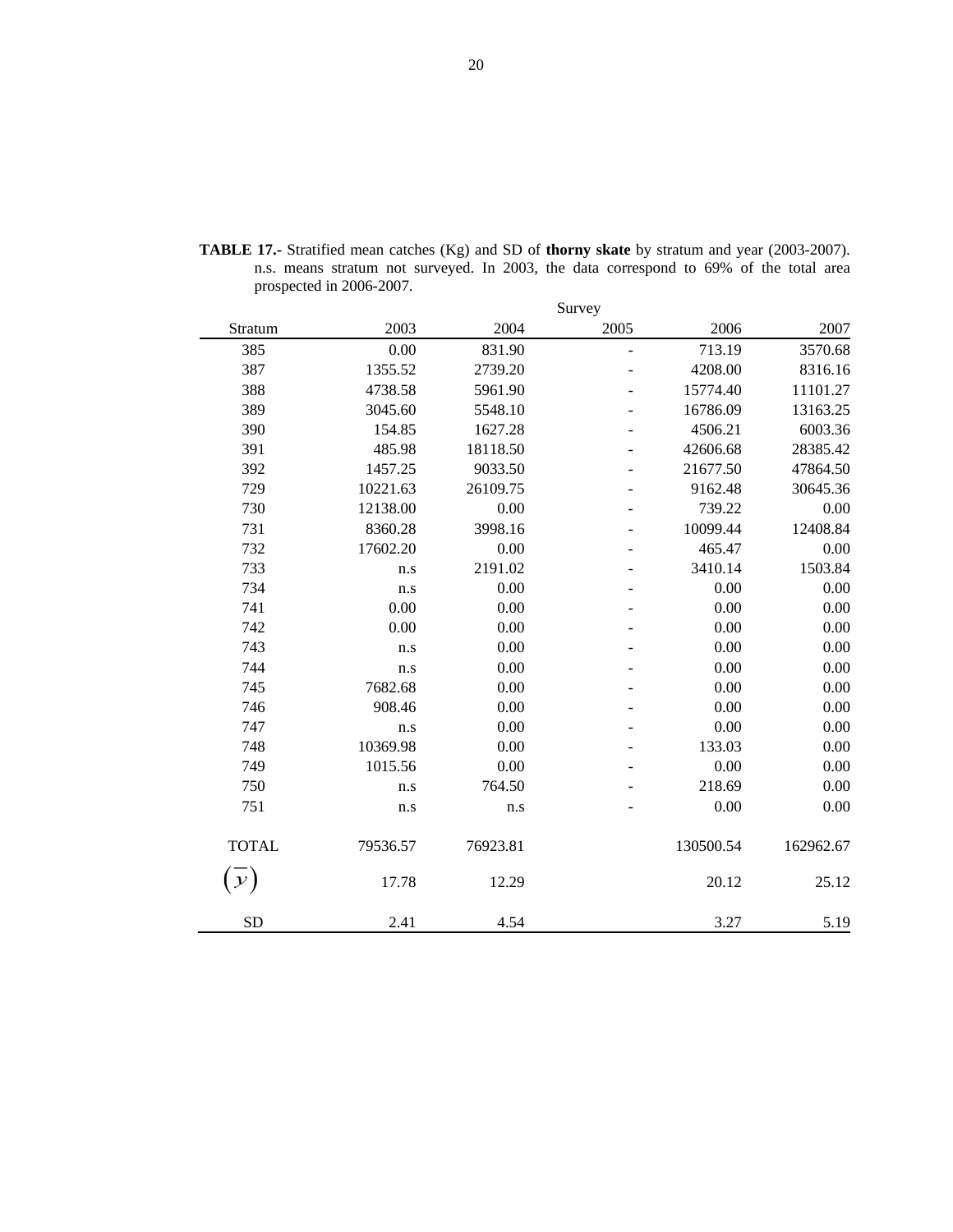**TABLE 17.-** Stratified mean catches (Kg) and SD of **thorny skate** by stratum and year (2003-2007). n.s. means stratum not surveyed. In 2003, the data correspond to 69% of the total area prospected in 2006-2007.

| | Survey | | | | |
|---|---|---|---|---|---|
| Stratum | 2003 | 2004 | 2005 | 2006 | 2007 |
| 385 | 0.00 | 831.90 | - | 713.19 | 3570.68 |
| 387 | 1355.52 | 2739.20 | - | 4208.00 | 8316.16 |
| 388 | 4738.58 | 5961.90 | - | 15774.40 | 11101.27 |
| 389 | 3045.60 | 5548.10 | - | 16786.09 | 13163.25 |
| 390 | 154.85 | 1627.28 | - | 4506.21 | 6003.36 |
| 391 | 485.98 | 18118.50 | - | 42606.68 | 28385.42 |
| 392 | 1457.25 | 9033.50 | - | 21677.50 | 47864.50 |
| 729 | 10221.63 | 26109.75 | - | 9162.48 | 30645.36 |
| 730 | 12138.00 | 0.00 | - | 739.22 | 0.00 |
| 731 | 8360.28 | 3998.16 | - | 10099.44 | 12408.84 |
| 732 | 17602.20 | 0.00 | - | 465.47 | 0.00 |
| 733 | n.s | 2191.02 | - | 3410.14 | 1503.84 |
| 734 | n.s | 0.00 | - | 0.00 | 0.00 |
| 741 | 0.00 | 0.00 | - | 0.00 | 0.00 |
| 742 | 0.00 | 0.00 | - | 0.00 | 0.00 |
| 743 | n.s | 0.00 | - | 0.00 | 0.00 |
| 744 | n.s | 0.00 | - | 0.00 | 0.00 |
| 745 | 7682.68 | 0.00 | - | 0.00 | 0.00 |
| 746 | 908.46 | 0.00 | - | 0.00 | 0.00 |
| 747 | n.s | 0.00 | - | 0.00 | 0.00 |
| 748 | 10369.98 | 0.00 | - | 133.03 | 0.00 |
| 749 | 1015.56 | 0.00 | - | 0.00 | 0.00 |
| 750 | n.s | 764.50 | - | 218.69 | 0.00 |
| 751 | n.s | n.s | - | 0.00 | 0.00 |
| TOTAL | 79536.57 | 76923.81 | | 130500.54 | 162962.67 |
| $(\bar{y})$ | 17.78 | 12.29 | | 20.12 | 25.12 |
| SD | 2.41 | 4.54 | | 3.27 | 5.19 |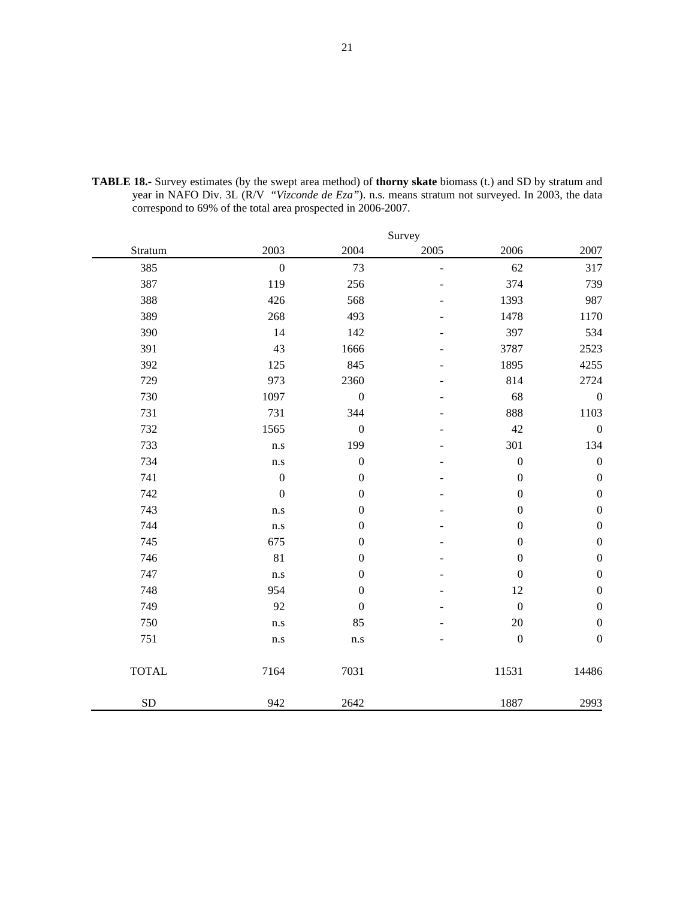**TABLE 18.-** Survey estimates (by the swept area method) of **thorny skate** biomass (t.) and SD by stratum and year in NAFO Div. 3L (R/V *"Vizconde de Eza"*). n.s. means stratum not surveyed. In 2003, the data correspond to 69% of the total area prospected in 2006-2007.

| | Survey | | | | |
|---|---|---|---|---|---|
| Stratum | 2003 | 2004 | 2005 | 2006 | 2007 |
| 385 | 0 | 73 | - | 62 | 317 |
| 387 | 119 | 256 | - | 374 | 739 |
| 388 | 426 | 568 | - | 1393 | 987 |
| 389 | 268 | 493 | - | 1478 | 1170 |
| 390 | 14 | 142 | - | 397 | 534 |
| 391 | 43 | 1666 | - | 3787 | 2523 |
| 392 | 125 | 845 | - | 1895 | 4255 |
| 729 | 973 | 2360 | - | 814 | 2724 |
| 730 | 1097 | 0 | - | 68 | 0 |
| 731 | 731 | 344 | - | 888 | 1103 |
| 732 | 1565 | 0 | - | 42 | 0 |
| 733 | n.s | 199 | - | 301 | 134 |
| 734 | n.s | 0 | - | 0 | 0 |
| 741 | 0 | 0 | - | 0 | 0 |
| 742 | 0 | 0 | - | 0 | 0 |
| 743 | n.s | 0 | - | 0 | 0 |
| 744 | n.s | 0 | - | 0 | 0 |
| 745 | 675 | 0 | - | 0 | 0 |
| 746 | 81 | 0 | - | 0 | 0 |
| 747 | n.s | 0 | - | 0 | 0 |
| 748 | 954 | 0 | - | 12 | 0 |
| 749 | 92 | 0 | - | 0 | 0 |
| 750 | n.s | 85 | - | 20 | 0 |
| 751 | n.s | n.s | - | 0 | 0 |
| TOTAL | 7164 | 7031 | | 11531 | 14486 |
| SD | 942 | 2642 | | 1887 | 2993 |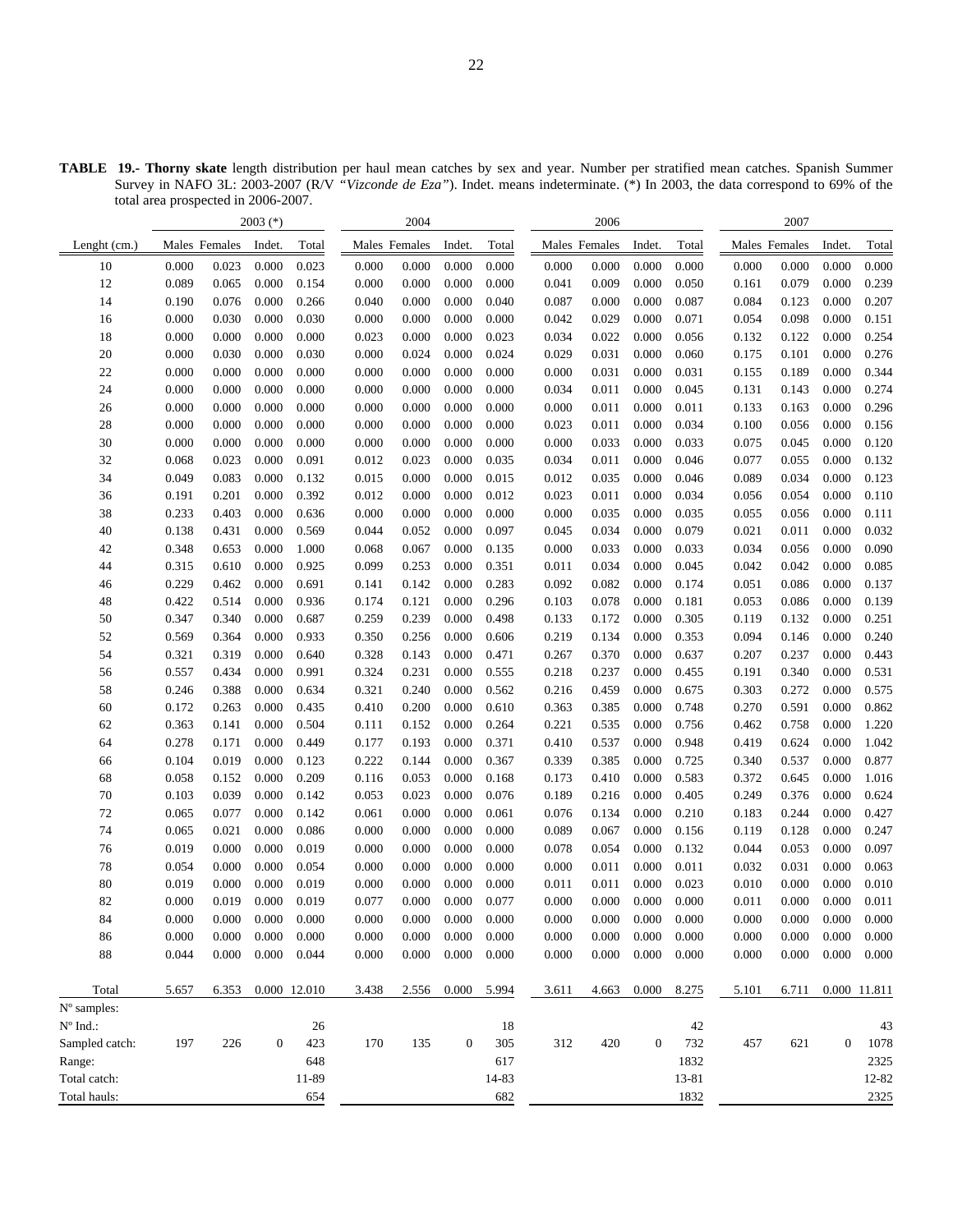**TABLE 19.- Thorny skate** length distribution per haul mean catches by sex and year. Number per stratified mean catches. Spanish Summer Survey in NAFO 3L: 2003-2007 (R/V *"Vizconde de Eza"*). Indet. means indeterminate. (*) In 2003, the data correspond to 69% of the total area prospected in 2006-2007.

| | 2003 (*) | | | | 2004 | | | | 2006 | | | | 2007 | | | |
|---|---|---|---|---|---|---|---|---|---|---|---|---|---|---|---|---|
| Lenght (cm.) | Males | Females | Indet. | Total | Males | Females | Indet. | Total | Males | Females | Indet. | Total | Males | Females | Indet. | Total |
| 10 | 0.000 | 0.023 | 0.000 | 0.023 | 0.000 | 0.000 | 0.000 | 0.000 | 0.000 | 0.000 | 0.000 | 0.000 | 0.000 | 0.000 | 0.000 | 0.000 |
| 12 | 0.089 | 0.065 | 0.000 | 0.154 | 0.000 | 0.000 | 0.000 | 0.000 | 0.041 | 0.009 | 0.000 | 0.050 | 0.161 | 0.079 | 0.000 | 0.239 |
| 14 | 0.190 | 0.076 | 0.000 | 0.266 | 0.040 | 0.000 | 0.000 | 0.040 | 0.087 | 0.000 | 0.000 | 0.087 | 0.084 | 0.123 | 0.000 | 0.207 |
| 16 | 0.000 | 0.030 | 0.000 | 0.030 | 0.000 | 0.000 | 0.000 | 0.000 | 0.042 | 0.029 | 0.000 | 0.071 | 0.054 | 0.098 | 0.000 | 0.151 |
| 18 | 0.000 | 0.000 | 0.000 | 0.000 | 0.023 | 0.000 | 0.000 | 0.023 | 0.034 | 0.022 | 0.000 | 0.056 | 0.132 | 0.122 | 0.000 | 0.254 |
| 20 | 0.000 | 0.030 | 0.000 | 0.030 | 0.000 | 0.024 | 0.000 | 0.024 | 0.029 | 0.031 | 0.000 | 0.060 | 0.175 | 0.101 | 0.000 | 0.276 |
| 22 | 0.000 | 0.000 | 0.000 | 0.000 | 0.000 | 0.000 | 0.000 | 0.000 | 0.000 | 0.031 | 0.000 | 0.031 | 0.155 | 0.189 | 0.000 | 0.344 |
| 24 | 0.000 | 0.000 | 0.000 | 0.000 | 0.000 | 0.000 | 0.000 | 0.000 | 0.034 | 0.011 | 0.000 | 0.045 | 0.131 | 0.143 | 0.000 | 0.274 |
| 26 | 0.000 | 0.000 | 0.000 | 0.000 | 0.000 | 0.000 | 0.000 | 0.000 | 0.000 | 0.011 | 0.000 | 0.011 | 0.133 | 0.163 | 0.000 | 0.296 |
| 28 | 0.000 | 0.000 | 0.000 | 0.000 | 0.000 | 0.000 | 0.000 | 0.000 | 0.023 | 0.011 | 0.000 | 0.034 | 0.100 | 0.056 | 0.000 | 0.156 |
| 30 | 0.000 | 0.000 | 0.000 | 0.000 | 0.000 | 0.000 | 0.000 | 0.000 | 0.000 | 0.033 | 0.000 | 0.033 | 0.075 | 0.045 | 0.000 | 0.120 |
| 32 | 0.068 | 0.023 | 0.000 | 0.091 | 0.012 | 0.023 | 0.000 | 0.035 | 0.034 | 0.011 | 0.000 | 0.046 | 0.077 | 0.055 | 0.000 | 0.132 |
| 34 | 0.049 | 0.083 | 0.000 | 0.132 | 0.015 | 0.000 | 0.000 | 0.015 | 0.012 | 0.035 | 0.000 | 0.046 | 0.089 | 0.034 | 0.000 | 0.123 |
| 36 | 0.191 | 0.201 | 0.000 | 0.392 | 0.012 | 0.000 | 0.000 | 0.012 | 0.023 | 0.011 | 0.000 | 0.034 | 0.056 | 0.054 | 0.000 | 0.110 |
| 38 | 0.233 | 0.403 | 0.000 | 0.636 | 0.000 | 0.000 | 0.000 | 0.000 | 0.000 | 0.035 | 0.000 | 0.035 | 0.055 | 0.056 | 0.000 | 0.111 |
| 40 | 0.138 | 0.431 | 0.000 | 0.569 | 0.044 | 0.052 | 0.000 | 0.097 | 0.045 | 0.034 | 0.000 | 0.079 | 0.021 | 0.011 | 0.000 | 0.032 |
| 42 | 0.348 | 0.653 | 0.000 | 1.000 | 0.068 | 0.067 | 0.000 | 0.135 | 0.000 | 0.033 | 0.000 | 0.033 | 0.034 | 0.056 | 0.000 | 0.090 |
| 44 | 0.315 | 0.610 | 0.000 | 0.925 | 0.099 | 0.253 | 0.000 | 0.351 | 0.011 | 0.034 | 0.000 | 0.045 | 0.042 | 0.042 | 0.000 | 0.085 |
| 46 | 0.229 | 0.462 | 0.000 | 0.691 | 0.141 | 0.142 | 0.000 | 0.283 | 0.092 | 0.082 | 0.000 | 0.174 | 0.051 | 0.086 | 0.000 | 0.137 |
| 48 | 0.422 | 0.514 | 0.000 | 0.936 | 0.174 | 0.121 | 0.000 | 0.296 | 0.103 | 0.078 | 0.000 | 0.181 | 0.053 | 0.086 | 0.000 | 0.139 |
| 50 | 0.347 | 0.340 | 0.000 | 0.687 | 0.259 | 0.239 | 0.000 | 0.498 | 0.133 | 0.172 | 0.000 | 0.305 | 0.119 | 0.132 | 0.000 | 0.251 |
| 52 | 0.569 | 0.364 | 0.000 | 0.933 | 0.350 | 0.256 | 0.000 | 0.606 | 0.219 | 0.134 | 0.000 | 0.353 | 0.094 | 0.146 | 0.000 | 0.240 |
| 54 | 0.321 | 0.319 | 0.000 | 0.640 | 0.328 | 0.143 | 0.000 | 0.471 | 0.267 | 0.370 | 0.000 | 0.637 | 0.207 | 0.237 | 0.000 | 0.443 |
| 56 | 0.557 | 0.434 | 0.000 | 0.991 | 0.324 | 0.231 | 0.000 | 0.555 | 0.218 | 0.237 | 0.000 | 0.455 | 0.191 | 0.340 | 0.000 | 0.531 |
| 58 | 0.246 | 0.388 | 0.000 | 0.634 | 0.321 | 0.240 | 0.000 | 0.562 | 0.216 | 0.459 | 0.000 | 0.675 | 0.303 | 0.272 | 0.000 | 0.575 |
| 60 | 0.172 | 0.263 | 0.000 | 0.435 | 0.410 | 0.200 | 0.000 | 0.610 | 0.363 | 0.385 | 0.000 | 0.748 | 0.270 | 0.591 | 0.000 | 0.862 |
| 62 | 0.363 | 0.141 | 0.000 | 0.504 | 0.111 | 0.152 | 0.000 | 0.264 | 0.221 | 0.535 | 0.000 | 0.756 | 0.462 | 0.758 | 0.000 | 1.220 |
| 64 | 0.278 | 0.171 | 0.000 | 0.449 | 0.177 | 0.193 | 0.000 | 0.371 | 0.410 | 0.537 | 0.000 | 0.948 | 0.419 | 0.624 | 0.000 | 1.042 |
| 66 | 0.104 | 0.019 | 0.000 | 0.123 | 0.222 | 0.144 | 0.000 | 0.367 | 0.339 | 0.385 | 0.000 | 0.725 | 0.340 | 0.537 | 0.000 | 0.877 |
| 68 | 0.058 | 0.152 | 0.000 | 0.209 | 0.116 | 0.053 | 0.000 | 0.168 | 0.173 | 0.410 | 0.000 | 0.583 | 0.372 | 0.645 | 0.000 | 1.016 |
| 70 | 0.103 | 0.039 | 0.000 | 0.142 | 0.053 | 0.023 | 0.000 | 0.076 | 0.189 | 0.216 | 0.000 | 0.405 | 0.249 | 0.376 | 0.000 | 0.624 |
| 72 | 0.065 | 0.077 | 0.000 | 0.142 | 0.061 | 0.000 | 0.000 | 0.061 | 0.076 | 0.134 | 0.000 | 0.210 | 0.183 | 0.244 | 0.000 | 0.427 |
| 74 | 0.065 | 0.021 | 0.000 | 0.086 | 0.000 | 0.000 | 0.000 | 0.000 | 0.089 | 0.067 | 0.000 | 0.156 | 0.119 | 0.128 | 0.000 | 0.247 |
| 76 | 0.019 | 0.000 | 0.000 | 0.019 | 0.000 | 0.000 | 0.000 | 0.000 | 0.078 | 0.054 | 0.000 | 0.132 | 0.044 | 0.053 | 0.000 | 0.097 |
| 78 | 0.054 | 0.000 | 0.000 | 0.054 | 0.000 | 0.000 | 0.000 | 0.000 | 0.000 | 0.011 | 0.000 | 0.011 | 0.032 | 0.031 | 0.000 | 0.063 |
| 80 | 0.019 | 0.000 | 0.000 | 0.019 | 0.000 | 0.000 | 0.000 | 0.000 | 0.011 | 0.011 | 0.000 | 0.023 | 0.010 | 0.000 | 0.000 | 0.010 |
| 82 | 0.000 | 0.019 | 0.000 | 0.019 | 0.077 | 0.000 | 0.000 | 0.077 | 0.000 | 0.000 | 0.000 | 0.000 | 0.011 | 0.000 | 0.000 | 0.011 |
| 84 | 0.000 | 0.000 | 0.000 | 0.000 | 0.000 | 0.000 | 0.000 | 0.000 | 0.000 | 0.000 | 0.000 | 0.000 | 0.000 | 0.000 | 0.000 | 0.000 |
| 86 | 0.000 | 0.000 | 0.000 | 0.000 | 0.000 | 0.000 | 0.000 | 0.000 | 0.000 | 0.000 | 0.000 | 0.000 | 0.000 | 0.000 | 0.000 | 0.000 |
| 88 | 0.044 | 0.000 | 0.000 | 0.044 | 0.000 | 0.000 | 0.000 | 0.000 | 0.000 | 0.000 | 0.000 | 0.000 | 0.000 | 0.000 | 0.000 | 0.000 |
| Total | 5.657 | 6.353 | 0.000 | 12.010 | 3.438 | 2.556 | 0.000 | 5.994 | 3.611 | 4.663 | 0.000 | 8.275 | 5.101 | 6.711 | 0.000 | 11.811 |
| Nº samples: | | | | | | | | | | | | | | | | |
| Nº Ind.: | | | | 26 | | | | 18 | | | | 42 | | | | 43 |
| Sampled catch: | 197 | 226 | 0 | 423 | 170 | 135 | 0 | 305 | 312 | 420 | 0 | 732 | 457 | 621 | 0 | 1078 |
| Range: | | | | 648 | | | | 617 | | | | 1832 | | | | 2325 |
| Total catch: | | | | 11-89 | | | | 14-83 | | | | 13-81 | | | | 12-82 |
| Total hauls: | | | | 654 | | | | 682 | | | | 1832 | | | | 2325 |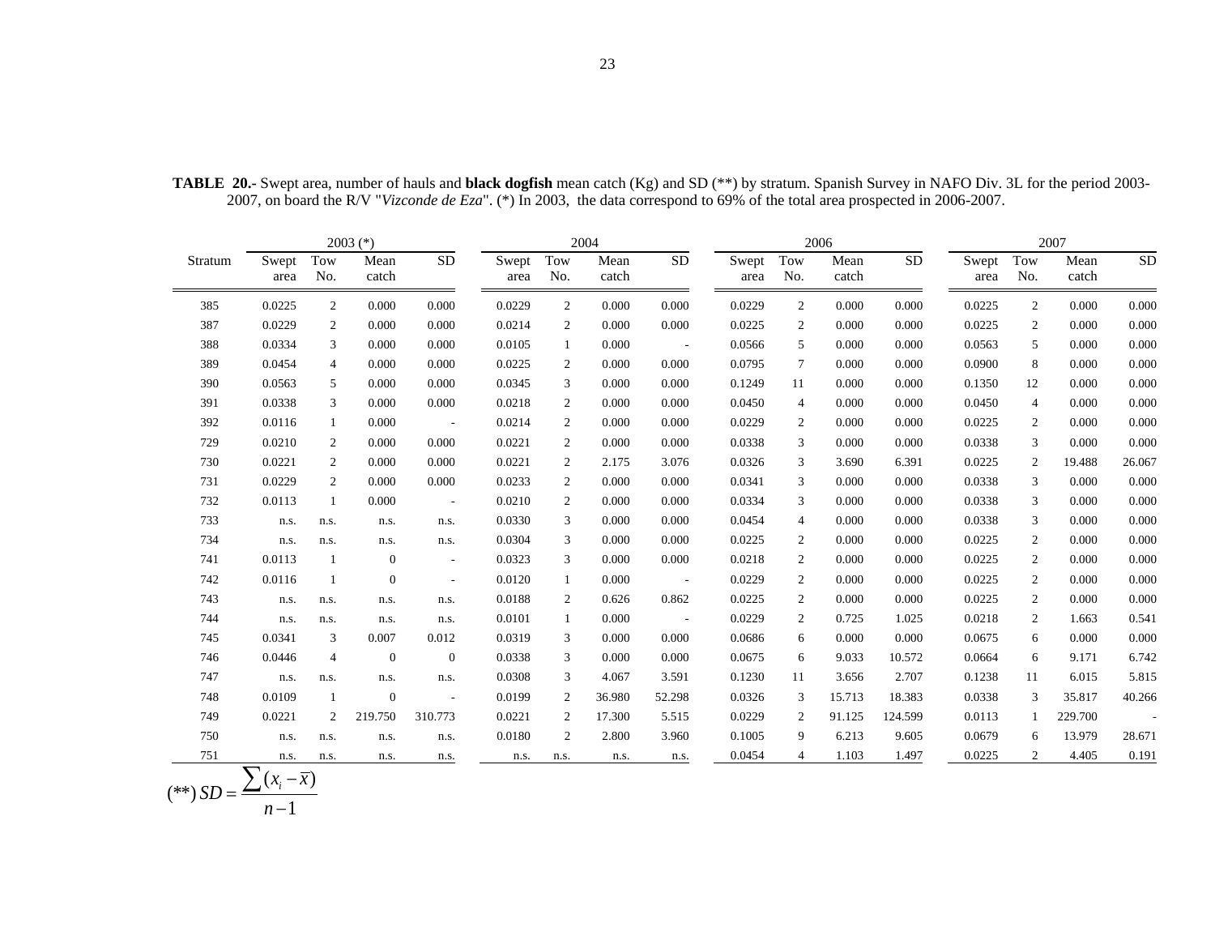**TABLE 20.-** Swept area, number of hauls and **black dogfish** mean catch (Kg) and SD (**) by stratum. Spanish Survey in NAFO Div. 3L for the period 2003-2007, on board the R/V "*Vizconde de Eza*". (*) In 2003, the data correspond to 69% of the total area prospected in 2006-2007.

| Stratum | 2003 (*) | | | | 2004 | | | | 2006 | | | | 2007 | | | |
|---|---|---|---|---|---|---|---|---|---|---|---|---|---|---|---|---|
| | Swept area | Tow No. | Mean catch | SD | Swept area | Tow No. | Mean catch | SD | Swept area | Tow No. | Mean catch | SD | Swept area | Tow No. | Mean catch | SD |
| 385 | 0.0225 | 2 | 0.000 | 0.000 | 0.0229 | 2 | 0.000 | 0.000 | 0.0229 | 2 | 0.000 | 0.000 | 0.0225 | 2 | 0.000 | 0.000 |
| 387 | 0.0229 | 2 | 0.000 | 0.000 | 0.0214 | 2 | 0.000 | 0.000 | 0.0225 | 2 | 0.000 | 0.000 | 0.0225 | 2 | 0.000 | 0.000 |
| 388 | 0.0334 | 3 | 0.000 | 0.000 | 0.0105 | 1 | 0.000 | - | 0.0566 | 5 | 0.000 | 0.000 | 0.0563 | 5 | 0.000 | 0.000 |
| 389 | 0.0454 | 4 | 0.000 | 0.000 | 0.0225 | 2 | 0.000 | 0.000 | 0.0795 | 7 | 0.000 | 0.000 | 0.0900 | 8 | 0.000 | 0.000 |
| 390 | 0.0563 | 5 | 0.000 | 0.000 | 0.0345 | 3 | 0.000 | 0.000 | 0.1249 | 11 | 0.000 | 0.000 | 0.1350 | 12 | 0.000 | 0.000 |
| 391 | 0.0338 | 3 | 0.000 | 0.000 | 0.0218 | 2 | 0.000 | 0.000 | 0.0450 | 4 | 0.000 | 0.000 | 0.0450 | 4 | 0.000 | 0.000 |
| 392 | 0.0116 | 1 | 0.000 | - | 0.0214 | 2 | 0.000 | 0.000 | 0.0229 | 2 | 0.000 | 0.000 | 0.0225 | 2 | 0.000 | 0.000 |
| 729 | 0.0210 | 2 | 0.000 | 0.000 | 0.0221 | 2 | 0.000 | 0.000 | 0.0338 | 3 | 0.000 | 0.000 | 0.0338 | 3 | 0.000 | 0.000 |
| 730 | 0.0221 | 2 | 0.000 | 0.000 | 0.0221 | 2 | 2.175 | 3.076 | 0.0326 | 3 | 3.690 | 6.391 | 0.0225 | 2 | 19.488 | 26.067 |
| 731 | 0.0229 | 2 | 0.000 | 0.000 | 0.0233 | 2 | 0.000 | 0.000 | 0.0341 | 3 | 0.000 | 0.000 | 0.0338 | 3 | 0.000 | 0.000 |
| 732 | 0.0113 | 1 | 0.000 | - | 0.0210 | 2 | 0.000 | 0.000 | 0.0334 | 3 | 0.000 | 0.000 | 0.0338 | 3 | 0.000 | 0.000 |
| 733 | n.s. | n.s. | n.s. | n.s. | 0.0330 | 3 | 0.000 | 0.000 | 0.0454 | 4 | 0.000 | 0.000 | 0.0338 | 3 | 0.000 | 0.000 |
| 734 | n.s. | n.s. | n.s. | n.s. | 0.0304 | 3 | 0.000 | 0.000 | 0.0225 | 2 | 0.000 | 0.000 | 0.0225 | 2 | 0.000 | 0.000 |
| 741 | 0.0113 | 1 | 0 | - | 0.0323 | 3 | 0.000 | 0.000 | 0.0218 | 2 | 0.000 | 0.000 | 0.0225 | 2 | 0.000 | 0.000 |
| 742 | 0.0116 | 1 | 0 | - | 0.0120 | 1 | 0.000 | - | 0.0229 | 2 | 0.000 | 0.000 | 0.0225 | 2 | 0.000 | 0.000 |
| 743 | n.s. | n.s. | n.s. | n.s. | 0.0188 | 2 | 0.626 | 0.862 | 0.0225 | 2 | 0.000 | 0.000 | 0.0225 | 2 | 0.000 | 0.000 |
| 744 | n.s. | n.s. | n.s. | n.s. | 0.0101 | 1 | 0.000 | - | 0.0229 | 2 | 0.725 | 1.025 | 0.0218 | 2 | 1.663 | 0.541 |
| 745 | 0.0341 | 3 | 0.007 | 0.012 | 0.0319 | 3 | 0.000 | 0.000 | 0.0686 | 6 | 0.000 | 0.000 | 0.0675 | 6 | 0.000 | 0.000 |
| 746 | 0.0446 | 4 | 0 | 0 | 0.0338 | 3 | 0.000 | 0.000 | 0.0675 | 6 | 9.033 | 10.572 | 0.0664 | 6 | 9.171 | 6.742 |
| 747 | n.s. | n.s. | n.s. | n.s. | 0.0308 | 3 | 4.067 | 3.591 | 0.1230 | 11 | 3.656 | 2.707 | 0.1238 | 11 | 6.015 | 5.815 |
| 748 | 0.0109 | 1 | 0 | - | 0.0199 | 2 | 36.980 | 52.298 | 0.0326 | 3 | 15.713 | 18.383 | 0.0338 | 3 | 35.817 | 40.266 |
| 749 | 0.0221 | 2 | 219.750 | 310.773 | 0.0221 | 2 | 17.300 | 5.515 | 0.0229 | 2 | 91.125 | 124.599 | 0.0113 | 1 | 229.700 | - |
| 750 | n.s. | n.s. | n.s. | n.s. | 0.0180 | 2 | 2.800 | 3.960 | 0.1005 | 9 | 6.213 | 9.605 | 0.0679 | 6 | 13.979 | 28.671 |
| 751 | n.s. | n.s. | n.s. | n.s. | n.s. | n.s. | n.s. | n.s. | 0.0454 | 4 | 1.103 | 1.497 | 0.0225 | 2 | 4.405 | 0.191 |

$$(**)\ SD = \frac{\sum (x_i - \bar{x})}{n-1}$$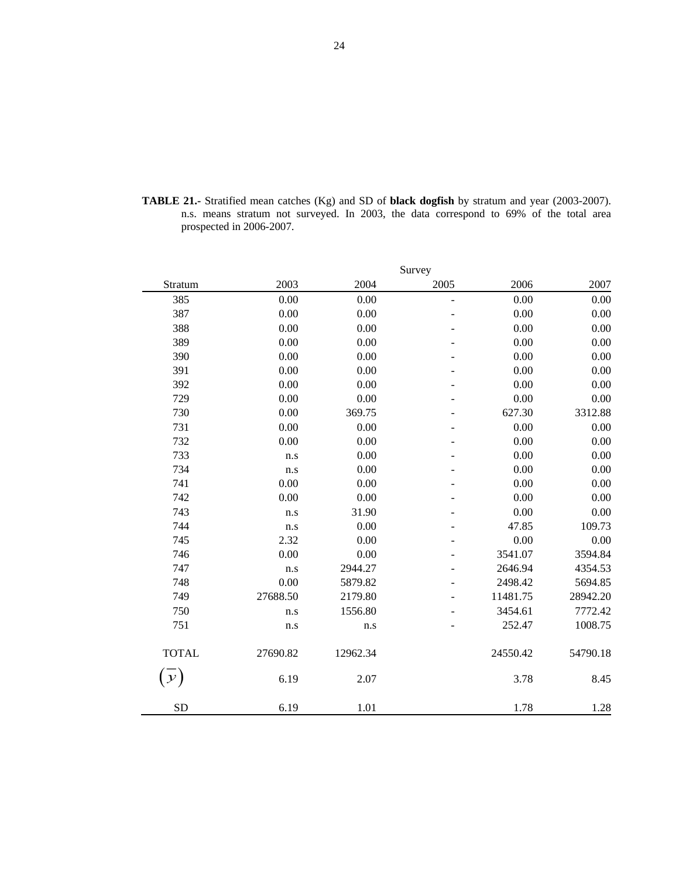**TABLE 21.-** Stratified mean catches (Kg) and SD of **black dogfish** by stratum and year (2003-2007). n.s. means stratum not surveyed. In 2003, the data correspond to 69% of the total area prospected in 2006-2007.

| | Survey | | | | |
|---|---|---|---|---|---|
| Stratum | 2003 | 2004 | 2005 | 2006 | 2007 |
| 385 | 0.00 | 0.00 | - | 0.00 | 0.00 |
| 387 | 0.00 | 0.00 | - | 0.00 | 0.00 |
| 388 | 0.00 | 0.00 | - | 0.00 | 0.00 |
| 389 | 0.00 | 0.00 | - | 0.00 | 0.00 |
| 390 | 0.00 | 0.00 | - | 0.00 | 0.00 |
| 391 | 0.00 | 0.00 | - | 0.00 | 0.00 |
| 392 | 0.00 | 0.00 | - | 0.00 | 0.00 |
| 729 | 0.00 | 0.00 | - | 0.00 | 0.00 |
| 730 | 0.00 | 369.75 | - | 627.30 | 3312.88 |
| 731 | 0.00 | 0.00 | - | 0.00 | 0.00 |
| 732 | 0.00 | 0.00 | - | 0.00 | 0.00 |
| 733 | n.s | 0.00 | - | 0.00 | 0.00 |
| 734 | n.s | 0.00 | - | 0.00 | 0.00 |
| 741 | 0.00 | 0.00 | - | 0.00 | 0.00 |
| 742 | 0.00 | 0.00 | - | 0.00 | 0.00 |
| 743 | n.s | 31.90 | - | 0.00 | 0.00 |
| 744 | n.s | 0.00 | - | 47.85 | 109.73 |
| 745 | 2.32 | 0.00 | - | 0.00 | 0.00 |
| 746 | 0.00 | 0.00 | - | 3541.07 | 3594.84 |
| 747 | n.s | 2944.27 | - | 2646.94 | 4354.53 |
| 748 | 0.00 | 5879.82 | - | 2498.42 | 5694.85 |
| 749 | 27688.50 | 2179.80 | - | 11481.75 | 28942.20 |
| 750 | n.s | 1556.80 | - | 3454.61 | 7772.42 |
| 751 | n.s | n.s | - | 252.47 | 1008.75 |
| TOTAL | 27690.82 | 12962.34 | | 24550.42 | 54790.18 |
| $(\bar{y})$ | 6.19 | 2.07 | | 3.78 | 8.45 |
| SD | 6.19 | 1.01 | | 1.78 | 1.28 |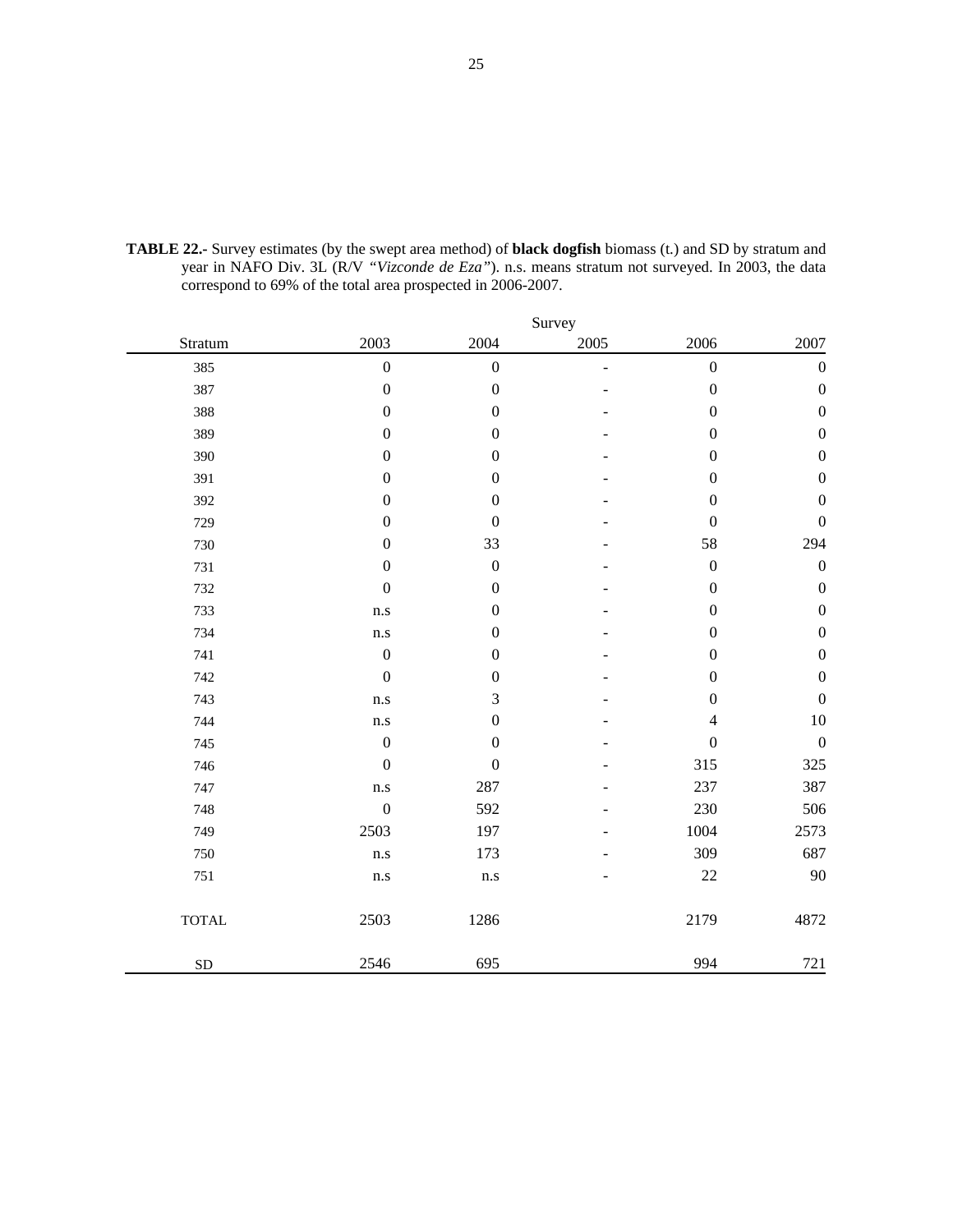**TABLE 22.-** Survey estimates (by the swept area method) of **black dogfish** biomass (t.) and SD by stratum and year in NAFO Div. 3L (R/V *"Vizconde de Eza"*). n.s. means stratum not surveyed. In 2003, the data correspond to 69% of the total area prospected in 2006-2007.

| | Survey | | | | |
|---|---|---|---|---|---|
| Stratum | 2003 | 2004 | 2005 | 2006 | 2007 |
| 385 | 0 | 0 | - | 0 | 0 |
| 387 | 0 | 0 | - | 0 | 0 |
| 388 | 0 | 0 | - | 0 | 0 |
| 389 | 0 | 0 | - | 0 | 0 |
| 390 | 0 | 0 | - | 0 | 0 |
| 391 | 0 | 0 | - | 0 | 0 |
| 392 | 0 | 0 | - | 0 | 0 |
| 729 | 0 | 0 | - | 0 | 0 |
| 730 | 0 | 33 | - | 58 | 294 |
| 731 | 0 | 0 | - | 0 | 0 |
| 732 | 0 | 0 | - | 0 | 0 |
| 733 | n.s | 0 | - | 0 | 0 |
| 734 | n.s | 0 | - | 0 | 0 |
| 741 | 0 | 0 | - | 0 | 0 |
| 742 | 0 | 0 | - | 0 | 0 |
| 743 | n.s | 3 | - | 0 | 0 |
| 744 | n.s | 0 | - | 4 | 10 |
| 745 | 0 | 0 | - | 0 | 0 |
| 746 | 0 | 0 | - | 315 | 325 |
| 747 | n.s | 287 | - | 237 | 387 |
| 748 | 0 | 592 | - | 230 | 506 |
| 749 | 2503 | 197 | - | 1004 | 2573 |
| 750 | n.s | 173 | - | 309 | 687 |
| 751 | n.s | n.s | - | 22 | 90 |
| TOTAL | 2503 | 1286 | | 2179 | 4872 |
| SD | 2546 | 695 | | 994 | 721 |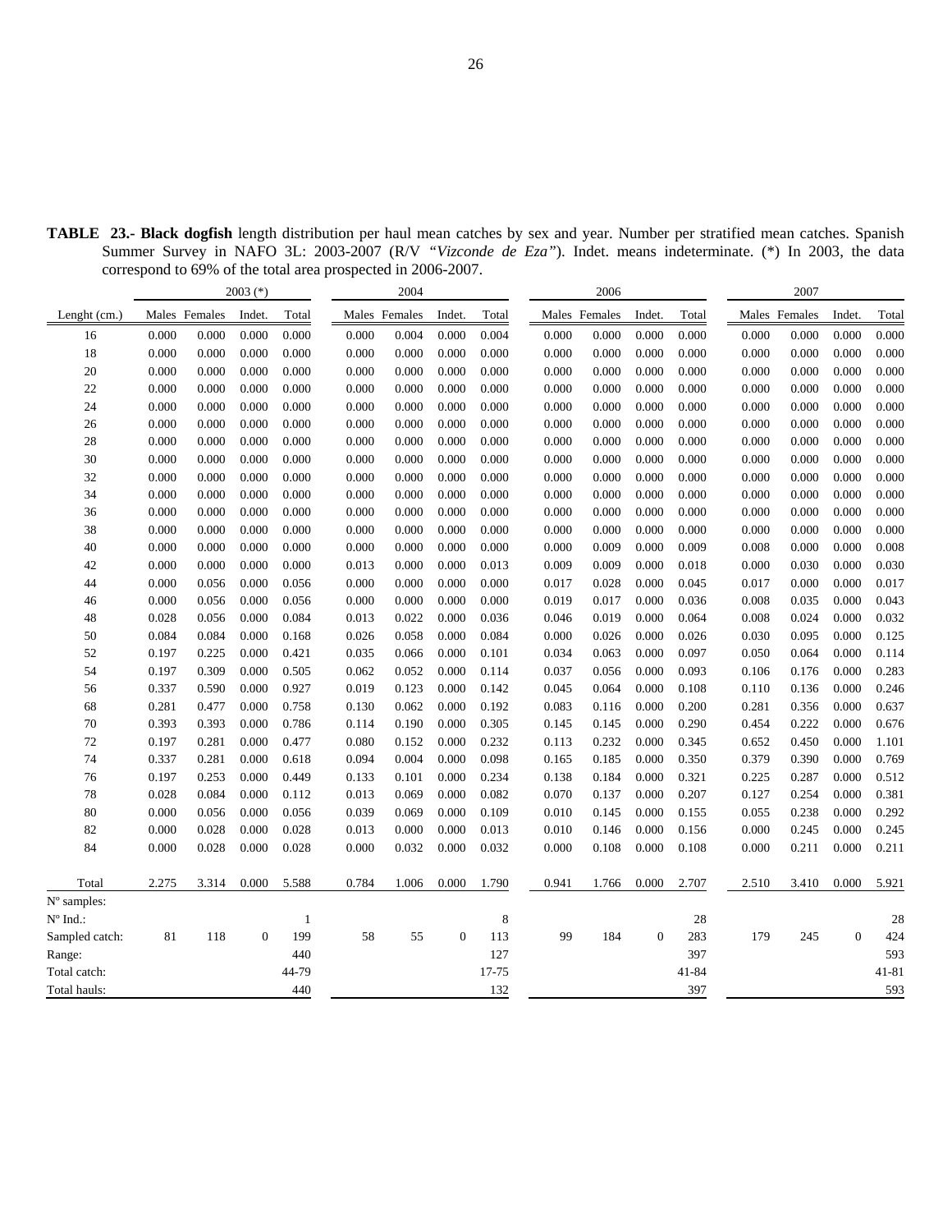**TABLE 23.- Black dogfish** length distribution per haul mean catches by sex and year. Number per stratified mean catches. Spanish Summer Survey in NAFO 3L: 2003-2007 (R/V *"Vizconde de Eza"*). Indet. means indeterminate. (*) In 2003, the data correspond to 69% of the total area prospected in 2006-2007.

| | 2003 (*) | | | | 2004 | | | | 2006 | | | | 2007 | | | |
|---|---|---|---|---|---|---|---|---|---|---|---|---|---|---|---|---|
| Lenght (cm.) | Males | Females | Indet. | Total | Males | Females | Indet. | Total | Males | Females | Indet. | Total | Males | Females | Indet. | Total |
| 16 | 0.000 | 0.000 | 0.000 | 0.000 | 0.000 | 0.004 | 0.000 | 0.004 | 0.000 | 0.000 | 0.000 | 0.000 | 0.000 | 0.000 | 0.000 | 0.000 |
| 18 | 0.000 | 0.000 | 0.000 | 0.000 | 0.000 | 0.000 | 0.000 | 0.000 | 0.000 | 0.000 | 0.000 | 0.000 | 0.000 | 0.000 | 0.000 | 0.000 |
| 20 | 0.000 | 0.000 | 0.000 | 0.000 | 0.000 | 0.000 | 0.000 | 0.000 | 0.000 | 0.000 | 0.000 | 0.000 | 0.000 | 0.000 | 0.000 | 0.000 |
| 22 | 0.000 | 0.000 | 0.000 | 0.000 | 0.000 | 0.000 | 0.000 | 0.000 | 0.000 | 0.000 | 0.000 | 0.000 | 0.000 | 0.000 | 0.000 | 0.000 |
| 24 | 0.000 | 0.000 | 0.000 | 0.000 | 0.000 | 0.000 | 0.000 | 0.000 | 0.000 | 0.000 | 0.000 | 0.000 | 0.000 | 0.000 | 0.000 | 0.000 |
| 26 | 0.000 | 0.000 | 0.000 | 0.000 | 0.000 | 0.000 | 0.000 | 0.000 | 0.000 | 0.000 | 0.000 | 0.000 | 0.000 | 0.000 | 0.000 | 0.000 |
| 28 | 0.000 | 0.000 | 0.000 | 0.000 | 0.000 | 0.000 | 0.000 | 0.000 | 0.000 | 0.000 | 0.000 | 0.000 | 0.000 | 0.000 | 0.000 | 0.000 |
| 30 | 0.000 | 0.000 | 0.000 | 0.000 | 0.000 | 0.000 | 0.000 | 0.000 | 0.000 | 0.000 | 0.000 | 0.000 | 0.000 | 0.000 | 0.000 | 0.000 |
| 32 | 0.000 | 0.000 | 0.000 | 0.000 | 0.000 | 0.000 | 0.000 | 0.000 | 0.000 | 0.000 | 0.000 | 0.000 | 0.000 | 0.000 | 0.000 | 0.000 |
| 34 | 0.000 | 0.000 | 0.000 | 0.000 | 0.000 | 0.000 | 0.000 | 0.000 | 0.000 | 0.000 | 0.000 | 0.000 | 0.000 | 0.000 | 0.000 | 0.000 |
| 36 | 0.000 | 0.000 | 0.000 | 0.000 | 0.000 | 0.000 | 0.000 | 0.000 | 0.000 | 0.000 | 0.000 | 0.000 | 0.000 | 0.000 | 0.000 | 0.000 |
| 38 | 0.000 | 0.000 | 0.000 | 0.000 | 0.000 | 0.000 | 0.000 | 0.000 | 0.000 | 0.000 | 0.000 | 0.000 | 0.000 | 0.000 | 0.000 | 0.000 |
| 40 | 0.000 | 0.000 | 0.000 | 0.000 | 0.000 | 0.000 | 0.000 | 0.000 | 0.000 | 0.009 | 0.000 | 0.009 | 0.008 | 0.000 | 0.000 | 0.008 |
| 42 | 0.000 | 0.000 | 0.000 | 0.000 | 0.013 | 0.000 | 0.000 | 0.013 | 0.009 | 0.009 | 0.000 | 0.018 | 0.000 | 0.030 | 0.000 | 0.030 |
| 44 | 0.000 | 0.056 | 0.000 | 0.056 | 0.000 | 0.000 | 0.000 | 0.000 | 0.017 | 0.028 | 0.000 | 0.045 | 0.017 | 0.000 | 0.000 | 0.017 |
| 46 | 0.000 | 0.056 | 0.000 | 0.056 | 0.000 | 0.000 | 0.000 | 0.000 | 0.019 | 0.017 | 0.000 | 0.036 | 0.008 | 0.035 | 0.000 | 0.043 |
| 48 | 0.028 | 0.056 | 0.000 | 0.084 | 0.013 | 0.022 | 0.000 | 0.036 | 0.046 | 0.019 | 0.000 | 0.064 | 0.008 | 0.024 | 0.000 | 0.032 |
| 50 | 0.084 | 0.084 | 0.000 | 0.168 | 0.026 | 0.058 | 0.000 | 0.084 | 0.000 | 0.026 | 0.000 | 0.026 | 0.030 | 0.095 | 0.000 | 0.125 |
| 52 | 0.197 | 0.225 | 0.000 | 0.421 | 0.035 | 0.066 | 0.000 | 0.101 | 0.034 | 0.063 | 0.000 | 0.097 | 0.050 | 0.064 | 0.000 | 0.114 |
| 54 | 0.197 | 0.309 | 0.000 | 0.505 | 0.062 | 0.052 | 0.000 | 0.114 | 0.037 | 0.056 | 0.000 | 0.093 | 0.106 | 0.176 | 0.000 | 0.283 |
| 56 | 0.337 | 0.590 | 0.000 | 0.927 | 0.019 | 0.123 | 0.000 | 0.142 | 0.045 | 0.064 | 0.000 | 0.108 | 0.110 | 0.136 | 0.000 | 0.246 |
| 68 | 0.281 | 0.477 | 0.000 | 0.758 | 0.130 | 0.062 | 0.000 | 0.192 | 0.083 | 0.116 | 0.000 | 0.200 | 0.281 | 0.356 | 0.000 | 0.637 |
| 70 | 0.393 | 0.393 | 0.000 | 0.786 | 0.114 | 0.190 | 0.000 | 0.305 | 0.145 | 0.145 | 0.000 | 0.290 | 0.454 | 0.222 | 0.000 | 0.676 |
| 72 | 0.197 | 0.281 | 0.000 | 0.477 | 0.080 | 0.152 | 0.000 | 0.232 | 0.113 | 0.232 | 0.000 | 0.345 | 0.652 | 0.450 | 0.000 | 1.101 |
| 74 | 0.337 | 0.281 | 0.000 | 0.618 | 0.094 | 0.004 | 0.000 | 0.098 | 0.165 | 0.185 | 0.000 | 0.350 | 0.379 | 0.390 | 0.000 | 0.769 |
| 76 | 0.197 | 0.253 | 0.000 | 0.449 | 0.133 | 0.101 | 0.000 | 0.234 | 0.138 | 0.184 | 0.000 | 0.321 | 0.225 | 0.287 | 0.000 | 0.512 |
| 78 | 0.028 | 0.084 | 0.000 | 0.112 | 0.013 | 0.069 | 0.000 | 0.082 | 0.070 | 0.137 | 0.000 | 0.207 | 0.127 | 0.254 | 0.000 | 0.381 |
| 80 | 0.000 | 0.056 | 0.000 | 0.056 | 0.039 | 0.069 | 0.000 | 0.109 | 0.010 | 0.145 | 0.000 | 0.155 | 0.055 | 0.238 | 0.000 | 0.292 |
| 82 | 0.000 | 0.028 | 0.000 | 0.028 | 0.013 | 0.000 | 0.000 | 0.013 | 0.010 | 0.146 | 0.000 | 0.156 | 0.000 | 0.245 | 0.000 | 0.245 |
| 84 | 0.000 | 0.028 | 0.000 | 0.028 | 0.000 | 0.032 | 0.000 | 0.032 | 0.000 | 0.108 | 0.000 | 0.108 | 0.000 | 0.211 | 0.000 | 0.211 |
| Total | 2.275 | 3.314 | 0.000 | 5.588 | 0.784 | 1.006 | 0.000 | 1.790 | 0.941 | 1.766 | 0.000 | 2.707 | 2.510 | 3.410 | 0.000 | 5.921 |
| Nº samples: | | | | | | | | | | | | | | | | |
| Nº Ind.: | | | | 1 | | | | 8 | | | | 28 | | | | 28 |
| Sampled catch: | 81 | 118 | 0 | 199 | 58 | 55 | 0 | 113 | 99 | 184 | 0 | 283 | 179 | 245 | 0 | 424 |
| Range: | | | | 440 | | | | 127 | | | | 397 | | | | 593 |
| Total catch: | | | | 44-79 | | | | 17-75 | | | | 41-84 | | | | 41-81 |
| Total hauls: | | | | 440 | | | | 132 | | | | 397 | | | | 593 |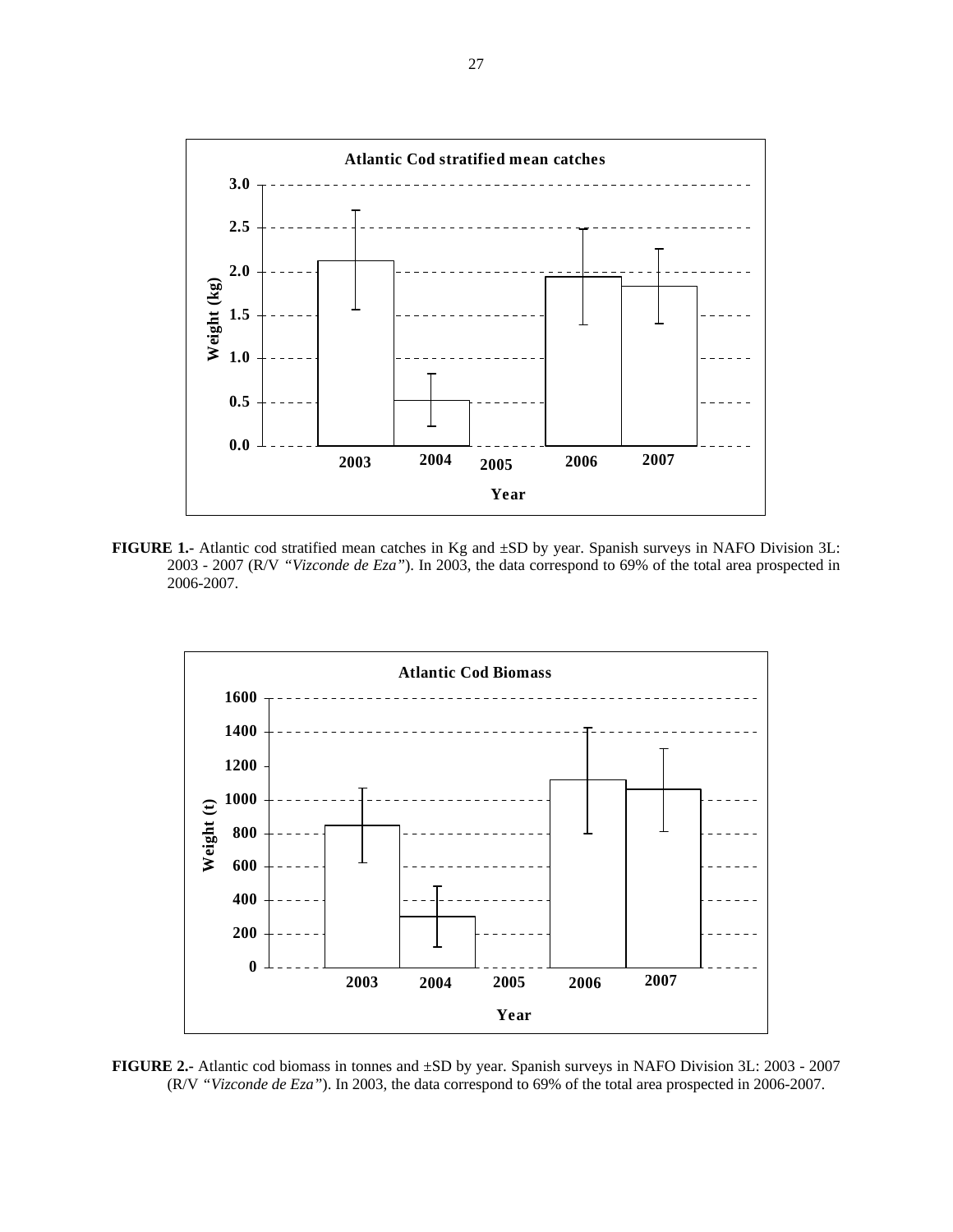**FIGURE 1.-** Atlantic cod stratified mean catches in Kg and ±SD by year. Spanish surveys in NAFO Division 3L: 2003 - 2007 (R/V *"Vizconde de Eza"*). In 2003, the data correspond to 69% of the total area prospected in 2006-2007.

**FIGURE 2.-** Atlantic cod biomass in tonnes and ±SD by year. Spanish surveys in NAFO Division 3L: 2003 - 2007 (R/V *"Vizconde de Eza"*). In 2003, the data correspond to 69% of the total area prospected in 2006-2007.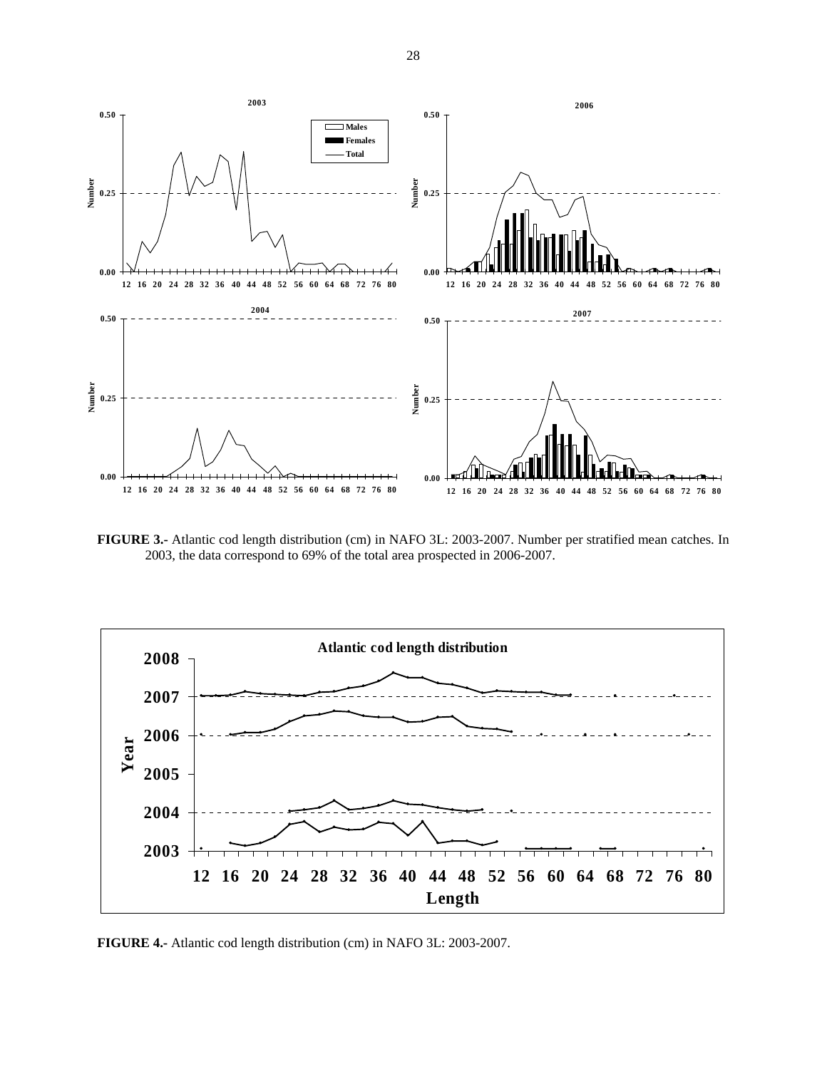**FIGURE 3.-** Atlantic cod length distribution (cm) in NAFO 3L: 2003-2007. Number per stratified mean catches. In 2003, the data correspond to 69% of the total area prospected in 2006-2007.

**FIGURE 4.-** Atlantic cod length distribution (cm) in NAFO 3L: 2003-2007.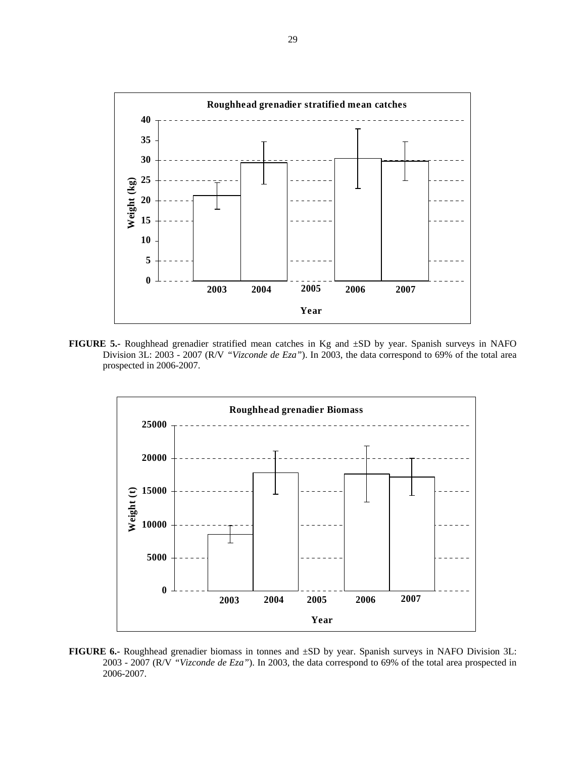**FIGURE 5.-** Roughhead grenadier stratified mean catches in Kg and ±SD by year. Spanish surveys in NAFO Division 3L: 2003 - 2007 (R/V *"Vizconde de Eza"*). In 2003, the data correspond to 69% of the total area prospected in 2006-2007.

**FIGURE 6.-** Roughhead grenadier biomass in tonnes and ±SD by year. Spanish surveys in NAFO Division 3L: 2003 - 2007 (R/V *"Vizconde de Eza"*). In 2003, the data correspond to 69% of the total area prospected in 2006-2007.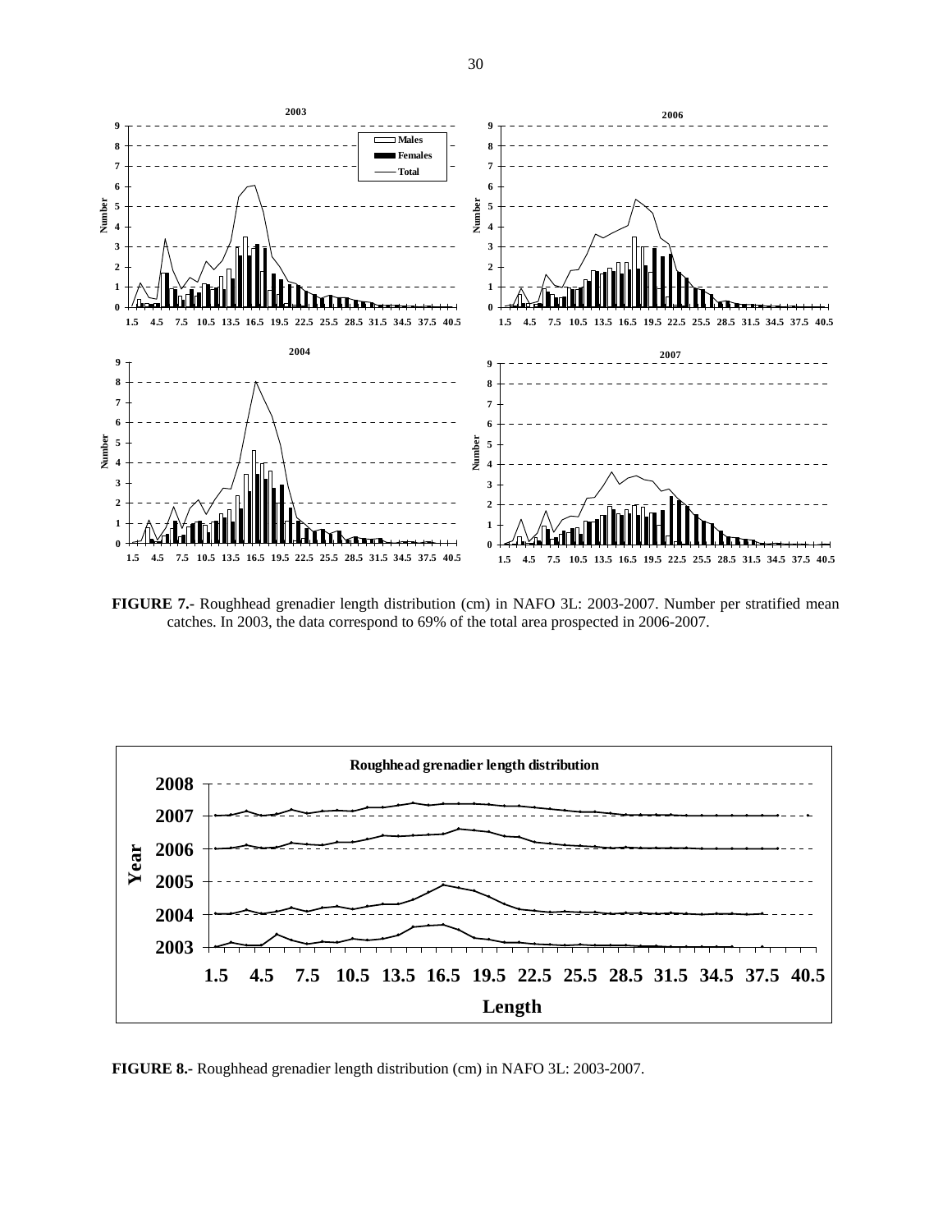**FIGURE 7.-** Roughhead grenadier length distribution (cm) in NAFO 3L: 2003-2007. Number per stratified mean catches. In 2003, the data correspond to 69% of the total area prospected in 2006-2007.

**FIGURE 8.-** Roughhead grenadier length distribution (cm) in NAFO 3L: 2003-2007.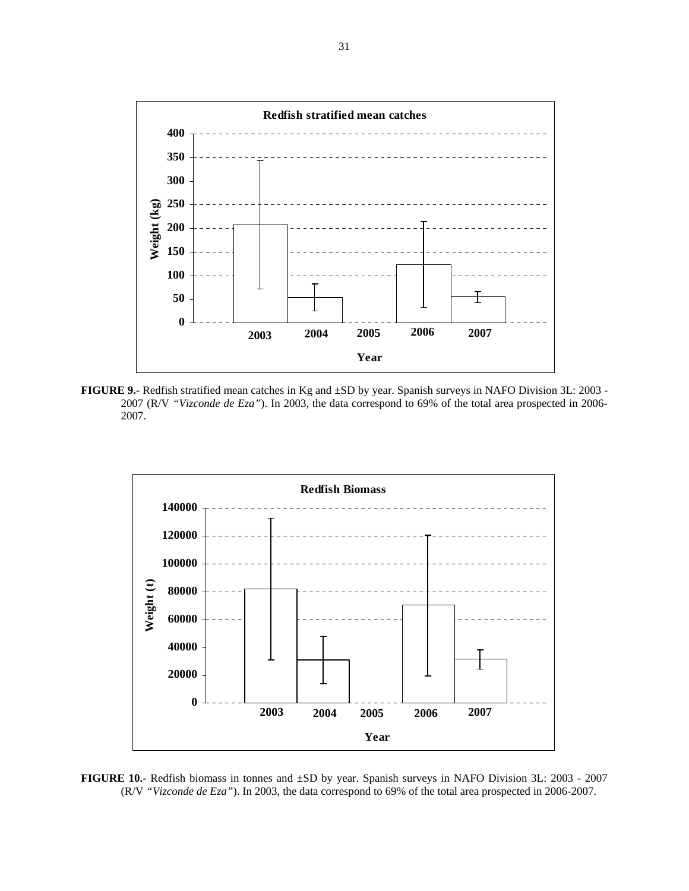**FIGURE 9.-** Redfish stratified mean catches in Kg and ±SD by year. Spanish surveys in NAFO Division 3L: 2003 - 2007 (R/V *"Vizconde de Eza"*). In 2003, the data correspond to 69% of the total area prospected in 2006-2007.

**FIGURE 10.-** Redfish biomass in tonnes and ±SD by year. Spanish surveys in NAFO Division 3L: 2003 - 2007 (R/V *"Vizconde de Eza"*). In 2003, the data correspond to 69% of the total area prospected in 2006-2007.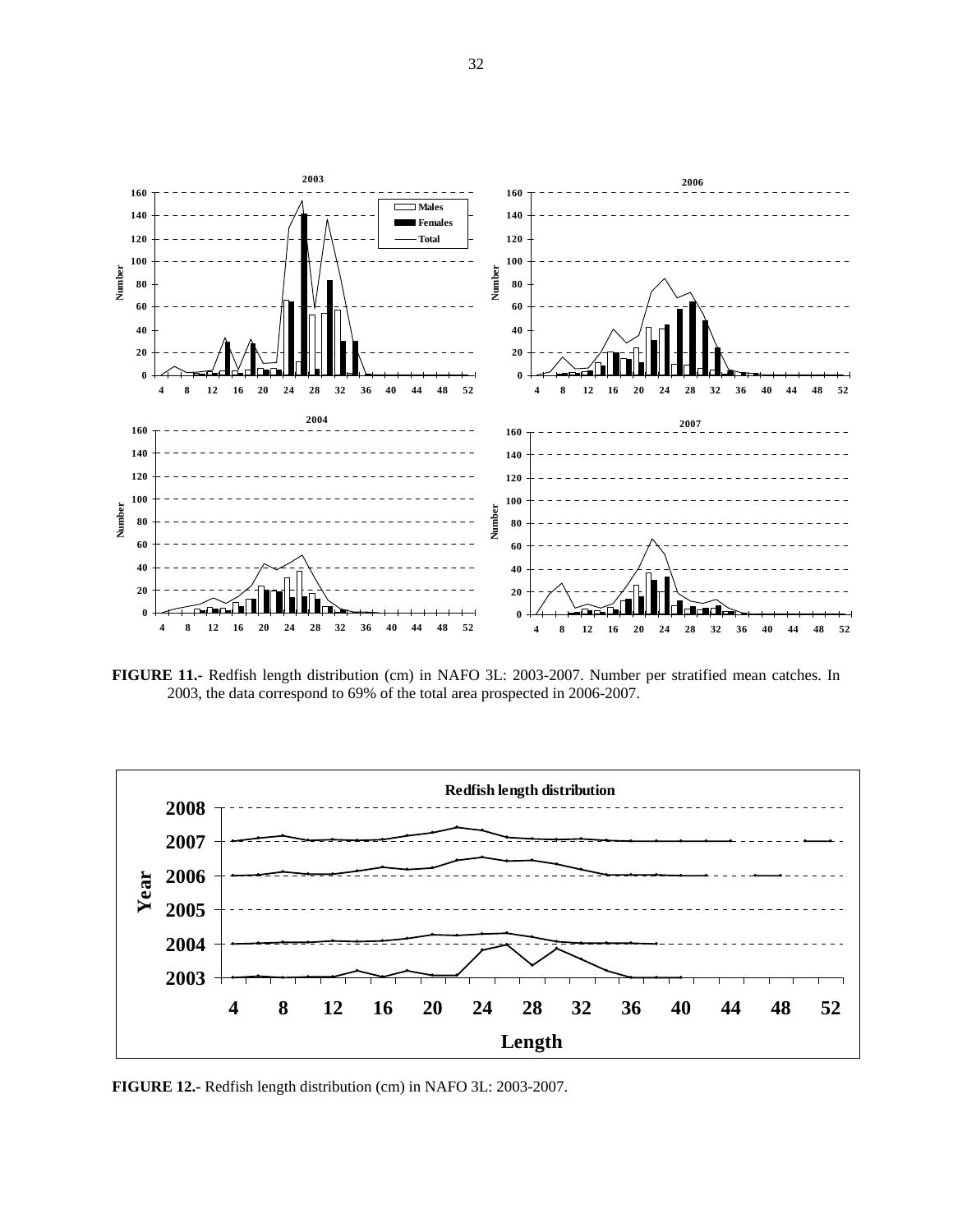**FIGURE 11.-** Redfish length distribution (cm) in NAFO 3L: 2003-2007. Number per stratified mean catches. In 2003, the data correspond to 69% of the total area prospected in 2006-2007.

**FIGURE 12.-** Redfish length distribution (cm) in NAFO 3L: 2003-2007.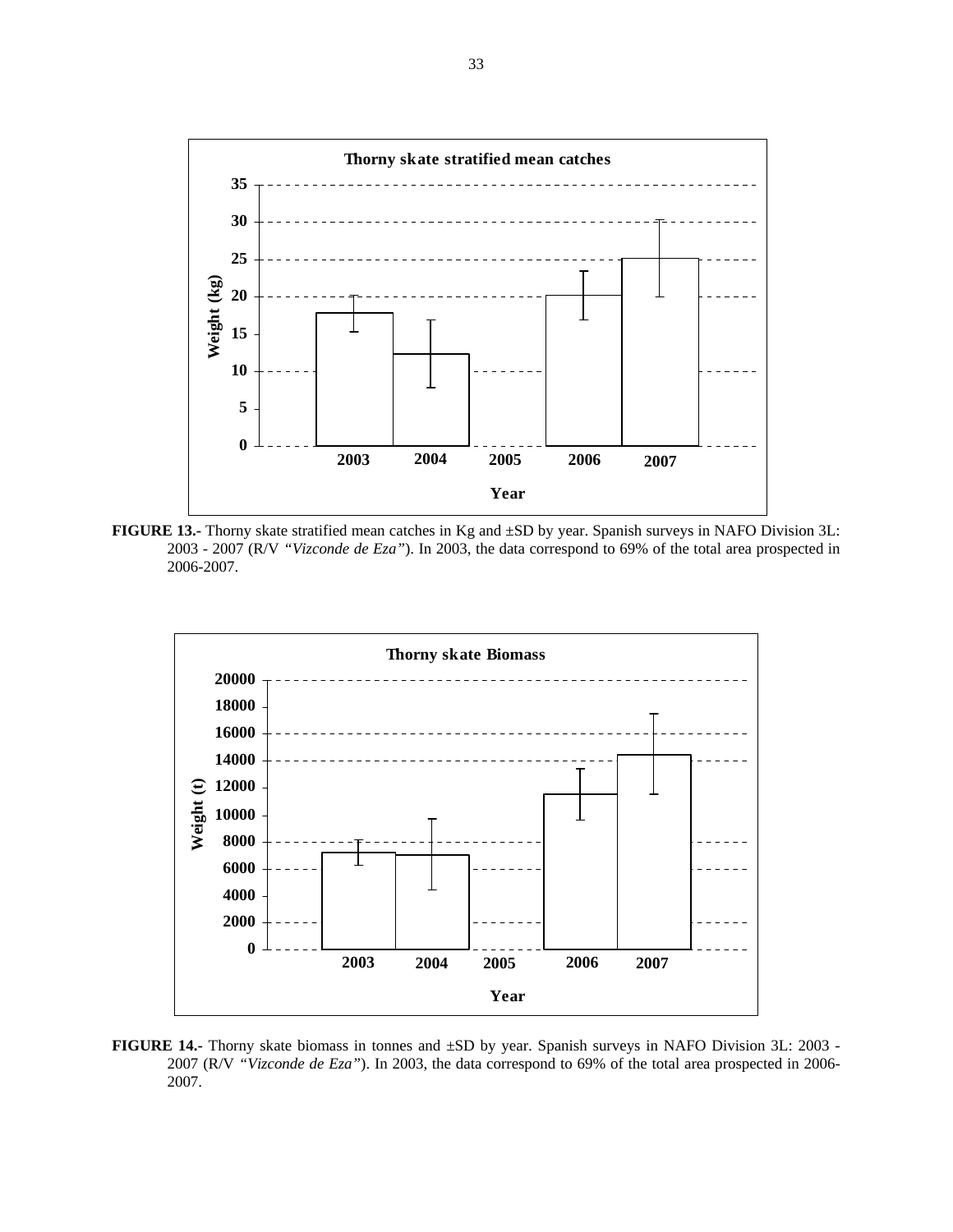**FIGURE 13.-** Thorny skate stratified mean catches in Kg and ±SD by year. Spanish surveys in NAFO Division 3L: 2003 - 2007 (R/V *"Vizconde de Eza"*). In 2003, the data correspond to 69% of the total area prospected in 2006-2007.

**FIGURE 14.-** Thorny skate biomass in tonnes and ±SD by year. Spanish surveys in NAFO Division 3L: 2003 - 2007 (R/V *"Vizconde de Eza"*). In 2003, the data correspond to 69% of the total area prospected in 2006-2007.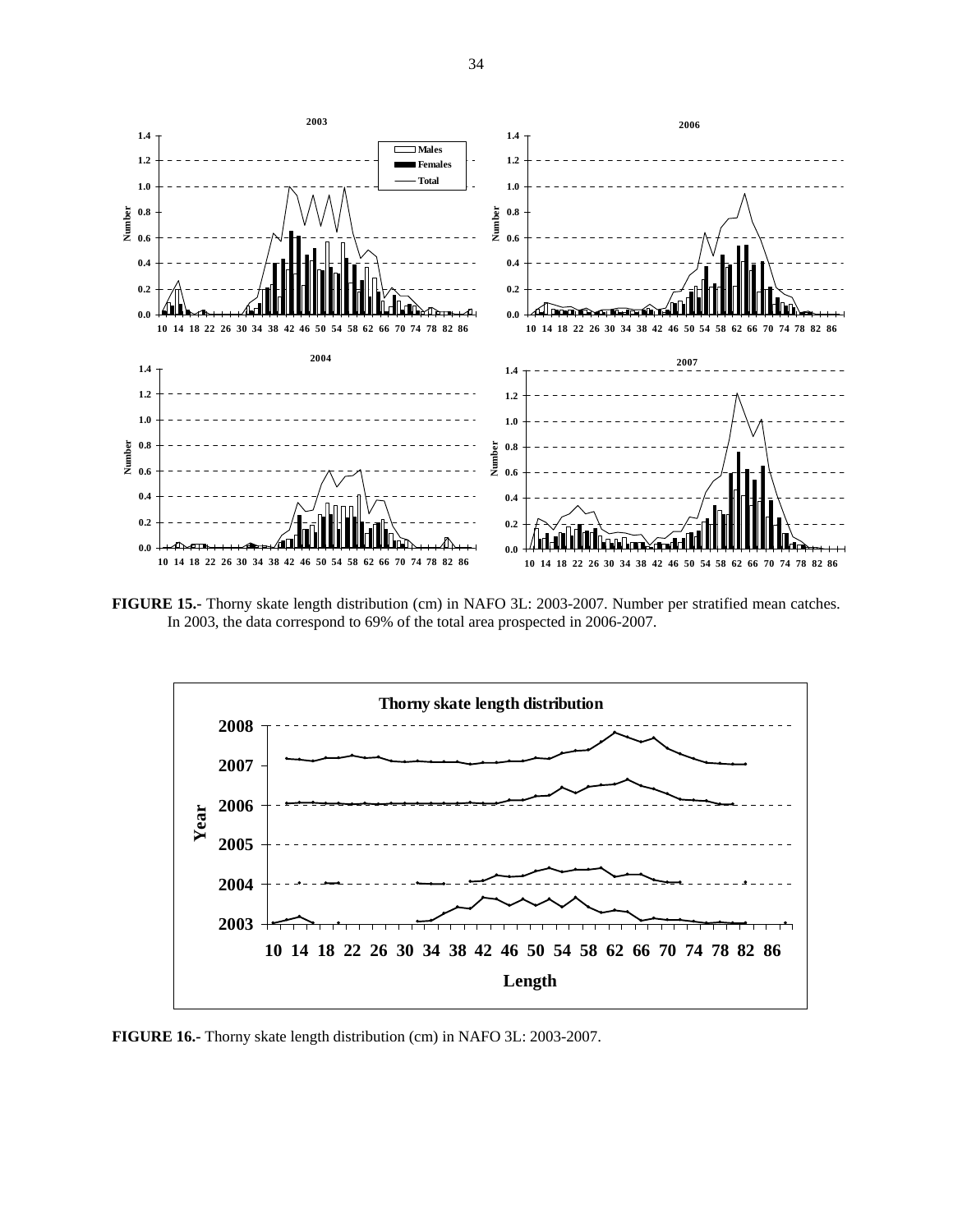**FIGURE 15.-** Thorny skate length distribution (cm) in NAFO 3L: 2003-2007. Number per stratified mean catches. In 2003, the data correspond to 69% of the total area prospected in 2006-2007.

**FIGURE 16.-** Thorny skate length distribution (cm) in NAFO 3L: 2003-2007.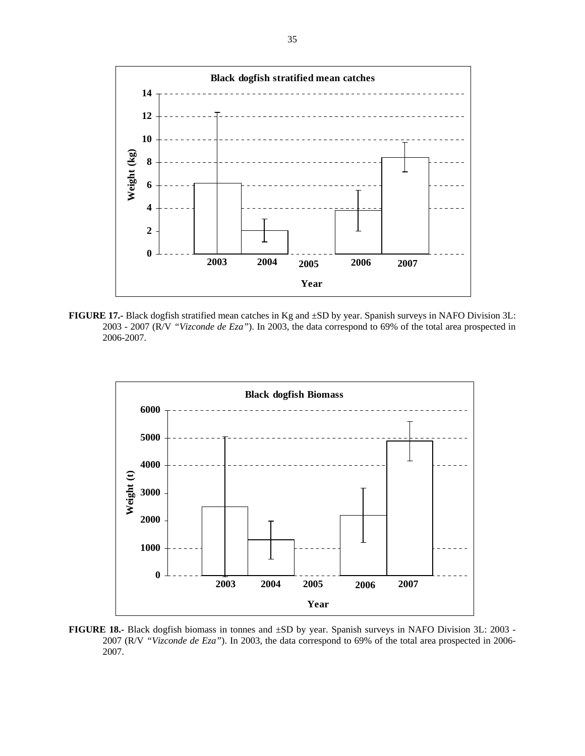**FIGURE 17.-** Black dogfish stratified mean catches in Kg and ±SD by year. Spanish surveys in NAFO Division 3L: 2003 - 2007 (R/V *"Vizconde de Eza"*). In 2003, the data correspond to 69% of the total area prospected in 2006-2007.

**FIGURE 18.-** Black dogfish biomass in tonnes and ±SD by year. Spanish surveys in NAFO Division 3L: 2003 - 2007 (R/V *"Vizconde de Eza"*). In 2003, the data correspond to 69% of the total area prospected in 2006-2007.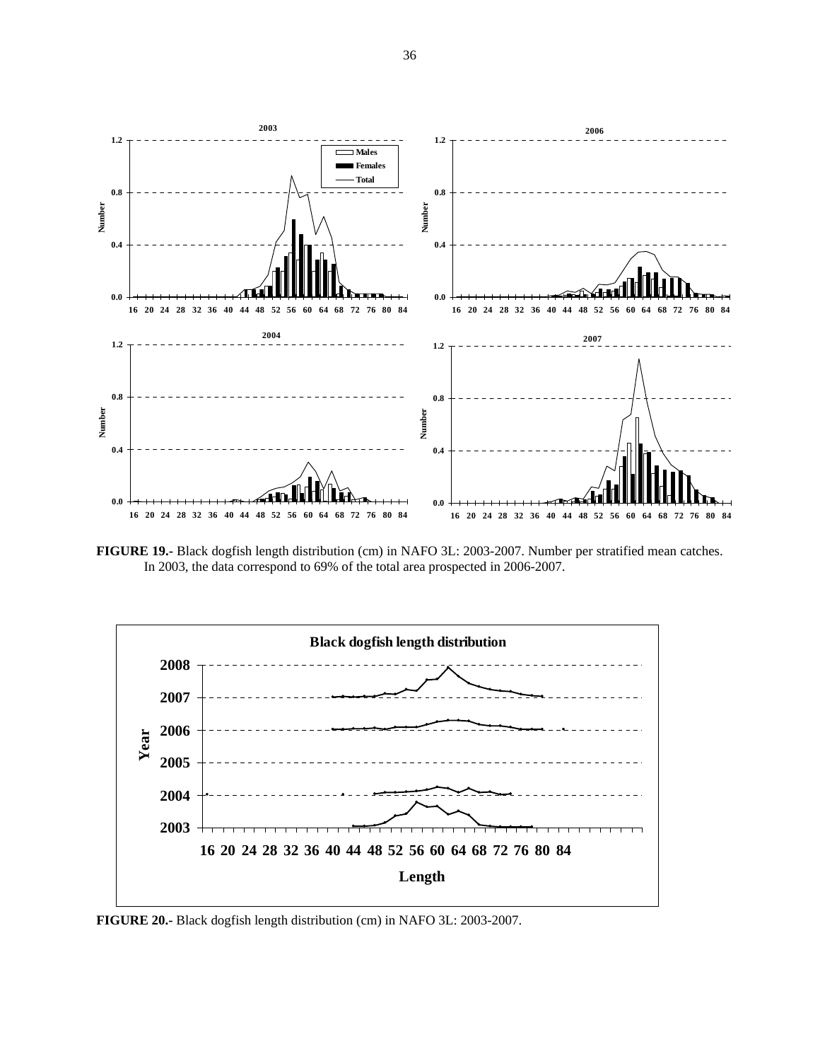2003

1.2

0.8

0.4

0.0

Number

Males

Females

Total

16 20 24 28 32 36 40 44 48 52 56 60 64 68 72 76 80 84

2006

1.2

0.8

0.4

0.0

Number

16 20 24 28 32 36 40 44 48 52 56 60 64 68 72 76 80 84

2004

1.2

0.8

0.4

0.0

Number

16 20 24 28 32 36 40 44 48 52 56 60 64 68 72 76 80 84

2007

1.2

0.8

0.4

0.0

Number

16 20 24 28 32 36 40 44 48 52 56 60 64 68 72 76 80 84

**FIGURE 19.-** Black dogfish length distribution (cm) in NAFO 3L: 2003-2007. Number per stratified mean catches. In 2003, the data correspond to 69% of the total area prospected in 2006-2007.

Black dogfish length distribution

2008

2007

2006

2005

2004

2003

Year

16 20 24 28 32 36 40 44 48 52 56 60 64 68 72 76 80 84

Length

**FIGURE 20.-** Black dogfish length distribution (cm) in NAFO 3L: 2003-2007.